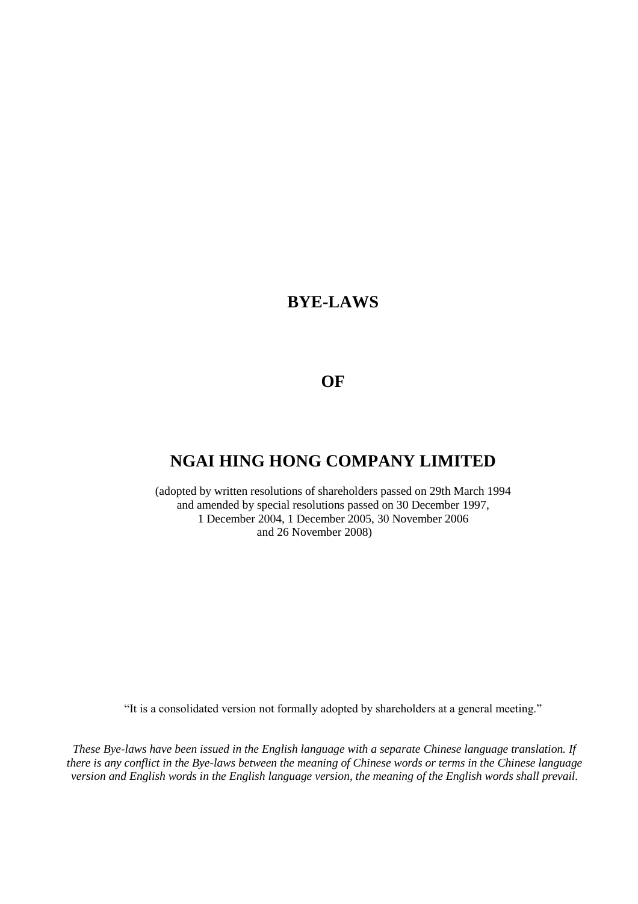# BYE-LAWS

# OF

# NGAI HING HONG COMPANY LIMITED

(adopted by written resolutions of shareholders passed on 29th March 1994 and amended by special resolutions passed on 30 December 1997, 1 December 2004, 1 December 2005, 30 November 2006 and 26 November 2008)

"It is a consolidated version not formally adopted by shareholders at a general meeting."

*These Bye-laws have been issued in the English language with a separate Chinese language translation. If there is any conflict in the Bye-laws between the meaning of Chinese words or terms in the Chinese language version and English words in the English language version, the meaning of the English words shall prevail.*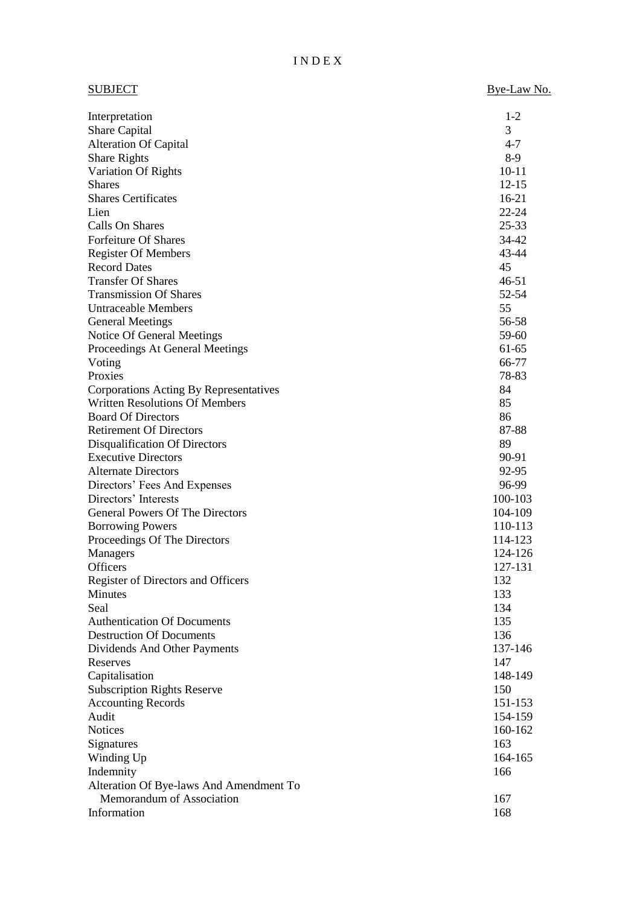# INDEX

| SUBJECT | Bye-Law No. |
|---|---|
| Interpretation | 1-2 |
| Share Capital | 3 |
| Alteration Of Capital | 4-7 |
| Share Rights | 8-9 |
| Variation Of Rights | 10-11 |
| Shares | 12-15 |
| Shares Certificates | 16-21 |
| Lien | 22-24 |
| Calls On Shares | 25-33 |
| Forfeiture Of Shares | 34-42 |
| Register Of Members | 43-44 |
| Record Dates | 45 |
| Transfer Of Shares | 46-51 |
| Transmission Of Shares | 52-54 |
| Untraceable Members | 55 |
| General Meetings | 56-58 |
| Notice Of General Meetings | 59-60 |
| Proceedings At General Meetings | 61-65 |
| Voting | 66-77 |
| Proxies | 78-83 |
| Corporations Acting By Representatives | 84 |
| Written Resolutions Of Members | 85 |
| Board Of Directors | 86 |
| Retirement Of Directors | 87-88 |
| Disqualification Of Directors | 89 |
| Executive Directors | 90-91 |
| Alternate Directors | 92-95 |
| Directors' Fees And Expenses | 96-99 |
| Directors' Interests | 100-103 |
| General Powers Of The Directors | 104-109 |
| Borrowing Powers | 110-113 |
| Proceedings Of The Directors | 114-123 |
| Managers | 124-126 |
| Officers | 127-131 |
| Register of Directors and Officers | 132 |
| Minutes | 133 |
| Seal | 134 |
| Authentication Of Documents | 135 |
| Destruction Of Documents | 136 |
| Dividends And Other Payments | 137-146 |
| Reserves | 147 |
| Capitalisation | 148-149 |
| Subscription Rights Reserve | 150 |
| Accounting Records | 151-153 |
| Audit | 154-159 |
| Notices | 160-162 |
| Signatures | 163 |
| Winding Up | 164-165 |
| Indemnity | 166 |
| Alteration Of Bye-laws And Amendment To Memorandum of Association | 167 |
| Information | 168 |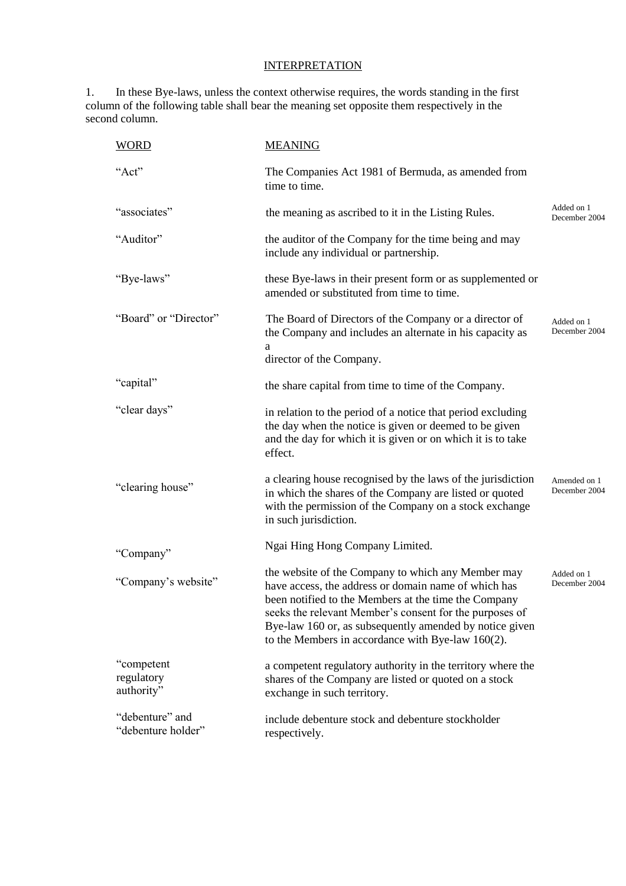## INTERPRETATION

1. In these Bye-laws, unless the context otherwise requires, the words standing in the first column of the following table shall bear the meaning set opposite them respectively in the second column.

| WORD | MEANING | |
|---|---|---|
| "Act" | The Companies Act 1981 of Bermuda, as amended from time to time. | |
| "associates" | the meaning as ascribed to it in the Listing Rules. | Added on 1 December 2004 |
| "Auditor" | the auditor of the Company for the time being and may include any individual or partnership. | |
| "Bye-laws" | these Bye-laws in their present form or as supplemented or amended or substituted from time to time. | |
| "Board" or "Director" | The Board of Directors of the Company or a director of the Company and includes an alternate in his capacity as a director of the Company. | Added on 1 December 2004 |
| "capital" | the share capital from time to time of the Company. | |
| "clear days" | in relation to the period of a notice that period excluding the day when the notice is given or deemed to be given and the day for which it is given or on which it is to take effect. | |
| "clearing house" | a clearing house recognised by the laws of the jurisdiction in which the shares of the Company are listed or quoted with the permission of the Company on a stock exchange in such jurisdiction. | Amended on 1 December 2004 |
| "Company" | Ngai Hing Hong Company Limited. | |
| "Company's website" | the website of the Company to which any Member may have access, the address or domain name of which has been notified to the Members at the time the Company seeks the relevant Member's consent for the purposes of Bye-law 160 or, as subsequently amended by notice given to the Members in accordance with Bye-law 160(2). | Added on 1 December 2004 |
| "competent regulatory authority" | a competent regulatory authority in the territory where the shares of the Company are listed or quoted on a stock exchange in such territory. | |
| "debenture" and "debenture holder" | include debenture stock and debenture stockholder respectively. | |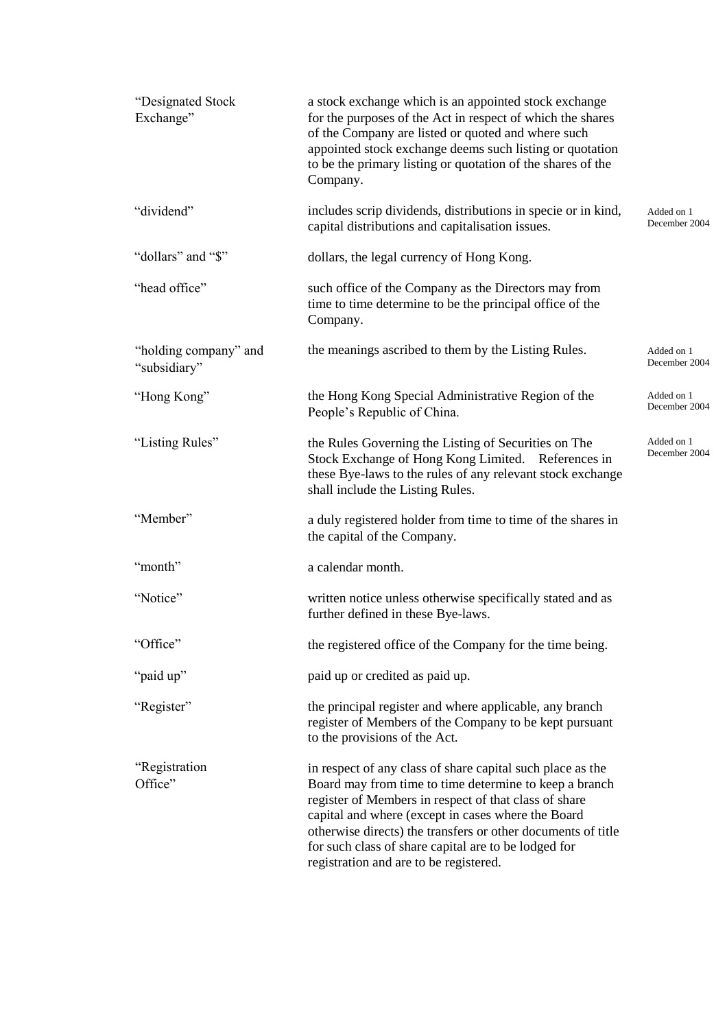| | | |
|---|---|---|
| "Designated Stock Exchange" | a stock exchange which is an appointed stock exchange for the purposes of the Act in respect of which the shares of the Company are listed or quoted and where such appointed stock exchange deems such listing or quotation to be the primary listing or quotation of the shares of the Company. | |
| "dividend" | includes scrip dividends, distributions in specie or in kind, capital distributions and capitalisation issues. | Added on 1 December 2004 |
| "dollars" and "$" | dollars, the legal currency of Hong Kong. | |
| "head office" | such office of the Company as the Directors may from time to time determine to be the principal office of the Company. | |
| "holding company" and "subsidiary" | the meanings ascribed to them by the Listing Rules. | Added on 1 December 2004 |
| "Hong Kong" | the Hong Kong Special Administrative Region of the People's Republic of China. | Added on 1 December 2004 |
| "Listing Rules" | the Rules Governing the Listing of Securities on The Stock Exchange of Hong Kong Limited. References in these Bye-laws to the rules of any relevant stock exchange shall include the Listing Rules. | Added on 1 December 2004 |
| "Member" | a duly registered holder from time to time of the shares in the capital of the Company. | |
| "month" | a calendar month. | |
| "Notice" | written notice unless otherwise specifically stated and as further defined in these Bye-laws. | |
| "Office" | the registered office of the Company for the time being. | |
| "paid up" | paid up or credited as paid up. | |
| "Register" | the principal register and where applicable, any branch register of Members of the Company to be kept pursuant to the provisions of the Act. | |
| "Registration Office" | in respect of any class of share capital such place as the Board may from time to time determine to keep a branch register of Members in respect of that class of share capital and where (except in cases where the Board otherwise directs) the transfers or other documents of title for such class of share capital are to be lodged for registration and are to be registered. | |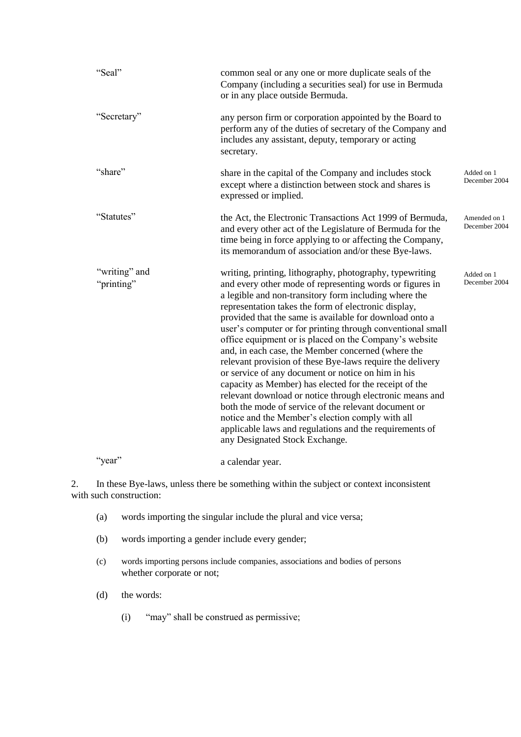| | | |
|---|---|---|
| "Seal" | common seal or any one or more duplicate seals of the Company (including a securities seal) for use in Bermuda or in any place outside Bermuda. | |
| "Secretary" | any person firm or corporation appointed by the Board to perform any of the duties of secretary of the Company and includes any assistant, deputy, temporary or acting secretary. | |
| "share" | share in the capital of the Company and includes stock except where a distinction between stock and shares is expressed or implied. | Added on 1 December 2004 |
| "Statutes" | the Act, the Electronic Transactions Act 1999 of Bermuda, and every other act of the Legislature of Bermuda for the time being in force applying to or affecting the Company, its memorandum of association and/or these Bye-laws. | Amended on 1 December 2004 |
| "writing" and "printing" | writing, printing, lithography, photography, typewriting and every other mode of representing words or figures in a legible and non-transitory form including where the representation takes the form of electronic display, provided that the same is available for download onto a user's computer or for printing through conventional small office equipment or is placed on the Company's website and, in each case, the Member concerned (where the relevant provision of these Bye-laws require the delivery or service of any document or notice on him in his capacity as Member) has elected for the receipt of the relevant download or notice through electronic means and both the mode of service of the relevant document or notice and the Member's election comply with all applicable laws and regulations and the requirements of any Designated Stock Exchange. | Added on 1 December 2004 |
| "year" | a calendar year. | |

2. In these Bye-laws, unless there be something within the subject or context inconsistent with such construction:

(a) words importing the singular include the plural and vice versa;

(b) words importing a gender include every gender;

(c) words importing persons include companies, associations and bodies of persons whether corporate or not;

(d) the words:

(i) "may" shall be construed as permissive;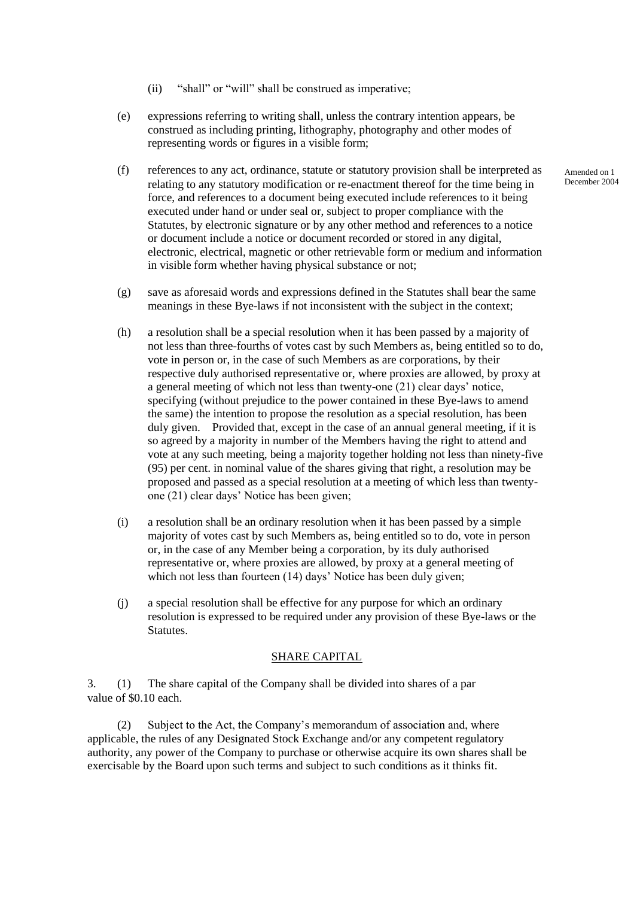(ii) "shall" or "will" shall be construed as imperative;

(e) expressions referring to writing shall, unless the contrary intention appears, be construed as including printing, lithography, photography and other modes of representing words or figures in a visible form;

(f) references to any act, ordinance, statute or statutory provision shall be interpreted as relating to any statutory modification or re-enactment thereof for the time being in force, and references to a document being executed include references to it being executed under hand or under seal or, subject to proper compliance with the Statutes, by electronic signature or by any other method and references to a notice or document include a notice or document recorded or stored in any digital, electronic, electrical, magnetic or other retrievable form or medium and information in visible form whether having physical substance or not;

Amended on 1 December 2004

(g) save as aforesaid words and expressions defined in the Statutes shall bear the same meanings in these Bye-laws if not inconsistent with the subject in the context;

(h) a resolution shall be a special resolution when it has been passed by a majority of not less than three-fourths of votes cast by such Members as, being entitled so to do, vote in person or, in the case of such Members as are corporations, by their respective duly authorised representative or, where proxies are allowed, by proxy at a general meeting of which not less than twenty-one (21) clear days' notice, specifying (without prejudice to the power contained in these Bye-laws to amend the same) the intention to propose the resolution as a special resolution, has been duly given. Provided that, except in the case of an annual general meeting, if it is so agreed by a majority in number of the Members having the right to attend and vote at any such meeting, being a majority together holding not less than ninety-five (95) per cent. in nominal value of the shares giving that right, a resolution may be proposed and passed as a special resolution at a meeting of which less than twenty-one (21) clear days' Notice has been given;

(i) a resolution shall be an ordinary resolution when it has been passed by a simple majority of votes cast by such Members as, being entitled so to do, vote in person or, in the case of any Member being a corporation, by its duly authorised representative or, where proxies are allowed, by proxy at a general meeting of which not less than fourteen (14) days' Notice has been duly given;

(j) a special resolution shall be effective for any purpose for which an ordinary resolution is expressed to be required under any provision of these Bye-laws or the Statutes.

## SHARE CAPITAL

3. (1) The share capital of the Company shall be divided into shares of a par value of $0.10 each.

(2) Subject to the Act, the Company's memorandum of association and, where applicable, the rules of any Designated Stock Exchange and/or any competent regulatory authority, any power of the Company to purchase or otherwise acquire its own shares shall be exercisable by the Board upon such terms and subject to such conditions as it thinks fit.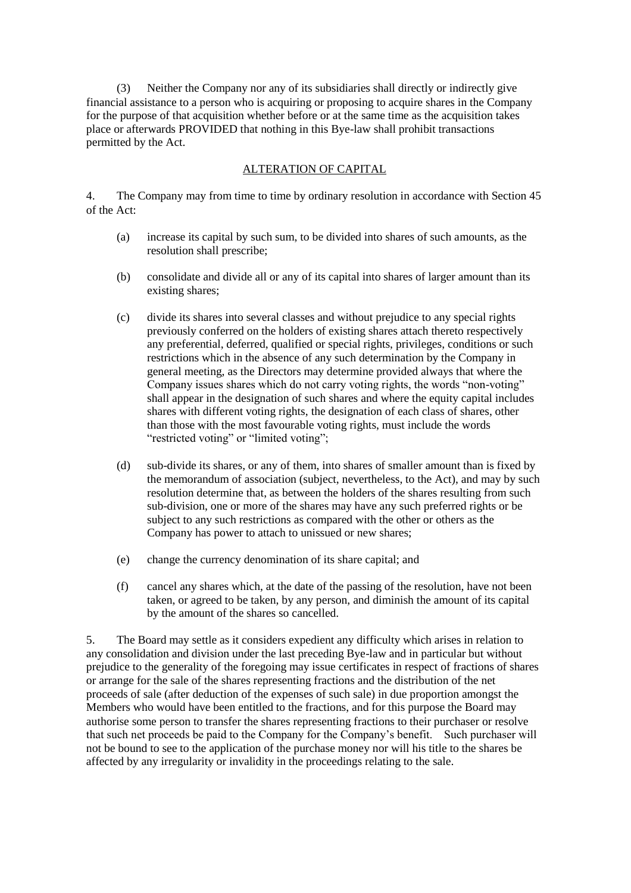(3) Neither the Company nor any of its subsidiaries shall directly or indirectly give financial assistance to a person who is acquiring or proposing to acquire shares in the Company for the purpose of that acquisition whether before or at the same time as the acquisition takes place or afterwards PROVIDED that nothing in this Bye-law shall prohibit transactions permitted by the Act.

## ALTERATION OF CAPITAL

4. The Company may from time to time by ordinary resolution in accordance with Section 45 of the Act:

  (a) increase its capital by such sum, to be divided into shares of such amounts, as the resolution shall prescribe;

  (b) consolidate and divide all or any of its capital into shares of larger amount than its existing shares;

  (c) divide its shares into several classes and without prejudice to any special rights previously conferred on the holders of existing shares attach thereto respectively any preferential, deferred, qualified or special rights, privileges, conditions or such restrictions which in the absence of any such determination by the Company in general meeting, as the Directors may determine provided always that where the Company issues shares which do not carry voting rights, the words "non-voting" shall appear in the designation of such shares and where the equity capital includes shares with different voting rights, the designation of each class of shares, other than those with the most favourable voting rights, must include the words "restricted voting" or "limited voting";

  (d) sub-divide its shares, or any of them, into shares of smaller amount than is fixed by the memorandum of association (subject, nevertheless, to the Act), and may by such resolution determine that, as between the holders of the shares resulting from such sub-division, one or more of the shares may have any such preferred rights or be subject to any such restrictions as compared with the other or others as the Company has power to attach to unissued or new shares;

  (e) change the currency denomination of its share capital; and

  (f) cancel any shares which, at the date of the passing of the resolution, have not been taken, or agreed to be taken, by any person, and diminish the amount of its capital by the amount of the shares so cancelled.

5. The Board may settle as it considers expedient any difficulty which arises in relation to any consolidation and division under the last preceding Bye-law and in particular but without prejudice to the generality of the foregoing may issue certificates in respect of fractions of shares or arrange for the sale of the shares representing fractions and the distribution of the net proceeds of sale (after deduction of the expenses of such sale) in due proportion amongst the Members who would have been entitled to the fractions, and for this purpose the Board may authorise some person to transfer the shares representing fractions to their purchaser or resolve that such net proceeds be paid to the Company for the Company's benefit. Such purchaser will not be bound to see to the application of the purchase money nor will his title to the shares be affected by any irregularity or invalidity in the proceedings relating to the sale.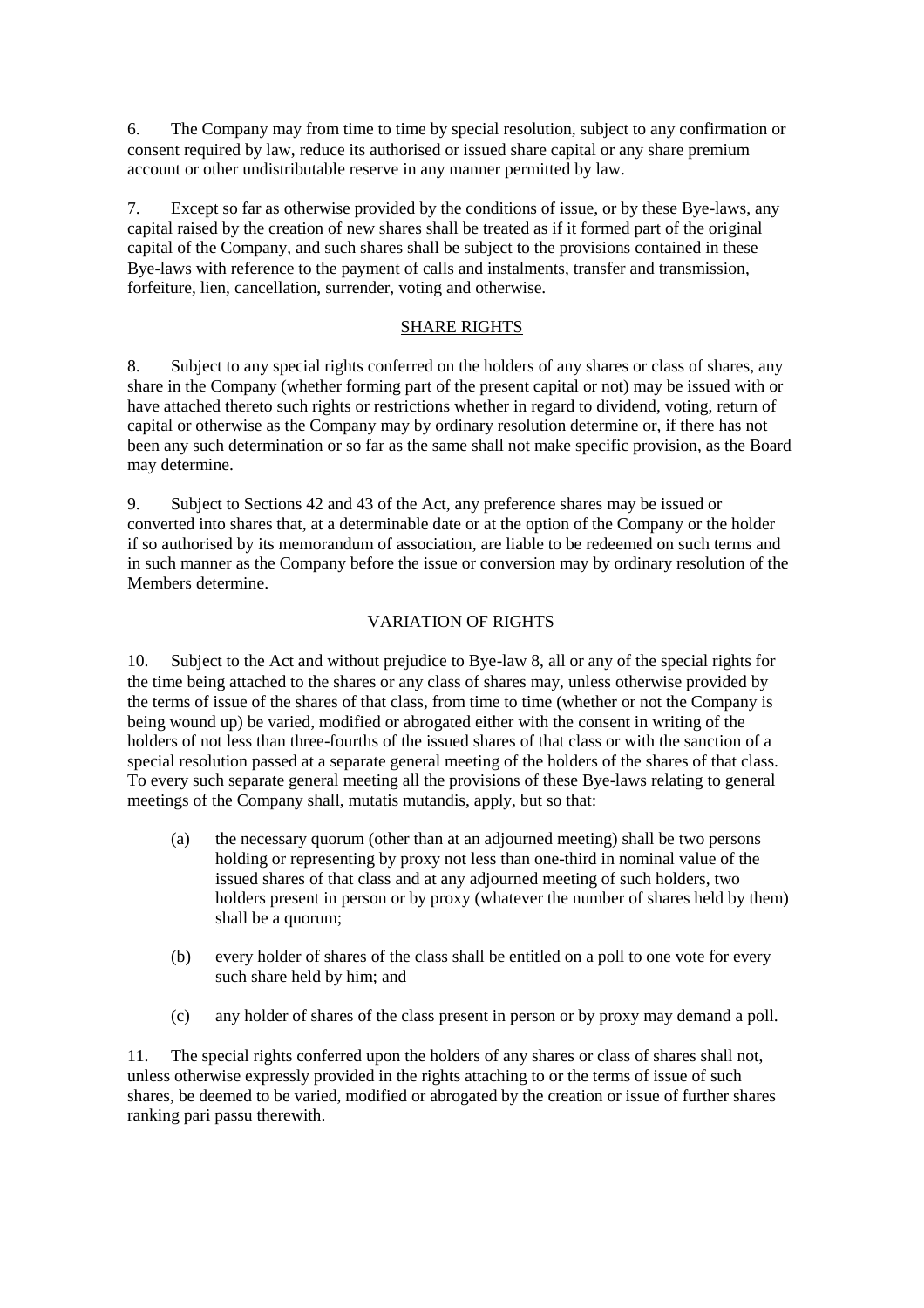6. The Company may from time to time by special resolution, subject to any confirmation or consent required by law, reduce its authorised or issued share capital or any share premium account or other undistributable reserve in any manner permitted by law.

7. Except so far as otherwise provided by the conditions of issue, or by these Bye-laws, any capital raised by the creation of new shares shall be treated as if it formed part of the original capital of the Company, and such shares shall be subject to the provisions contained in these Bye-laws with reference to the payment of calls and instalments, transfer and transmission, forfeiture, lien, cancellation, surrender, voting and otherwise.

## SHARE RIGHTS

8. Subject to any special rights conferred on the holders of any shares or class of shares, any share in the Company (whether forming part of the present capital or not) may be issued with or have attached thereto such rights or restrictions whether in regard to dividend, voting, return of capital or otherwise as the Company may by ordinary resolution determine or, if there has not been any such determination or so far as the same shall not make specific provision, as the Board may determine.

9. Subject to Sections 42 and 43 of the Act, any preference shares may be issued or converted into shares that, at a determinable date or at the option of the Company or the holder if so authorised by its memorandum of association, are liable to be redeemed on such terms and in such manner as the Company before the issue or conversion may by ordinary resolution of the Members determine.

## VARIATION OF RIGHTS

10. Subject to the Act and without prejudice to Bye-law 8, all or any of the special rights for the time being attached to the shares or any class of shares may, unless otherwise provided by the terms of issue of the shares of that class, from time to time (whether or not the Company is being wound up) be varied, modified or abrogated either with the consent in writing of the holders of not less than three-fourths of the issued shares of that class or with the sanction of a special resolution passed at a separate general meeting of the holders of the shares of that class. To every such separate general meeting all the provisions of these Bye-laws relating to general meetings of the Company shall, mutatis mutandis, apply, but so that:

(a) the necessary quorum (other than at an adjourned meeting) shall be two persons holding or representing by proxy not less than one-third in nominal value of the issued shares of that class and at any adjourned meeting of such holders, two holders present in person or by proxy (whatever the number of shares held by them) shall be a quorum;

(b) every holder of shares of the class shall be entitled on a poll to one vote for every such share held by him; and

(c) any holder of shares of the class present in person or by proxy may demand a poll.

11. The special rights conferred upon the holders of any shares or class of shares shall not, unless otherwise expressly provided in the rights attaching to or the terms of issue of such shares, be deemed to be varied, modified or abrogated by the creation or issue of further shares ranking pari passu therewith.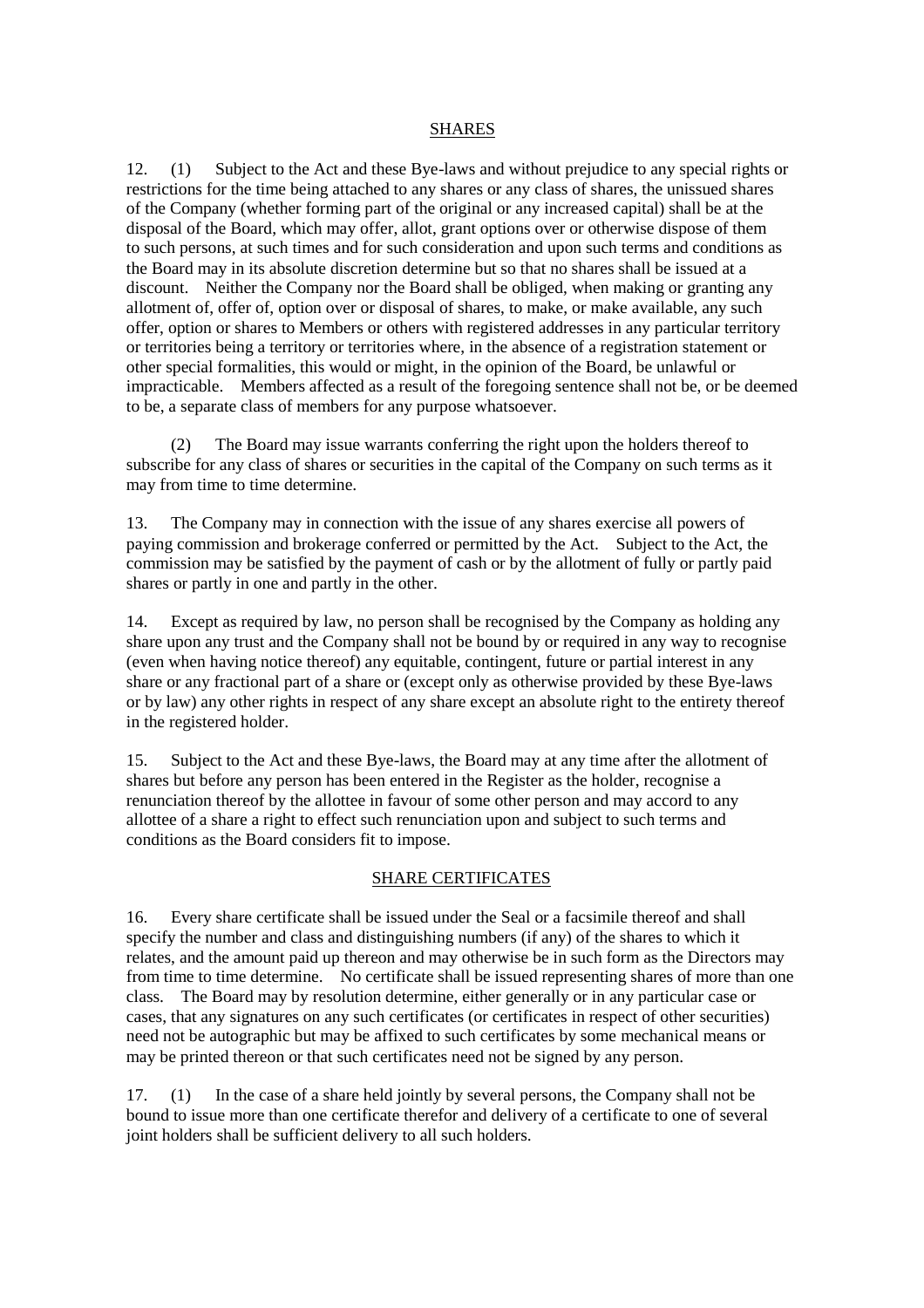## SHARES

12. (1) Subject to the Act and these Bye-laws and without prejudice to any special rights or restrictions for the time being attached to any shares or any class of shares, the unissued shares of the Company (whether forming part of the original or any increased capital) shall be at the disposal of the Board, which may offer, allot, grant options over or otherwise dispose of them to such persons, at such times and for such consideration and upon such terms and conditions as the Board may in its absolute discretion determine but so that no shares shall be issued at a discount. Neither the Company nor the Board shall be obliged, when making or granting any allotment of, offer of, option over or disposal of shares, to make, or make available, any such offer, option or shares to Members or others with registered addresses in any particular territory or territories being a territory or territories where, in the absence of a registration statement or other special formalities, this would or might, in the opinion of the Board, be unlawful or impracticable. Members affected as a result of the foregoing sentence shall not be, or be deemed to be, a separate class of members for any purpose whatsoever.

(2) The Board may issue warrants conferring the right upon the holders thereof to subscribe for any class of shares or securities in the capital of the Company on such terms as it may from time to time determine.

13. The Company may in connection with the issue of any shares exercise all powers of paying commission and brokerage conferred or permitted by the Act. Subject to the Act, the commission may be satisfied by the payment of cash or by the allotment of fully or partly paid shares or partly in one and partly in the other.

14. Except as required by law, no person shall be recognised by the Company as holding any share upon any trust and the Company shall not be bound by or required in any way to recognise (even when having notice thereof) any equitable, contingent, future or partial interest in any share or any fractional part of a share or (except only as otherwise provided by these Bye-laws or by law) any other rights in respect of any share except an absolute right to the entirety thereof in the registered holder.

15. Subject to the Act and these Bye-laws, the Board may at any time after the allotment of shares but before any person has been entered in the Register as the holder, recognise a renunciation thereof by the allottee in favour of some other person and may accord to any allottee of a share a right to effect such renunciation upon and subject to such terms and conditions as the Board considers fit to impose.

## SHARE CERTIFICATES

16. Every share certificate shall be issued under the Seal or a facsimile thereof and shall specify the number and class and distinguishing numbers (if any) of the shares to which it relates, and the amount paid up thereon and may otherwise be in such form as the Directors may from time to time determine. No certificate shall be issued representing shares of more than one class. The Board may by resolution determine, either generally or in any particular case or cases, that any signatures on any such certificates (or certificates in respect of other securities) need not be autographic but may be affixed to such certificates by some mechanical means or may be printed thereon or that such certificates need not be signed by any person.

17. (1) In the case of a share held jointly by several persons, the Company shall not be bound to issue more than one certificate therefor and delivery of a certificate to one of several joint holders shall be sufficient delivery to all such holders.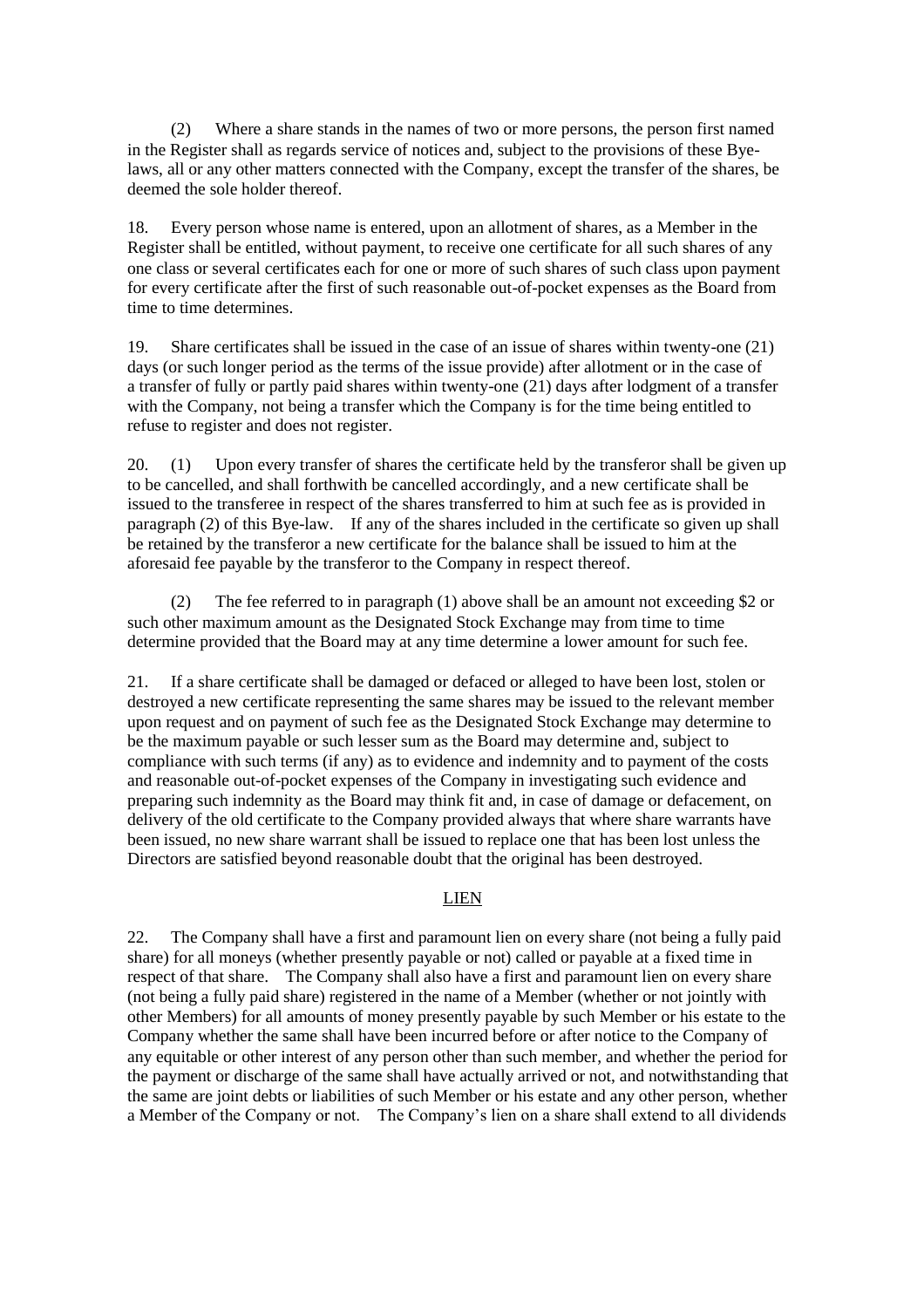(2) Where a share stands in the names of two or more persons, the person first named in the Register shall as regards service of notices and, subject to the provisions of these Bye-laws, all or any other matters connected with the Company, except the transfer of the shares, be deemed the sole holder thereof.

18. Every person whose name is entered, upon an allotment of shares, as a Member in the Register shall be entitled, without payment, to receive one certificate for all such shares of any one class or several certificates each for one or more of such shares of such class upon payment for every certificate after the first of such reasonable out-of-pocket expenses as the Board from time to time determines.

19. Share certificates shall be issued in the case of an issue of shares within twenty-one (21) days (or such longer period as the terms of the issue provide) after allotment or in the case of a transfer of fully or partly paid shares within twenty-one (21) days after lodgment of a transfer with the Company, not being a transfer which the Company is for the time being entitled to refuse to register and does not register.

20. (1) Upon every transfer of shares the certificate held by the transferor shall be given up to be cancelled, and shall forthwith be cancelled accordingly, and a new certificate shall be issued to the transferee in respect of the shares transferred to him at such fee as is provided in paragraph (2) of this Bye-law. If any of the shares included in the certificate so given up shall be retained by the transferor a new certificate for the balance shall be issued to him at the aforesaid fee payable by the transferor to the Company in respect thereof.

(2) The fee referred to in paragraph (1) above shall be an amount not exceeding $2 or such other maximum amount as the Designated Stock Exchange may from time to time determine provided that the Board may at any time determine a lower amount for such fee.

21. If a share certificate shall be damaged or defaced or alleged to have been lost, stolen or destroyed a new certificate representing the same shares may be issued to the relevant member upon request and on payment of such fee as the Designated Stock Exchange may determine to be the maximum payable or such lesser sum as the Board may determine and, subject to compliance with such terms (if any) as to evidence and indemnity and to payment of the costs and reasonable out-of-pocket expenses of the Company in investigating such evidence and preparing such indemnity as the Board may think fit and, in case of damage or defacement, on delivery of the old certificate to the Company provided always that where share warrants have been issued, no new share warrant shall be issued to replace one that has been lost unless the Directors are satisfied beyond reasonable doubt that the original has been destroyed.

## LIEN

22. The Company shall have a first and paramount lien on every share (not being a fully paid share) for all moneys (whether presently payable or not) called or payable at a fixed time in respect of that share. The Company shall also have a first and paramount lien on every share (not being a fully paid share) registered in the name of a Member (whether or not jointly with other Members) for all amounts of money presently payable by such Member or his estate to the Company whether the same shall have been incurred before or after notice to the Company of any equitable or other interest of any person other than such member, and whether the period for the payment or discharge of the same shall have actually arrived or not, and notwithstanding that the same are joint debts or liabilities of such Member or his estate and any other person, whether a Member of the Company or not. The Company's lien on a share shall extend to all dividends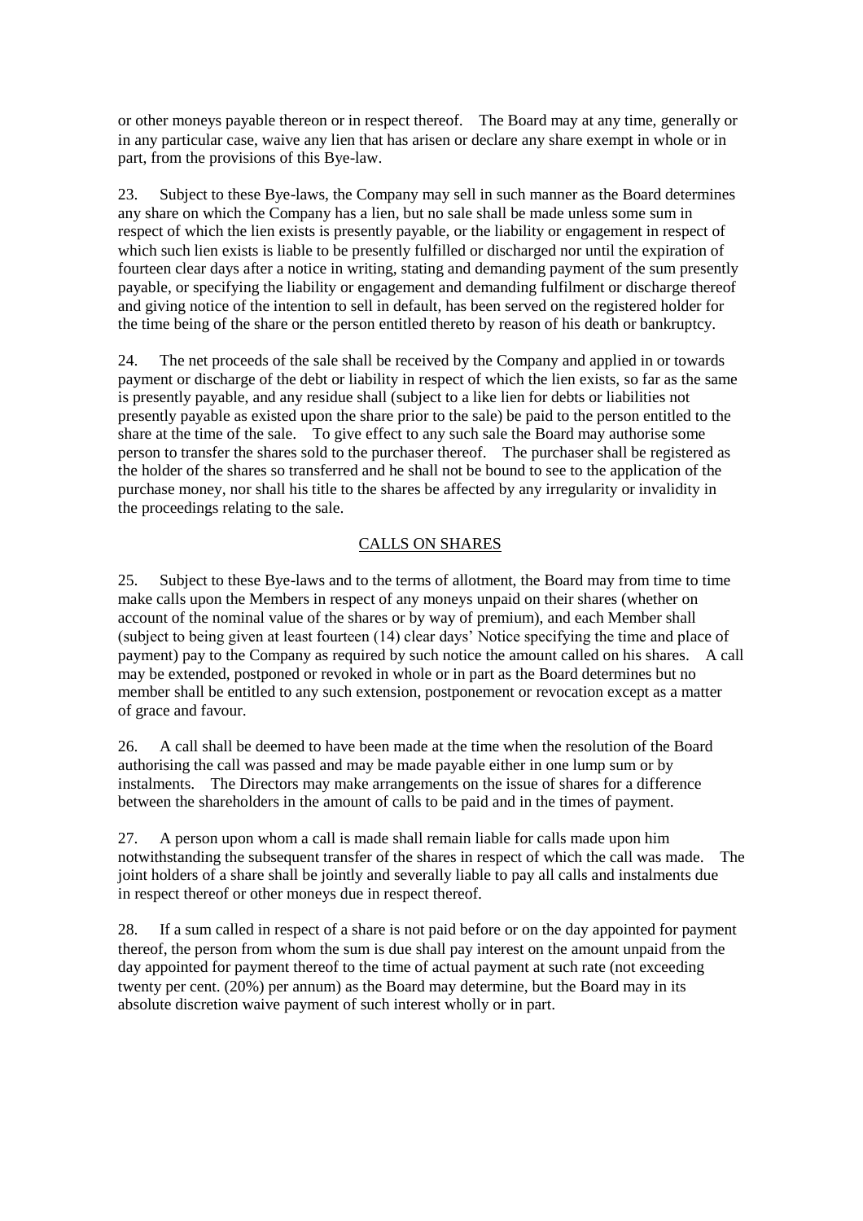or other moneys payable thereon or in respect thereof. The Board may at any time, generally or in any particular case, waive any lien that has arisen or declare any share exempt in whole or in part, from the provisions of this Bye-law.

23. Subject to these Bye-laws, the Company may sell in such manner as the Board determines any share on which the Company has a lien, but no sale shall be made unless some sum in respect of which the lien exists is presently payable, or the liability or engagement in respect of which such lien exists is liable to be presently fulfilled or discharged nor until the expiration of fourteen clear days after a notice in writing, stating and demanding payment of the sum presently payable, or specifying the liability or engagement and demanding fulfilment or discharge thereof and giving notice of the intention to sell in default, has been served on the registered holder for the time being of the share or the person entitled thereto by reason of his death or bankruptcy.

24. The net proceeds of the sale shall be received by the Company and applied in or towards payment or discharge of the debt or liability in respect of which the lien exists, so far as the same is presently payable, and any residue shall (subject to a like lien for debts or liabilities not presently payable as existed upon the share prior to the sale) be paid to the person entitled to the share at the time of the sale. To give effect to any such sale the Board may authorise some person to transfer the shares sold to the purchaser thereof. The purchaser shall be registered as the holder of the shares so transferred and he shall not be bound to see to the application of the purchase money, nor shall his title to the shares be affected by any irregularity or invalidity in the proceedings relating to the sale.

## CALLS ON SHARES

25. Subject to these Bye-laws and to the terms of allotment, the Board may from time to time make calls upon the Members in respect of any moneys unpaid on their shares (whether on account of the nominal value of the shares or by way of premium), and each Member shall (subject to being given at least fourteen (14) clear days' Notice specifying the time and place of payment) pay to the Company as required by such notice the amount called on his shares. A call may be extended, postponed or revoked in whole or in part as the Board determines but no member shall be entitled to any such extension, postponement or revocation except as a matter of grace and favour.

26. A call shall be deemed to have been made at the time when the resolution of the Board authorising the call was passed and may be made payable either in one lump sum or by instalments. The Directors may make arrangements on the issue of shares for a difference between the shareholders in the amount of calls to be paid and in the times of payment.

27. A person upon whom a call is made shall remain liable for calls made upon him notwithstanding the subsequent transfer of the shares in respect of which the call was made. The joint holders of a share shall be jointly and severally liable to pay all calls and instalments due in respect thereof or other moneys due in respect thereof.

28. If a sum called in respect of a share is not paid before or on the day appointed for payment thereof, the person from whom the sum is due shall pay interest on the amount unpaid from the day appointed for payment thereof to the time of actual payment at such rate (not exceeding twenty per cent. (20%) per annum) as the Board may determine, but the Board may in its absolute discretion waive payment of such interest wholly or in part.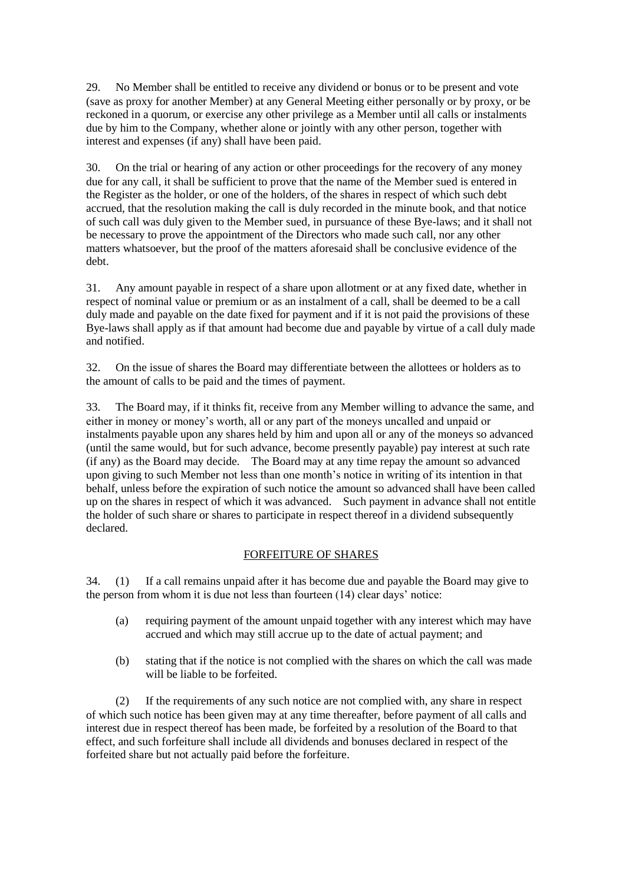29. No Member shall be entitled to receive any dividend or bonus or to be present and vote (save as proxy for another Member) at any General Meeting either personally or by proxy, or be reckoned in a quorum, or exercise any other privilege as a Member until all calls or instalments due by him to the Company, whether alone or jointly with any other person, together with interest and expenses (if any) shall have been paid.

30. On the trial or hearing of any action or other proceedings for the recovery of any money due for any call, it shall be sufficient to prove that the name of the Member sued is entered in the Register as the holder, or one of the holders, of the shares in respect of which such debt accrued, that the resolution making the call is duly recorded in the minute book, and that notice of such call was duly given to the Member sued, in pursuance of these Bye-laws; and it shall not be necessary to prove the appointment of the Directors who made such call, nor any other matters whatsoever, but the proof of the matters aforesaid shall be conclusive evidence of the debt.

31. Any amount payable in respect of a share upon allotment or at any fixed date, whether in respect of nominal value or premium or as an instalment of a call, shall be deemed to be a call duly made and payable on the date fixed for payment and if it is not paid the provisions of these Bye-laws shall apply as if that amount had become due and payable by virtue of a call duly made and notified.

32. On the issue of shares the Board may differentiate between the allottees or holders as to the amount of calls to be paid and the times of payment.

33. The Board may, if it thinks fit, receive from any Member willing to advance the same, and either in money or money's worth, all or any part of the moneys uncalled and unpaid or instalments payable upon any shares held by him and upon all or any of the moneys so advanced (until the same would, but for such advance, become presently payable) pay interest at such rate (if any) as the Board may decide. The Board may at any time repay the amount so advanced upon giving to such Member not less than one month's notice in writing of its intention in that behalf, unless before the expiration of such notice the amount so advanced shall have been called up on the shares in respect of which it was advanced. Such payment in advance shall not entitle the holder of such share or shares to participate in respect thereof in a dividend subsequently declared.

## FORFEITURE OF SHARES

34. (1) If a call remains unpaid after it has become due and payable the Board may give to the person from whom it is due not less than fourteen (14) clear days' notice:

(a) requiring payment of the amount unpaid together with any interest which may have accrued and which may still accrue up to the date of actual payment; and

(b) stating that if the notice is not complied with the shares on which the call was made will be liable to be forfeited.

(2) If the requirements of any such notice are not complied with, any share in respect of which such notice has been given may at any time thereafter, before payment of all calls and interest due in respect thereof has been made, be forfeited by a resolution of the Board to that effect, and such forfeiture shall include all dividends and bonuses declared in respect of the forfeited share but not actually paid before the forfeiture.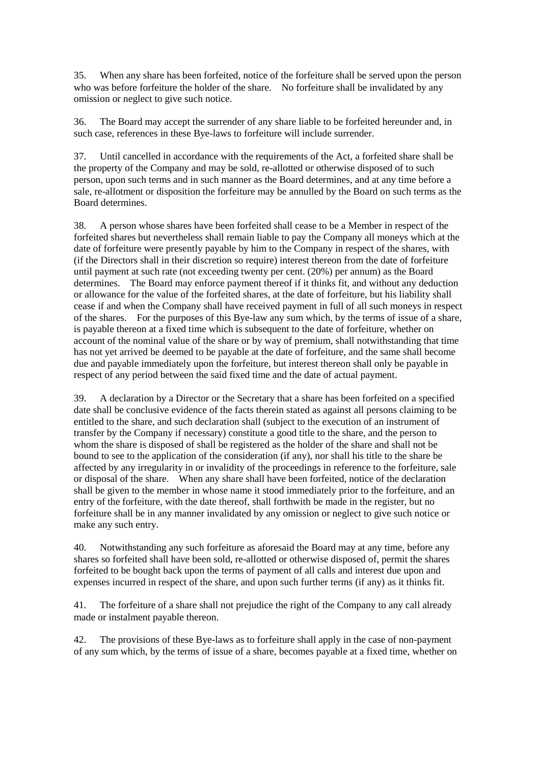35. When any share has been forfeited, notice of the forfeiture shall be served upon the person who was before forfeiture the holder of the share. No forfeiture shall be invalidated by any omission or neglect to give such notice.

36. The Board may accept the surrender of any share liable to be forfeited hereunder and, in such case, references in these Bye-laws to forfeiture will include surrender.

37. Until cancelled in accordance with the requirements of the Act, a forfeited share shall be the property of the Company and may be sold, re-allotted or otherwise disposed of to such person, upon such terms and in such manner as the Board determines, and at any time before a sale, re-allotment or disposition the forfeiture may be annulled by the Board on such terms as the Board determines.

38. A person whose shares have been forfeited shall cease to be a Member in respect of the forfeited shares but nevertheless shall remain liable to pay the Company all moneys which at the date of forfeiture were presently payable by him to the Company in respect of the shares, with (if the Directors shall in their discretion so require) interest thereon from the date of forfeiture until payment at such rate (not exceeding twenty per cent. (20%) per annum) as the Board determines. The Board may enforce payment thereof if it thinks fit, and without any deduction or allowance for the value of the forfeited shares, at the date of forfeiture, but his liability shall cease if and when the Company shall have received payment in full of all such moneys in respect of the shares. For the purposes of this Bye-law any sum which, by the terms of issue of a share, is payable thereon at a fixed time which is subsequent to the date of forfeiture, whether on account of the nominal value of the share or by way of premium, shall notwithstanding that time has not yet arrived be deemed to be payable at the date of forfeiture, and the same shall become due and payable immediately upon the forfeiture, but interest thereon shall only be payable in respect of any period between the said fixed time and the date of actual payment.

39. A declaration by a Director or the Secretary that a share has been forfeited on a specified date shall be conclusive evidence of the facts therein stated as against all persons claiming to be entitled to the share, and such declaration shall (subject to the execution of an instrument of transfer by the Company if necessary) constitute a good title to the share, and the person to whom the share is disposed of shall be registered as the holder of the share and shall not be bound to see to the application of the consideration (if any), nor shall his title to the share be affected by any irregularity in or invalidity of the proceedings in reference to the forfeiture, sale or disposal of the share. When any share shall have been forfeited, notice of the declaration shall be given to the member in whose name it stood immediately prior to the forfeiture, and an entry of the forfeiture, with the date thereof, shall forthwith be made in the register, but no forfeiture shall be in any manner invalidated by any omission or neglect to give such notice or make any such entry.

40. Notwithstanding any such forfeiture as aforesaid the Board may at any time, before any shares so forfeited shall have been sold, re-allotted or otherwise disposed of, permit the shares forfeited to be bought back upon the terms of payment of all calls and interest due upon and expenses incurred in respect of the share, and upon such further terms (if any) as it thinks fit.

41. The forfeiture of a share shall not prejudice the right of the Company to any call already made or instalment payable thereon.

42. The provisions of these Bye-laws as to forfeiture shall apply in the case of non-payment of any sum which, by the terms of issue of a share, becomes payable at a fixed time, whether on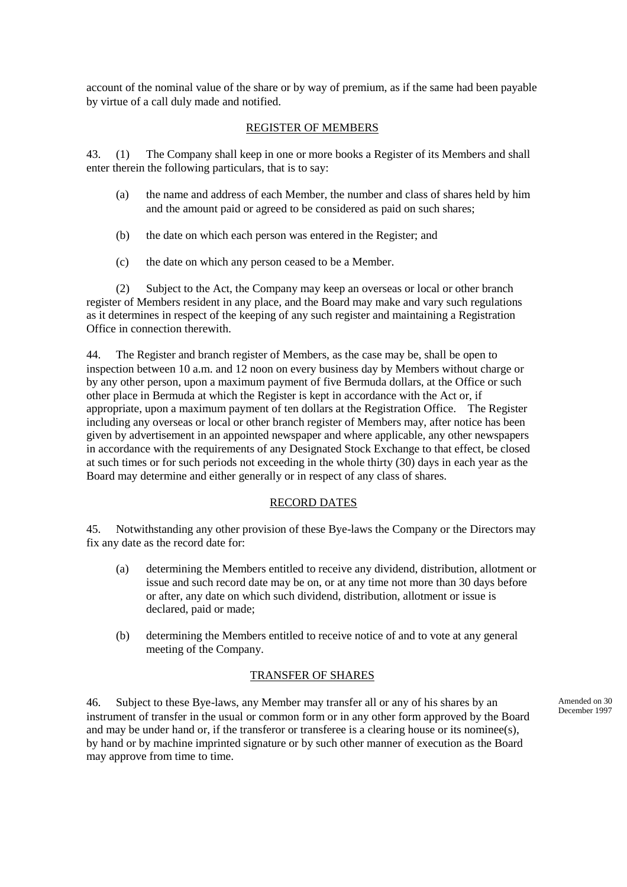account of the nominal value of the share or by way of premium, as if the same had been payable by virtue of a call duly made and notified.

## REGISTER OF MEMBERS

43. (1) The Company shall keep in one or more books a Register of its Members and shall enter therein the following particulars, that is to say:

(a) the name and address of each Member, the number and class of shares held by him and the amount paid or agreed to be considered as paid on such shares;

(b) the date on which each person was entered in the Register; and

(c) the date on which any person ceased to be a Member.

(2) Subject to the Act, the Company may keep an overseas or local or other branch register of Members resident in any place, and the Board may make and vary such regulations as it determines in respect of the keeping of any such register and maintaining a Registration Office in connection therewith.

44. The Register and branch register of Members, as the case may be, shall be open to inspection between 10 a.m. and 12 noon on every business day by Members without charge or by any other person, upon a maximum payment of five Bermuda dollars, at the Office or such other place in Bermuda at which the Register is kept in accordance with the Act or, if appropriate, upon a maximum payment of ten dollars at the Registration Office. The Register including any overseas or local or other branch register of Members may, after notice has been given by advertisement in an appointed newspaper and where applicable, any other newspapers in accordance with the requirements of any Designated Stock Exchange to that effect, be closed at such times or for such periods not exceeding in the whole thirty (30) days in each year as the Board may determine and either generally or in respect of any class of shares.

## RECORD DATES

45. Notwithstanding any other provision of these Bye-laws the Company or the Directors may fix any date as the record date for:

(a) determining the Members entitled to receive any dividend, distribution, allotment or issue and such record date may be on, or at any time not more than 30 days before or after, any date on which such dividend, distribution, allotment or issue is declared, paid or made;

(b) determining the Members entitled to receive notice of and to vote at any general meeting of the Company.

## TRANSFER OF SHARES

46. Subject to these Bye-laws, any Member may transfer all or any of his shares by an instrument of transfer in the usual or common form or in any other form approved by the Board and may be under hand or, if the transferor or transferee is a clearing house or its nominee(s), by hand or by machine imprinted signature or by such other manner of execution as the Board may approve from time to time.

Amended on 30 December 1997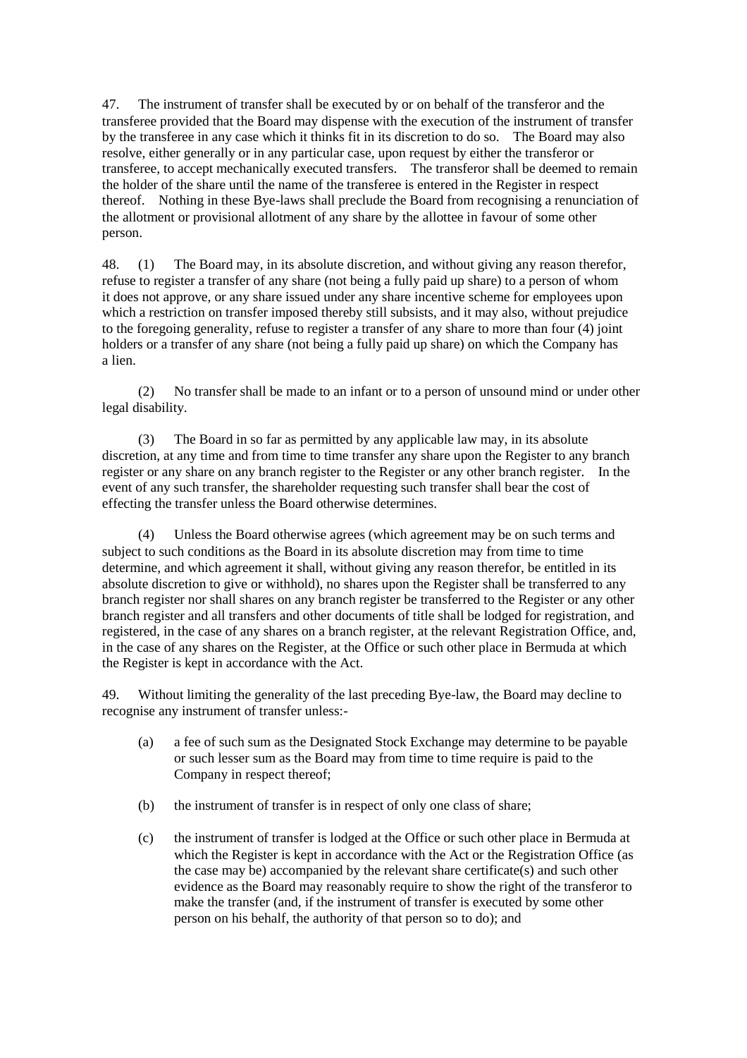47. The instrument of transfer shall be executed by or on behalf of the transferor and the transferee provided that the Board may dispense with the execution of the instrument of transfer by the transferee in any case which it thinks fit in its discretion to do so. The Board may also resolve, either generally or in any particular case, upon request by either the transferor or transferee, to accept mechanically executed transfers. The transferor shall be deemed to remain the holder of the share until the name of the transferee is entered in the Register in respect thereof. Nothing in these Bye-laws shall preclude the Board from recognising a renunciation of the allotment or provisional allotment of any share by the allottee in favour of some other person.

48. (1) The Board may, in its absolute discretion, and without giving any reason therefor, refuse to register a transfer of any share (not being a fully paid up share) to a person of whom it does not approve, or any share issued under any share incentive scheme for employees upon which a restriction on transfer imposed thereby still subsists, and it may also, without prejudice to the foregoing generality, refuse to register a transfer of any share to more than four (4) joint holders or a transfer of any share (not being a fully paid up share) on which the Company has a lien.

(2) No transfer shall be made to an infant or to a person of unsound mind or under other legal disability.

(3) The Board in so far as permitted by any applicable law may, in its absolute discretion, at any time and from time to time transfer any share upon the Register to any branch register or any share on any branch register to the Register or any other branch register. In the event of any such transfer, the shareholder requesting such transfer shall bear the cost of effecting the transfer unless the Board otherwise determines.

(4) Unless the Board otherwise agrees (which agreement may be on such terms and subject to such conditions as the Board in its absolute discretion may from time to time determine, and which agreement it shall, without giving any reason therefor, be entitled in its absolute discretion to give or withhold), no shares upon the Register shall be transferred to any branch register nor shall shares on any branch register be transferred to the Register or any other branch register and all transfers and other documents of title shall be lodged for registration, and registered, in the case of any shares on a branch register, at the relevant Registration Office, and, in the case of any shares on the Register, at the Office or such other place in Bermuda at which the Register is kept in accordance with the Act.

49. Without limiting the generality of the last preceding Bye-law, the Board may decline to recognise any instrument of transfer unless:-

(a) a fee of such sum as the Designated Stock Exchange may determine to be payable or such lesser sum as the Board may from time to time require is paid to the Company in respect thereof;

(b) the instrument of transfer is in respect of only one class of share;

(c) the instrument of transfer is lodged at the Office or such other place in Bermuda at which the Register is kept in accordance with the Act or the Registration Office (as the case may be) accompanied by the relevant share certificate(s) and such other evidence as the Board may reasonably require to show the right of the transferor to make the transfer (and, if the instrument of transfer is executed by some other person on his behalf, the authority of that person so to do); and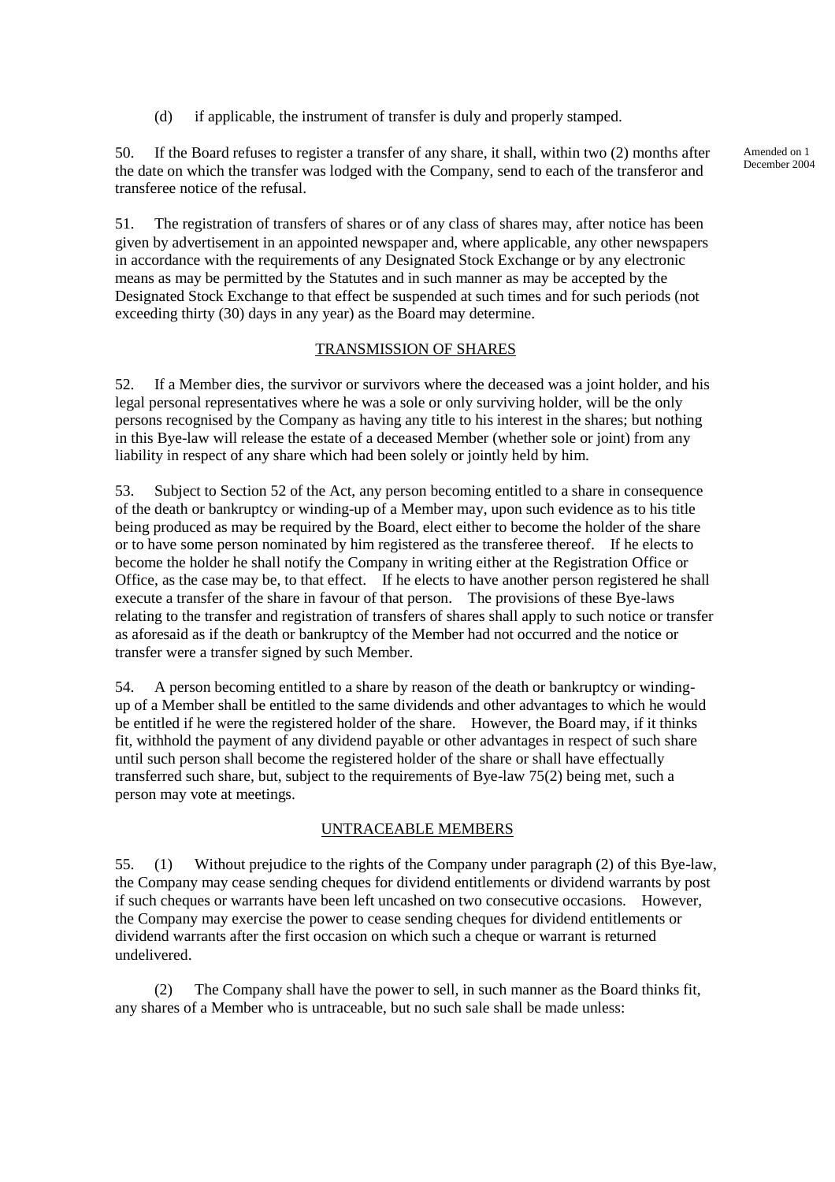(d) if applicable, the instrument of transfer is duly and properly stamped.

50. If the Board refuses to register a transfer of any share, it shall, within two (2) months after the date on which the transfer was lodged with the Company, send to each of the transferor and transferee notice of the refusal.

Amended on 1 December 2004

51. The registration of transfers of shares or of any class of shares may, after notice has been given by advertisement in an appointed newspaper and, where applicable, any other newspapers in accordance with the requirements of any Designated Stock Exchange or by any electronic means as may be permitted by the Statutes and in such manner as may be accepted by the Designated Stock Exchange to that effect be suspended at such times and for such periods (not exceeding thirty (30) days in any year) as the Board may determine.

## TRANSMISSION OF SHARES

52. If a Member dies, the survivor or survivors where the deceased was a joint holder, and his legal personal representatives where he was a sole or only surviving holder, will be the only persons recognised by the Company as having any title to his interest in the shares; but nothing in this Bye-law will release the estate of a deceased Member (whether sole or joint) from any liability in respect of any share which had been solely or jointly held by him.

53. Subject to Section 52 of the Act, any person becoming entitled to a share in consequence of the death or bankruptcy or winding-up of a Member may, upon such evidence as to his title being produced as may be required by the Board, elect either to become the holder of the share or to have some person nominated by him registered as the transferee thereof. If he elects to become the holder he shall notify the Company in writing either at the Registration Office or Office, as the case may be, to that effect. If he elects to have another person registered he shall execute a transfer of the share in favour of that person. The provisions of these Bye-laws relating to the transfer and registration of transfers of shares shall apply to such notice or transfer as aforesaid as if the death or bankruptcy of the Member had not occurred and the notice or transfer were a transfer signed by such Member.

54. A person becoming entitled to a share by reason of the death or bankruptcy or winding-up of a Member shall be entitled to the same dividends and other advantages to which he would be entitled if he were the registered holder of the share. However, the Board may, if it thinks fit, withhold the payment of any dividend payable or other advantages in respect of such share until such person shall become the registered holder of the share or shall have effectually transferred such share, but, subject to the requirements of Bye-law 75(2) being met, such a person may vote at meetings.

## UNTRACEABLE MEMBERS

55. (1) Without prejudice to the rights of the Company under paragraph (2) of this Bye-law, the Company may cease sending cheques for dividend entitlements or dividend warrants by post if such cheques or warrants have been left uncashed on two consecutive occasions. However, the Company may exercise the power to cease sending cheques for dividend entitlements or dividend warrants after the first occasion on which such a cheque or warrant is returned undelivered.

(2) The Company shall have the power to sell, in such manner as the Board thinks fit, any shares of a Member who is untraceable, but no such sale shall be made unless: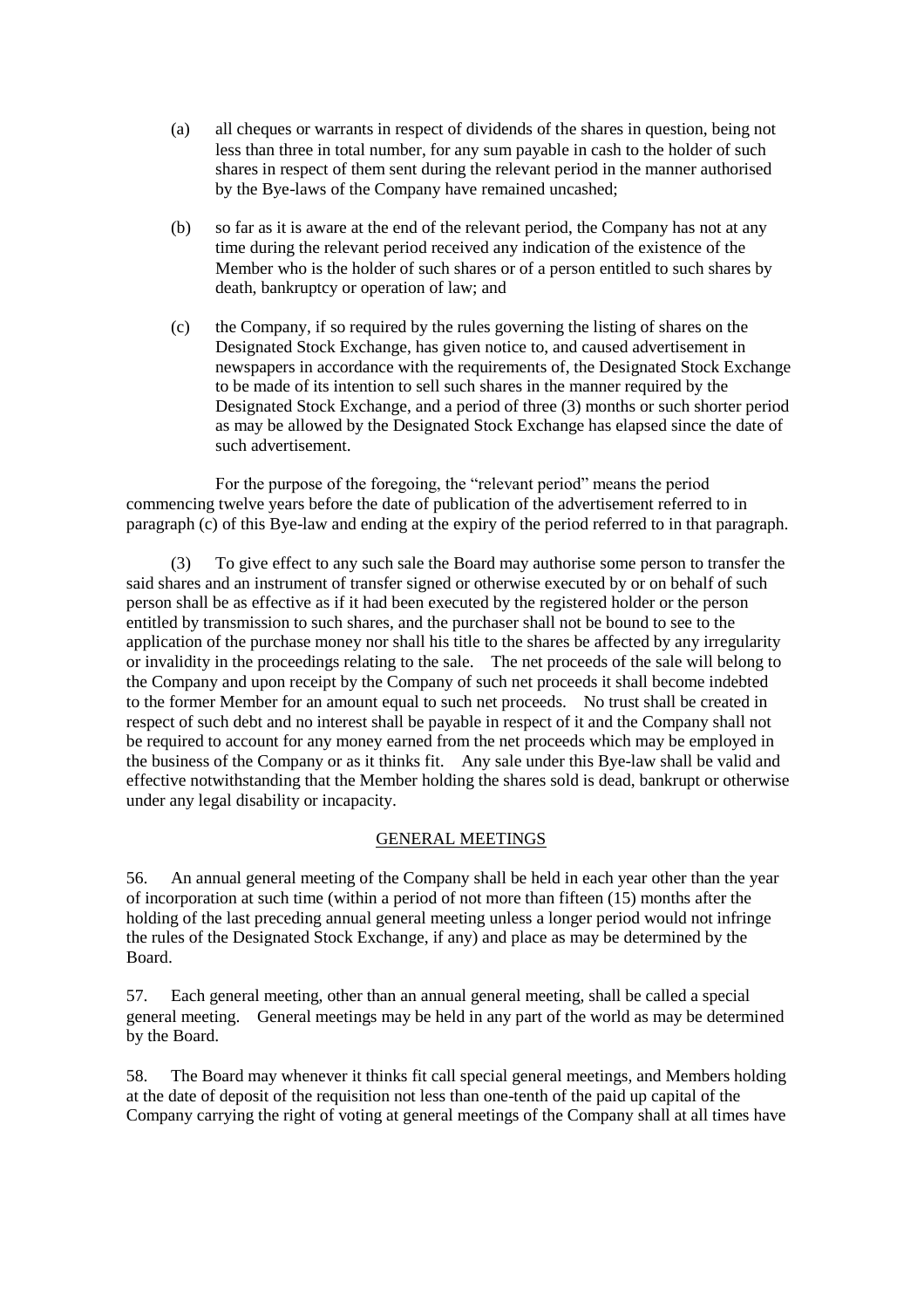(a) all cheques or warrants in respect of dividends of the shares in question, being not less than three in total number, for any sum payable in cash to the holder of such shares in respect of them sent during the relevant period in the manner authorised by the Bye-laws of the Company have remained uncashed;

(b) so far as it is aware at the end of the relevant period, the Company has not at any time during the relevant period received any indication of the existence of the Member who is the holder of such shares or of a person entitled to such shares by death, bankruptcy or operation of law; and

(c) the Company, if so required by the rules governing the listing of shares on the Designated Stock Exchange, has given notice to, and caused advertisement in newspapers in accordance with the requirements of, the Designated Stock Exchange to be made of its intention to sell such shares in the manner required by the Designated Stock Exchange, and a period of three (3) months or such shorter period as may be allowed by the Designated Stock Exchange has elapsed since the date of such advertisement.

For the purpose of the foregoing, the "relevant period" means the period commencing twelve years before the date of publication of the advertisement referred to in paragraph (c) of this Bye-law and ending at the expiry of the period referred to in that paragraph.

(3) To give effect to any such sale the Board may authorise some person to transfer the said shares and an instrument of transfer signed or otherwise executed by or on behalf of such person shall be as effective as if it had been executed by the registered holder or the person entitled by transmission to such shares, and the purchaser shall not be bound to see to the application of the purchase money nor shall his title to the shares be affected by any irregularity or invalidity in the proceedings relating to the sale. The net proceeds of the sale will belong to the Company and upon receipt by the Company of such net proceeds it shall become indebted to the former Member for an amount equal to such net proceeds. No trust shall be created in respect of such debt and no interest shall be payable in respect of it and the Company shall not be required to account for any money earned from the net proceeds which may be employed in the business of the Company or as it thinks fit. Any sale under this Bye-law shall be valid and effective notwithstanding that the Member holding the shares sold is dead, bankrupt or otherwise under any legal disability or incapacity.

## GENERAL MEETINGS

56. An annual general meeting of the Company shall be held in each year other than the year of incorporation at such time (within a period of not more than fifteen (15) months after the holding of the last preceding annual general meeting unless a longer period would not infringe the rules of the Designated Stock Exchange, if any) and place as may be determined by the Board.

57. Each general meeting, other than an annual general meeting, shall be called a special general meeting. General meetings may be held in any part of the world as may be determined by the Board.

58. The Board may whenever it thinks fit call special general meetings, and Members holding at the date of deposit of the requisition not less than one-tenth of the paid up capital of the Company carrying the right of voting at general meetings of the Company shall at all times have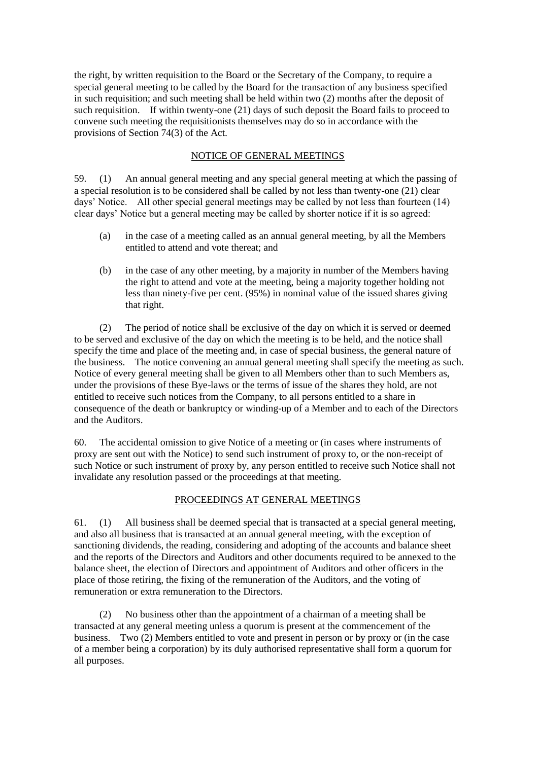the right, by written requisition to the Board or the Secretary of the Company, to require a special general meeting to be called by the Board for the transaction of any business specified in such requisition; and such meeting shall be held within two (2) months after the deposit of such requisition. If within twenty-one (21) days of such deposit the Board fails to proceed to convene such meeting the requisitionists themselves may do so in accordance with the provisions of Section 74(3) of the Act.

## NOTICE OF GENERAL MEETINGS

59. (1) An annual general meeting and any special general meeting at which the passing of a special resolution is to be considered shall be called by not less than twenty-one (21) clear days' Notice. All other special general meetings may be called by not less than fourteen (14) clear days' Notice but a general meeting may be called by shorter notice if it is so agreed:

(a) in the case of a meeting called as an annual general meeting, by all the Members entitled to attend and vote thereat; and

(b) in the case of any other meeting, by a majority in number of the Members having the right to attend and vote at the meeting, being a majority together holding not less than ninety-five per cent. (95%) in nominal value of the issued shares giving that right.

(2) The period of notice shall be exclusive of the day on which it is served or deemed to be served and exclusive of the day on which the meeting is to be held, and the notice shall specify the time and place of the meeting and, in case of special business, the general nature of the business. The notice convening an annual general meeting shall specify the meeting as such. Notice of every general meeting shall be given to all Members other than to such Members as, under the provisions of these Bye-laws or the terms of issue of the shares they hold, are not entitled to receive such notices from the Company, to all persons entitled to a share in consequence of the death or bankruptcy or winding-up of a Member and to each of the Directors and the Auditors.

60. The accidental omission to give Notice of a meeting or (in cases where instruments of proxy are sent out with the Notice) to send such instrument of proxy to, or the non-receipt of such Notice or such instrument of proxy by, any person entitled to receive such Notice shall not invalidate any resolution passed or the proceedings at that meeting.

## PROCEEDINGS AT GENERAL MEETINGS

61. (1) All business shall be deemed special that is transacted at a special general meeting, and also all business that is transacted at an annual general meeting, with the exception of sanctioning dividends, the reading, considering and adopting of the accounts and balance sheet and the reports of the Directors and Auditors and other documents required to be annexed to the balance sheet, the election of Directors and appointment of Auditors and other officers in the place of those retiring, the fixing of the remuneration of the Auditors, and the voting of remuneration or extra remuneration to the Directors.

(2) No business other than the appointment of a chairman of a meeting shall be transacted at any general meeting unless a quorum is present at the commencement of the business. Two (2) Members entitled to vote and present in person or by proxy or (in the case of a member being a corporation) by its duly authorised representative shall form a quorum for all purposes.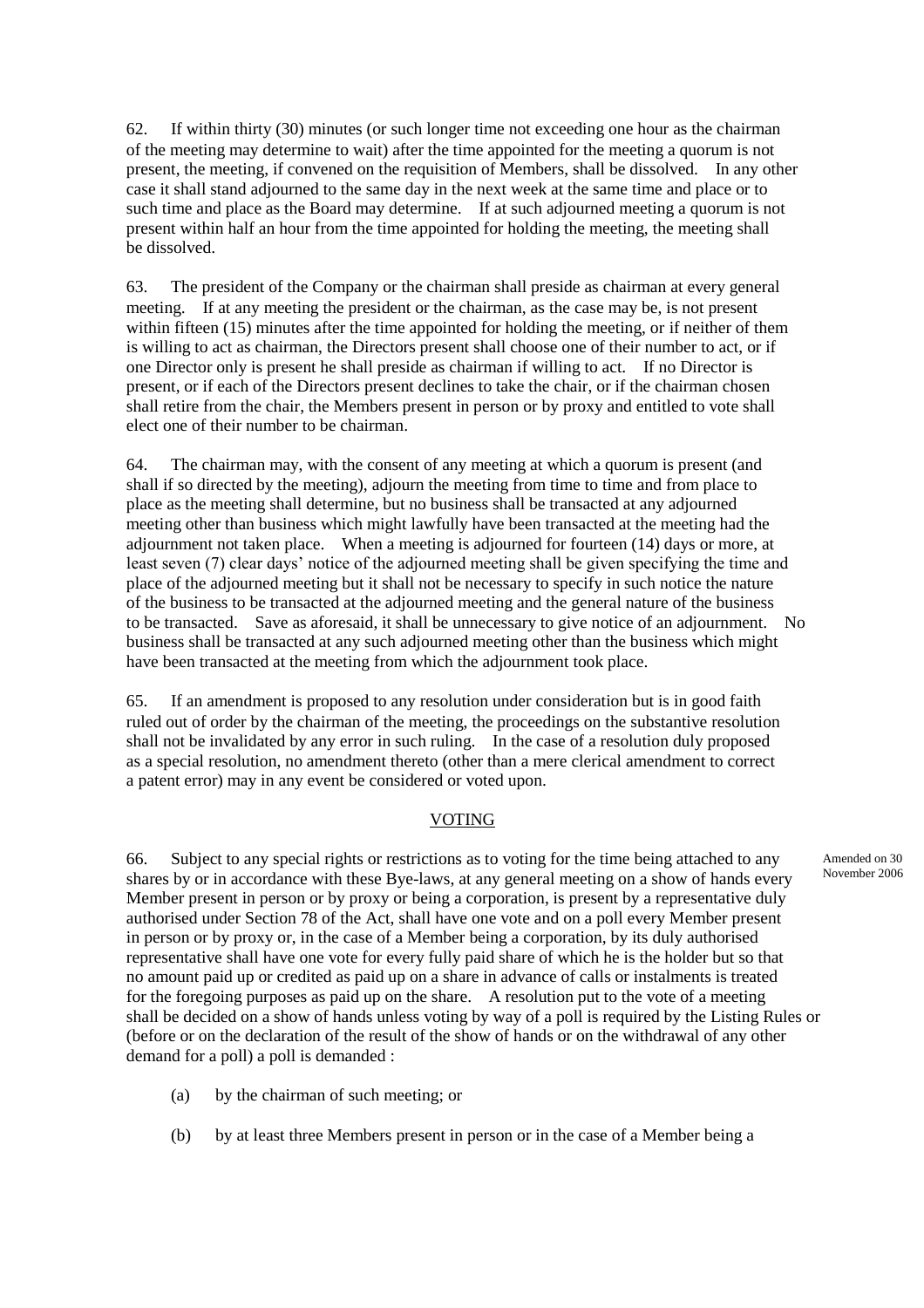62. If within thirty (30) minutes (or such longer time not exceeding one hour as the chairman of the meeting may determine to wait) after the time appointed for the meeting a quorum is not present, the meeting, if convened on the requisition of Members, shall be dissolved. In any other case it shall stand adjourned to the same day in the next week at the same time and place or to such time and place as the Board may determine. If at such adjourned meeting a quorum is not present within half an hour from the time appointed for holding the meeting, the meeting shall be dissolved.

63. The president of the Company or the chairman shall preside as chairman at every general meeting. If at any meeting the president or the chairman, as the case may be, is not present within fifteen (15) minutes after the time appointed for holding the meeting, or if neither of them is willing to act as chairman, the Directors present shall choose one of their number to act, or if one Director only is present he shall preside as chairman if willing to act. If no Director is present, or if each of the Directors present declines to take the chair, or if the chairman chosen shall retire from the chair, the Members present in person or by proxy and entitled to vote shall elect one of their number to be chairman.

64. The chairman may, with the consent of any meeting at which a quorum is present (and shall if so directed by the meeting), adjourn the meeting from time to time and from place to place as the meeting shall determine, but no business shall be transacted at any adjourned meeting other than business which might lawfully have been transacted at the meeting had the adjournment not taken place. When a meeting is adjourned for fourteen (14) days or more, at least seven (7) clear days' notice of the adjourned meeting shall be given specifying the time and place of the adjourned meeting but it shall not be necessary to specify in such notice the nature of the business to be transacted at the adjourned meeting and the general nature of the business to be transacted. Save as aforesaid, it shall be unnecessary to give notice of an adjournment. No business shall be transacted at any such adjourned meeting other than the business which might have been transacted at the meeting from which the adjournment took place.

65. If an amendment is proposed to any resolution under consideration but is in good faith ruled out of order by the chairman of the meeting, the proceedings on the substantive resolution shall not be invalidated by any error in such ruling. In the case of a resolution duly proposed as a special resolution, no amendment thereto (other than a mere clerical amendment to correct a patent error) may in any event be considered or voted upon.

## VOTING

66. Subject to any special rights or restrictions as to voting for the time being attached to any shares by or in accordance with these Bye-laws, at any general meeting on a show of hands every Member present in person or by proxy or being a corporation, is present by a representative duly authorised under Section 78 of the Act, shall have one vote and on a poll every Member present in person or by proxy or, in the case of a Member being a corporation, by its duly authorised representative shall have one vote for every fully paid share of which he is the holder but so that no amount paid up or credited as paid up on a share in advance of calls or instalments is treated for the foregoing purposes as paid up on the share. A resolution put to the vote of a meeting shall be decided on a show of hands unless voting by way of a poll is required by the Listing Rules or (before or on the declaration of the result of the show of hands or on the withdrawal of any other demand for a poll) a poll is demanded :

*Amended on 30 November 2006*

(a) by the chairman of such meeting; or

(b) by at least three Members present in person or in the case of a Member being a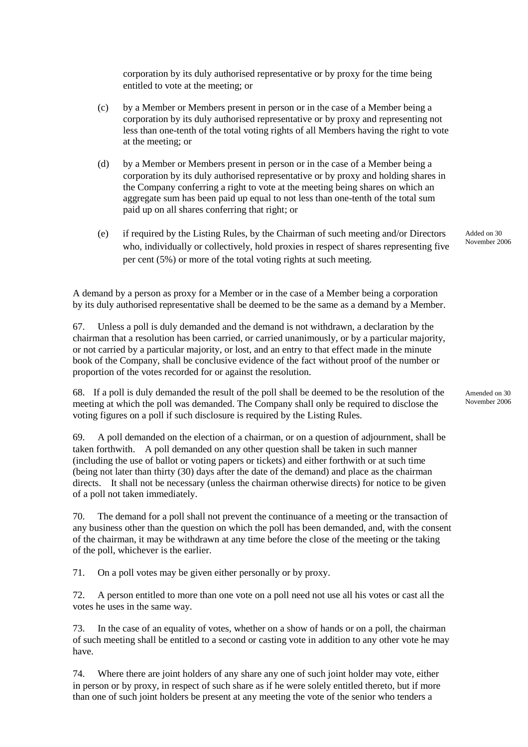corporation by its duly authorised representative or by proxy for the time being entitled to vote at the meeting; or

(c) by a Member or Members present in person or in the case of a Member being a corporation by its duly authorised representative or by proxy and representing not less than one-tenth of the total voting rights of all Members having the right to vote at the meeting; or

(d) by a Member or Members present in person or in the case of a Member being a corporation by its duly authorised representative or by proxy and holding shares in the Company conferring a right to vote at the meeting being shares on which an aggregate sum has been paid up equal to not less than one-tenth of the total sum paid up on all shares conferring that right; or

(e) if required by the Listing Rules, by the Chairman of such meeting and/or Directors who, individually or collectively, hold proxies in respect of shares representing five per cent (5%) or more of the total voting rights at such meeting.

Added on 30 November 2006

A demand by a person as proxy for a Member or in the case of a Member being a corporation by its duly authorised representative shall be deemed to be the same as a demand by a Member.

67. Unless a poll is duly demanded and the demand is not withdrawn, a declaration by the chairman that a resolution has been carried, or carried unanimously, or by a particular majority, or not carried by a particular majority, or lost, and an entry to that effect made in the minute book of the Company, shall be conclusive evidence of the fact without proof of the number or proportion of the votes recorded for or against the resolution.

68. If a poll is duly demanded the result of the poll shall be deemed to be the resolution of the meeting at which the poll was demanded. The Company shall only be required to disclose the voting figures on a poll if such disclosure is required by the Listing Rules.

Amended on 30 November 2006

69. A poll demanded on the election of a chairman, or on a question of adjournment, shall be taken forthwith. A poll demanded on any other question shall be taken in such manner (including the use of ballot or voting papers or tickets) and either forthwith or at such time (being not later than thirty (30) days after the date of the demand) and place as the chairman directs. It shall not be necessary (unless the chairman otherwise directs) for notice to be given of a poll not taken immediately.

70. The demand for a poll shall not prevent the continuance of a meeting or the transaction of any business other than the question on which the poll has been demanded, and, with the consent of the chairman, it may be withdrawn at any time before the close of the meeting or the taking of the poll, whichever is the earlier.

71. On a poll votes may be given either personally or by proxy.

72. A person entitled to more than one vote on a poll need not use all his votes or cast all the votes he uses in the same way.

73. In the case of an equality of votes, whether on a show of hands or on a poll, the chairman of such meeting shall be entitled to a second or casting vote in addition to any other vote he may have.

74. Where there are joint holders of any share any one of such joint holder may vote, either in person or by proxy, in respect of such share as if he were solely entitled thereto, but if more than one of such joint holders be present at any meeting the vote of the senior who tenders a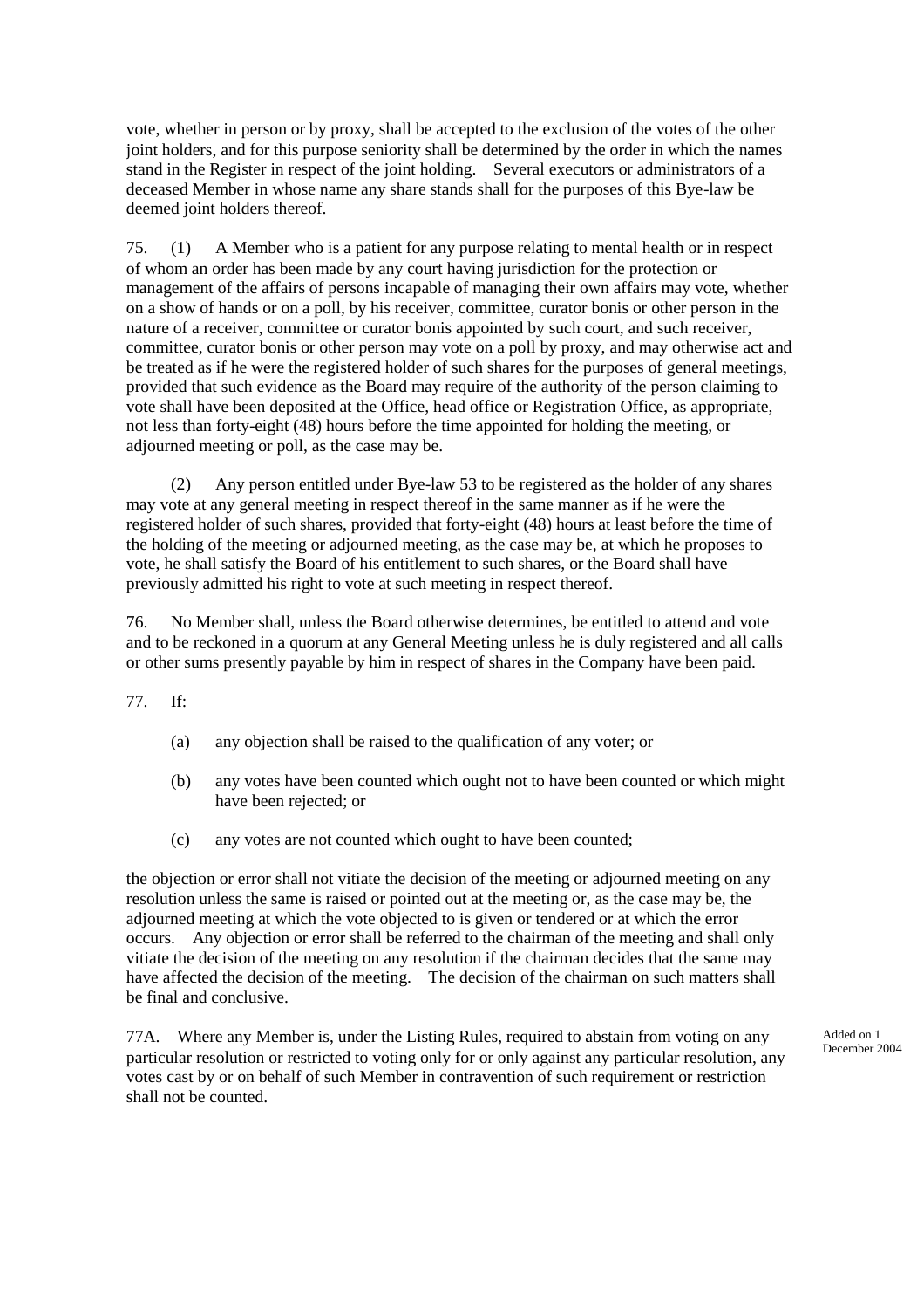vote, whether in person or by proxy, shall be accepted to the exclusion of the votes of the other joint holders, and for this purpose seniority shall be determined by the order in which the names stand in the Register in respect of the joint holding. Several executors or administrators of a deceased Member in whose name any share stands shall for the purposes of this Bye-law be deemed joint holders thereof.

75. (1) A Member who is a patient for any purpose relating to mental health or in respect of whom an order has been made by any court having jurisdiction for the protection or management of the affairs of persons incapable of managing their own affairs may vote, whether on a show of hands or on a poll, by his receiver, committee, curator bonis or other person in the nature of a receiver, committee or curator bonis appointed by such court, and such receiver, committee, curator bonis or other person may vote on a poll by proxy, and may otherwise act and be treated as if he were the registered holder of such shares for the purposes of general meetings, provided that such evidence as the Board may require of the authority of the person claiming to vote shall have been deposited at the Office, head office or Registration Office, as appropriate, not less than forty-eight (48) hours before the time appointed for holding the meeting, or adjourned meeting or poll, as the case may be.

(2) Any person entitled under Bye-law 53 to be registered as the holder of any shares may vote at any general meeting in respect thereof in the same manner as if he were the registered holder of such shares, provided that forty-eight (48) hours at least before the time of the holding of the meeting or adjourned meeting, as the case may be, at which he proposes to vote, he shall satisfy the Board of his entitlement to such shares, or the Board shall have previously admitted his right to vote at such meeting in respect thereof.

76. No Member shall, unless the Board otherwise determines, be entitled to attend and vote and to be reckoned in a quorum at any General Meeting unless he is duly registered and all calls or other sums presently payable by him in respect of shares in the Company have been paid.

77. If:

(a) any objection shall be raised to the qualification of any voter; or

(b) any votes have been counted which ought not to have been counted or which might have been rejected; or

(c) any votes are not counted which ought to have been counted;

the objection or error shall not vitiate the decision of the meeting or adjourned meeting on any resolution unless the same is raised or pointed out at the meeting or, as the case may be, the adjourned meeting at which the vote objected to is given or tendered or at which the error occurs. Any objection or error shall be referred to the chairman of the meeting and shall only vitiate the decision of the meeting on any resolution if the chairman decides that the same may have affected the decision of the meeting. The decision of the chairman on such matters shall be final and conclusive.

77A. Where any Member is, under the Listing Rules, required to abstain from voting on any particular resolution or restricted to voting only for or only against any particular resolution, any votes cast by or on behalf of such Member in contravention of such requirement or restriction shall not be counted.

Added on 1 December 2004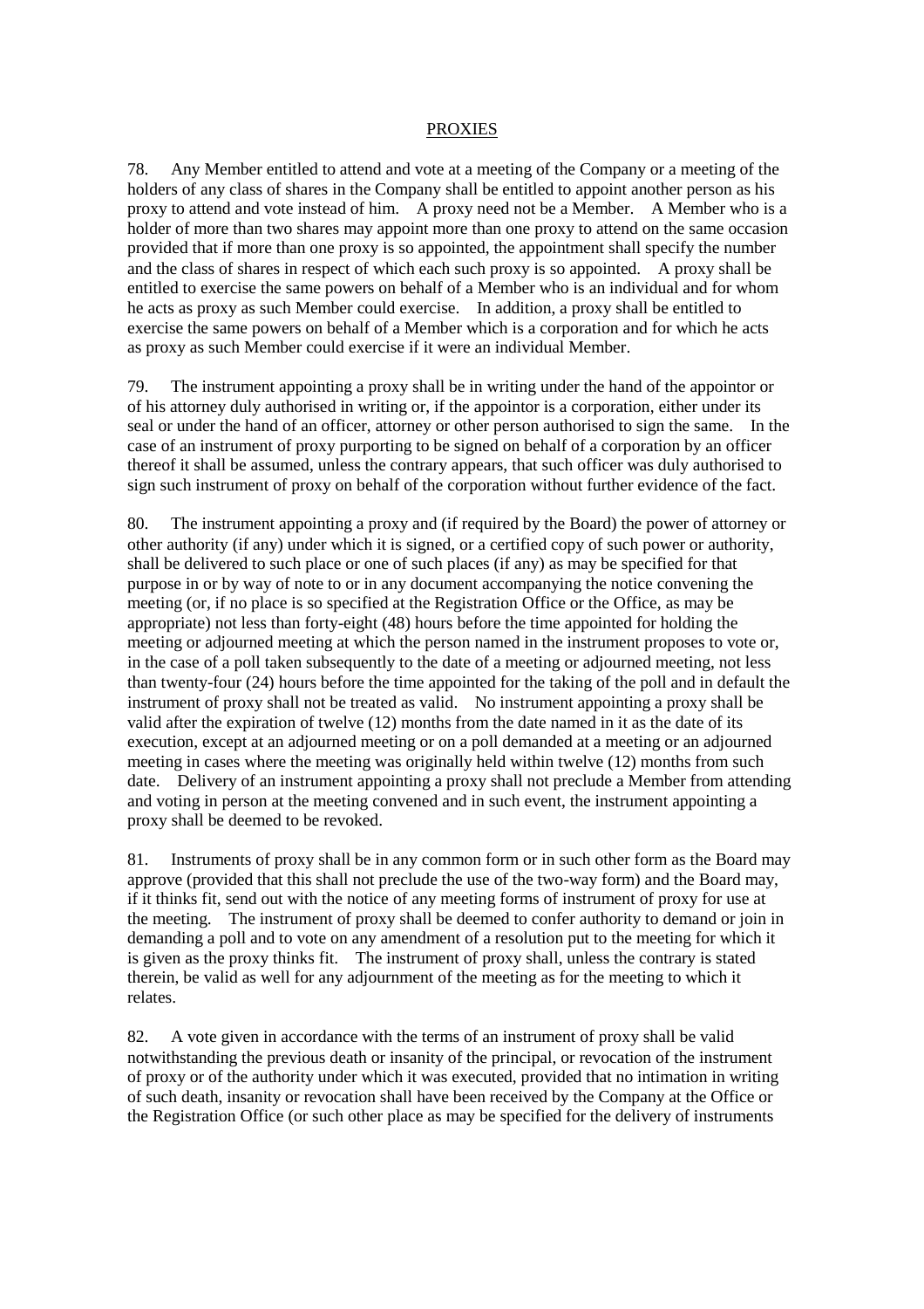## PROXIES

78. Any Member entitled to attend and vote at a meeting of the Company or a meeting of the holders of any class of shares in the Company shall be entitled to appoint another person as his proxy to attend and vote instead of him. A proxy need not be a Member. A Member who is a holder of more than two shares may appoint more than one proxy to attend on the same occasion provided that if more than one proxy is so appointed, the appointment shall specify the number and the class of shares in respect of which each such proxy is so appointed. A proxy shall be entitled to exercise the same powers on behalf of a Member who is an individual and for whom he acts as proxy as such Member could exercise. In addition, a proxy shall be entitled to exercise the same powers on behalf of a Member which is a corporation and for which he acts as proxy as such Member could exercise if it were an individual Member.

79. The instrument appointing a proxy shall be in writing under the hand of the appointor or of his attorney duly authorised in writing or, if the appointor is a corporation, either under its seal or under the hand of an officer, attorney or other person authorised to sign the same. In the case of an instrument of proxy purporting to be signed on behalf of a corporation by an officer thereof it shall be assumed, unless the contrary appears, that such officer was duly authorised to sign such instrument of proxy on behalf of the corporation without further evidence of the fact.

80. The instrument appointing a proxy and (if required by the Board) the power of attorney or other authority (if any) under which it is signed, or a certified copy of such power or authority, shall be delivered to such place or one of such places (if any) as may be specified for that purpose in or by way of note to or in any document accompanying the notice convening the meeting (or, if no place is so specified at the Registration Office or the Office, as may be appropriate) not less than forty-eight (48) hours before the time appointed for holding the meeting or adjourned meeting at which the person named in the instrument proposes to vote or, in the case of a poll taken subsequently to the date of a meeting or adjourned meeting, not less than twenty-four (24) hours before the time appointed for the taking of the poll and in default the instrument of proxy shall not be treated as valid. No instrument appointing a proxy shall be valid after the expiration of twelve (12) months from the date named in it as the date of its execution, except at an adjourned meeting or on a poll demanded at a meeting or an adjourned meeting in cases where the meeting was originally held within twelve (12) months from such date. Delivery of an instrument appointing a proxy shall not preclude a Member from attending and voting in person at the meeting convened and in such event, the instrument appointing a proxy shall be deemed to be revoked.

81. Instruments of proxy shall be in any common form or in such other form as the Board may approve (provided that this shall not preclude the use of the two-way form) and the Board may, if it thinks fit, send out with the notice of any meeting forms of instrument of proxy for use at the meeting. The instrument of proxy shall be deemed to confer authority to demand or join in demanding a poll and to vote on any amendment of a resolution put to the meeting for which it is given as the proxy thinks fit. The instrument of proxy shall, unless the contrary is stated therein, be valid as well for any adjournment of the meeting as for the meeting to which it relates.

82. A vote given in accordance with the terms of an instrument of proxy shall be valid notwithstanding the previous death or insanity of the principal, or revocation of the instrument of proxy or of the authority under which it was executed, provided that no intimation in writing of such death, insanity or revocation shall have been received by the Company at the Office or the Registration Office (or such other place as may be specified for the delivery of instruments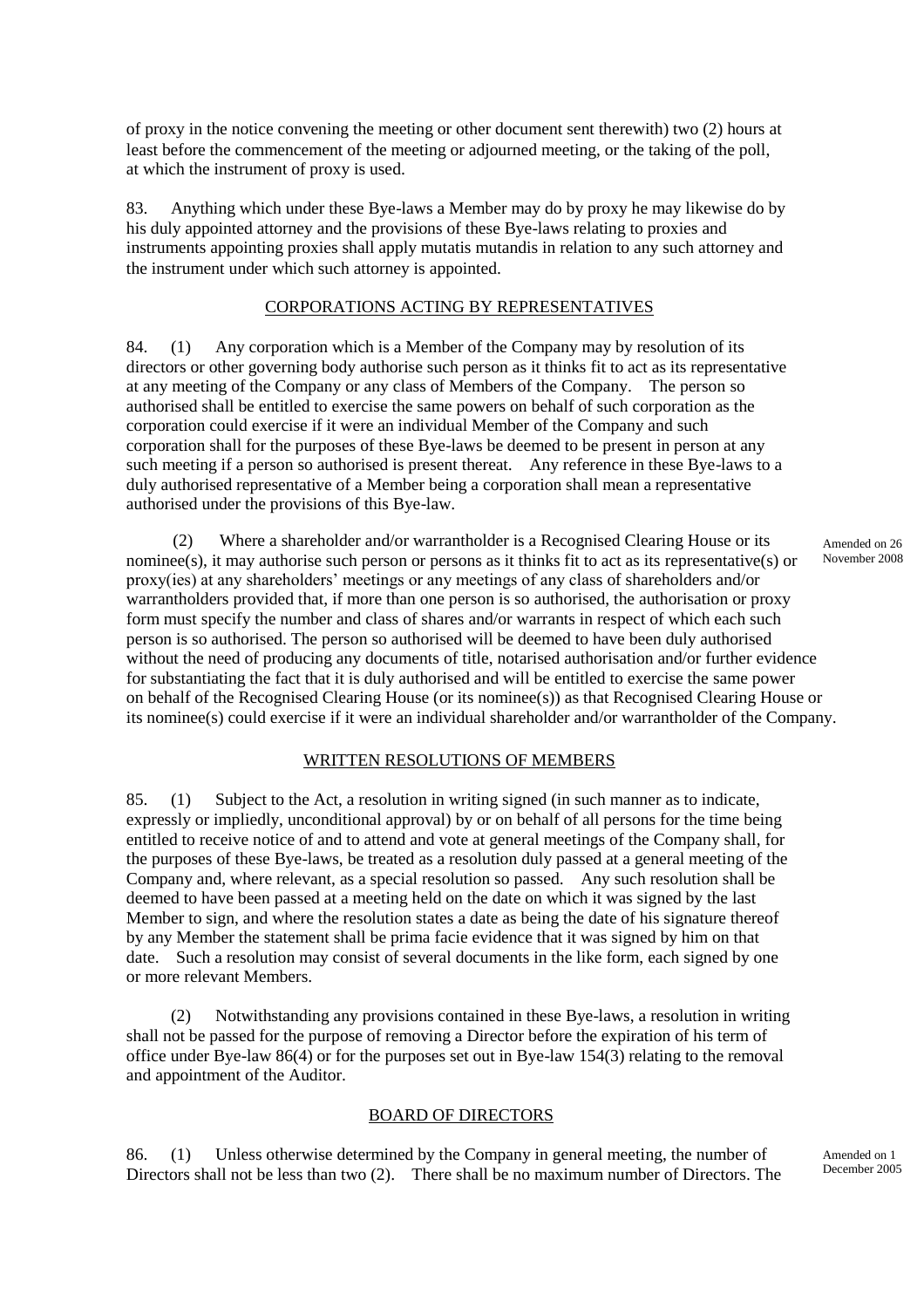of proxy in the notice convening the meeting or other document sent therewith) two (2) hours at least before the commencement of the meeting or adjourned meeting, or the taking of the poll, at which the instrument of proxy is used.

83. Anything which under these Bye-laws a Member may do by proxy he may likewise do by his duly appointed attorney and the provisions of these Bye-laws relating to proxies and instruments appointing proxies shall apply mutatis mutandis in relation to any such attorney and the instrument under which such attorney is appointed.

## CORPORATIONS ACTING BY REPRESENTATIVES

84. (1) Any corporation which is a Member of the Company may by resolution of its directors or other governing body authorise such person as it thinks fit to act as its representative at any meeting of the Company or any class of Members of the Company. The person so authorised shall be entitled to exercise the same powers on behalf of such corporation as the corporation could exercise if it were an individual Member of the Company and such corporation shall for the purposes of these Bye-laws be deemed to be present in person at any such meeting if a person so authorised is present thereat. Any reference in these Bye-laws to a duly authorised representative of a Member being a corporation shall mean a representative authorised under the provisions of this Bye-law.

(2) Where a shareholder and/or warrantholder is a Recognised Clearing House or its nominee(s), it may authorise such person or persons as it thinks fit to act as its representative(s) or proxy(ies) at any shareholders' meetings or any meetings of any class of shareholders and/or warrantholders provided that, if more than one person is so authorised, the authorisation or proxy form must specify the number and class of shares and/or warrants in respect of which each such person is so authorised. The person so authorised will be deemed to have been duly authorised without the need of producing any documents of title, notarised authorisation and/or further evidence for substantiating the fact that it is duly authorised and will be entitled to exercise the same power on behalf of the Recognised Clearing House (or its nominee(s)) as that Recognised Clearing House or its nominee(s) could exercise if it were an individual shareholder and/or warrantholder of the Company.

Amended on 26 November 2008

## WRITTEN RESOLUTIONS OF MEMBERS

85. (1) Subject to the Act, a resolution in writing signed (in such manner as to indicate, expressly or impliedly, unconditional approval) by or on behalf of all persons for the time being entitled to receive notice of and to attend and vote at general meetings of the Company shall, for the purposes of these Bye-laws, be treated as a resolution duly passed at a general meeting of the Company and, where relevant, as a special resolution so passed. Any such resolution shall be deemed to have been passed at a meeting held on the date on which it was signed by the last Member to sign, and where the resolution states a date as being the date of his signature thereof by any Member the statement shall be prima facie evidence that it was signed by him on that date. Such a resolution may consist of several documents in the like form, each signed by one or more relevant Members.

(2) Notwithstanding any provisions contained in these Bye-laws, a resolution in writing shall not be passed for the purpose of removing a Director before the expiration of his term of office under Bye-law 86(4) or for the purposes set out in Bye-law 154(3) relating to the removal and appointment of the Auditor.

## BOARD OF DIRECTORS

86. (1) Unless otherwise determined by the Company in general meeting, the number of Directors shall not be less than two (2). There shall be no maximum number of Directors. The

Amended on 1 December 2005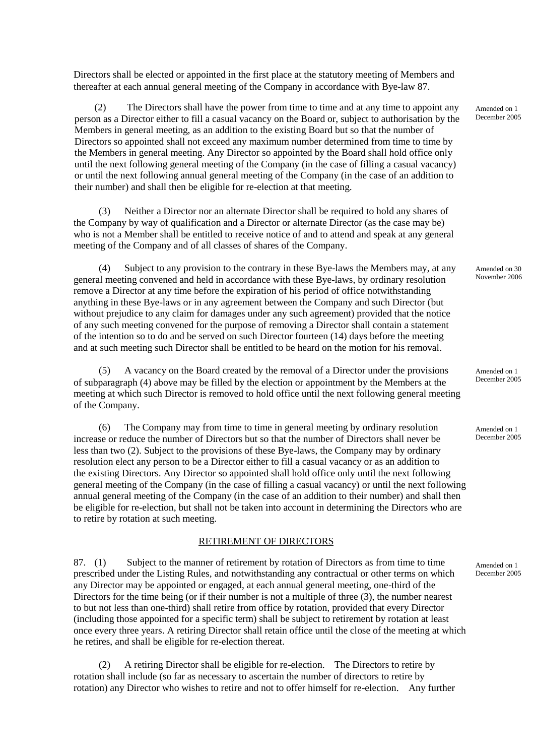Directors shall be elected or appointed in the first place at the statutory meeting of Members and thereafter at each annual general meeting of the Company in accordance with Bye-law 87.

(2) The Directors shall have the power from time to time and at any time to appoint any person as a Director either to fill a casual vacancy on the Board or, subject to authorisation by the Members in general meeting, as an addition to the existing Board but so that the number of Directors so appointed shall not exceed any maximum number determined from time to time by the Members in general meeting. Any Director so appointed by the Board shall hold office only until the next following general meeting of the Company (in the case of filling a casual vacancy) or until the next following annual general meeting of the Company (in the case of an addition to their number) and shall then be eligible for re-election at that meeting.

Amended on 1 December 2005

(3) Neither a Director nor an alternate Director shall be required to hold any shares of the Company by way of qualification and a Director or alternate Director (as the case may be) who is not a Member shall be entitled to receive notice of and to attend and speak at any general meeting of the Company and of all classes of shares of the Company.

(4) Subject to any provision to the contrary in these Bye-laws the Members may, at any general meeting convened and held in accordance with these Bye-laws, by ordinary resolution remove a Director at any time before the expiration of his period of office notwithstanding anything in these Bye-laws or in any agreement between the Company and such Director (but without prejudice to any claim for damages under any such agreement) provided that the notice of any such meeting convened for the purpose of removing a Director shall contain a statement of the intention so to do and be served on such Director fourteen (14) days before the meeting and at such meeting such Director shall be entitled to be heard on the motion for his removal.

Amended on 30 November 2006

(5) A vacancy on the Board created by the removal of a Director under the provisions of subparagraph (4) above may be filled by the election or appointment by the Members at the meeting at which such Director is removed to hold office until the next following general meeting of the Company.

Amended on 1 December 2005

(6) The Company may from time to time in general meeting by ordinary resolution increase or reduce the number of Directors but so that the number of Directors shall never be less than two (2). Subject to the provisions of these Bye-laws, the Company may by ordinary resolution elect any person to be a Director either to fill a casual vacancy or as an addition to the existing Directors. Any Director so appointed shall hold office only until the next following general meeting of the Company (in the case of filling a casual vacancy) or until the next following annual general meeting of the Company (in the case of an addition to their number) and shall then be eligible for re-election, but shall not be taken into account in determining the Directors who are to retire by rotation at such meeting.

Amended on 1 December 2005

## RETIREMENT OF DIRECTORS

87. (1) Subject to the manner of retirement by rotation of Directors as from time to time prescribed under the Listing Rules, and notwithstanding any contractual or other terms on which any Director may be appointed or engaged, at each annual general meeting, one-third of the Directors for the time being (or if their number is not a multiple of three (3), the number nearest to but not less than one-third) shall retire from office by rotation, provided that every Director (including those appointed for a specific term) shall be subject to retirement by rotation at least once every three years. A retiring Director shall retain office until the close of the meeting at which he retires, and shall be eligible for re-election thereat.

Amended on 1 December 2005

(2) A retiring Director shall be eligible for re-election. The Directors to retire by rotation shall include (so far as necessary to ascertain the number of directors to retire by rotation) any Director who wishes to retire and not to offer himself for re-election. Any further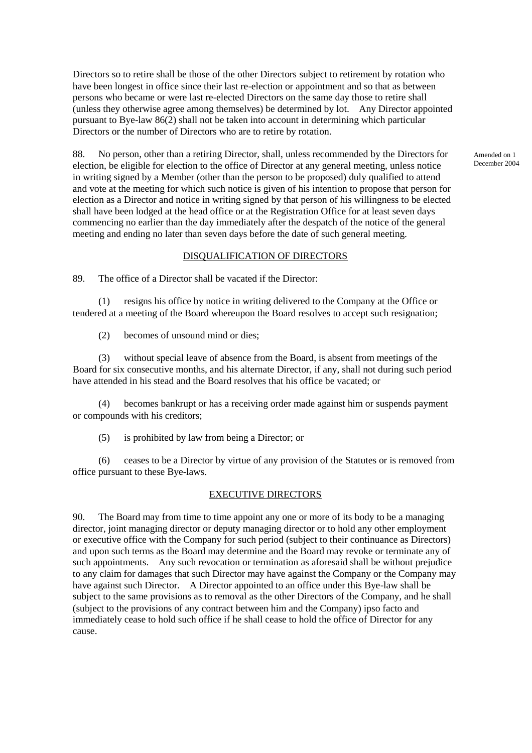Directors so to retire shall be those of the other Directors subject to retirement by rotation who have been longest in office since their last re-election or appointment and so that as between persons who became or were last re-elected Directors on the same day those to retire shall (unless they otherwise agree among themselves) be determined by lot. Any Director appointed pursuant to Bye-law 86(2) shall not be taken into account in determining which particular Directors or the number of Directors who are to retire by rotation.

88. No person, other than a retiring Director, shall, unless recommended by the Directors for election, be eligible for election to the office of Director at any general meeting, unless notice in writing signed by a Member (other than the person to be proposed) duly qualified to attend and vote at the meeting for which such notice is given of his intention to propose that person for election as a Director and notice in writing signed by that person of his willingness to be elected shall have been lodged at the head office or at the Registration Office for at least seven days commencing no earlier than the day immediately after the despatch of the notice of the general meeting and ending no later than seven days before the date of such general meeting.

Amended on 1 December 2004

## DISQUALIFICATION OF DIRECTORS

89. The office of a Director shall be vacated if the Director:

(1) resigns his office by notice in writing delivered to the Company at the Office or tendered at a meeting of the Board whereupon the Board resolves to accept such resignation;

(2) becomes of unsound mind or dies;

(3) without special leave of absence from the Board, is absent from meetings of the Board for six consecutive months, and his alternate Director, if any, shall not during such period have attended in his stead and the Board resolves that his office be vacated; or

(4) becomes bankrupt or has a receiving order made against him or suspends payment or compounds with his creditors;

(5) is prohibited by law from being a Director; or

(6) ceases to be a Director by virtue of any provision of the Statutes or is removed from office pursuant to these Bye-laws.

## EXECUTIVE DIRECTORS

90. The Board may from time to time appoint any one or more of its body to be a managing director, joint managing director or deputy managing director or to hold any other employment or executive office with the Company for such period (subject to their continuance as Directors) and upon such terms as the Board may determine and the Board may revoke or terminate any of such appointments. Any such revocation or termination as aforesaid shall be without prejudice to any claim for damages that such Director may have against the Company or the Company may have against such Director. A Director appointed to an office under this Bye-law shall be subject to the same provisions as to removal as the other Directors of the Company, and he shall (subject to the provisions of any contract between him and the Company) ipso facto and immediately cease to hold such office if he shall cease to hold the office of Director for any cause.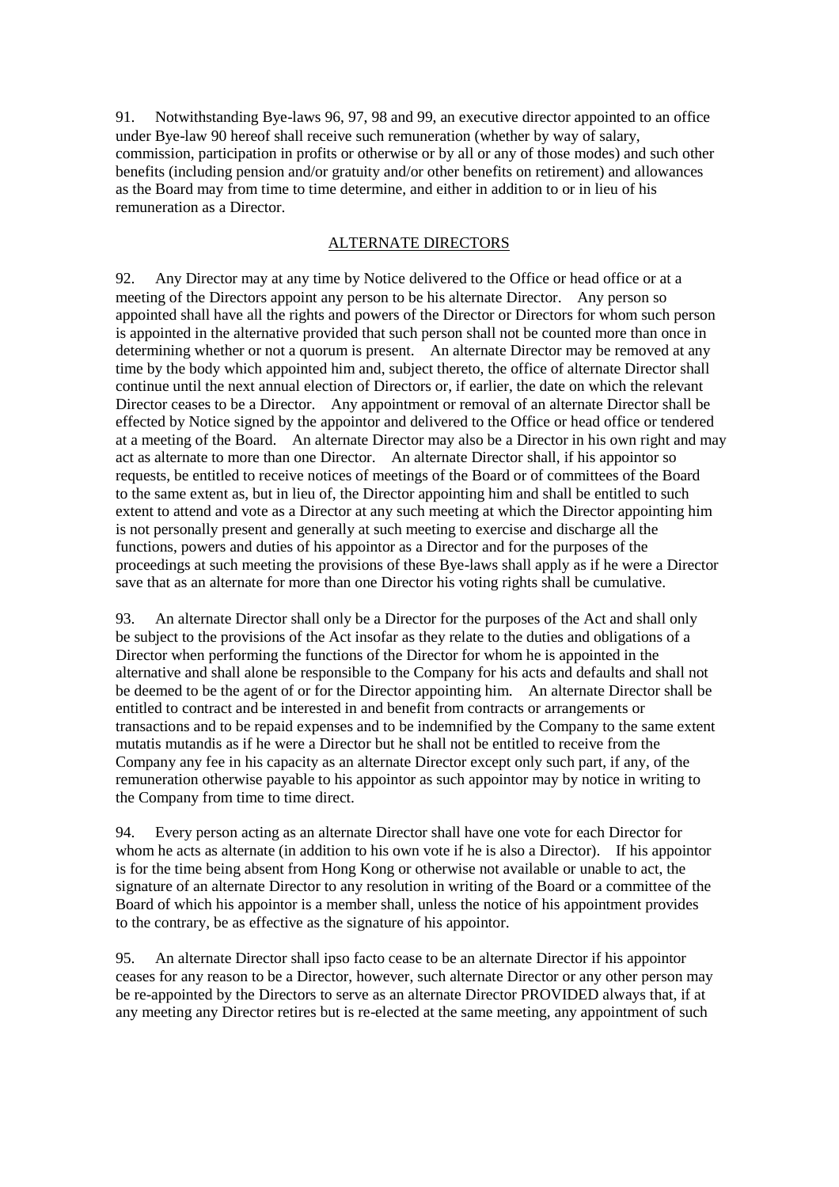91. Notwithstanding Bye-laws 96, 97, 98 and 99, an executive director appointed to an office under Bye-law 90 hereof shall receive such remuneration (whether by way of salary, commission, participation in profits or otherwise or by all or any of those modes) and such other benefits (including pension and/or gratuity and/or other benefits on retirement) and allowances as the Board may from time to time determine, and either in addition to or in lieu of his remuneration as a Director.

## ALTERNATE DIRECTORS

92. Any Director may at any time by Notice delivered to the Office or head office or at a meeting of the Directors appoint any person to be his alternate Director. Any person so appointed shall have all the rights and powers of the Director or Directors for whom such person is appointed in the alternative provided that such person shall not be counted more than once in determining whether or not a quorum is present. An alternate Director may be removed at any time by the body which appointed him and, subject thereto, the office of alternate Director shall continue until the next annual election of Directors or, if earlier, the date on which the relevant Director ceases to be a Director. Any appointment or removal of an alternate Director shall be effected by Notice signed by the appointor and delivered to the Office or head office or tendered at a meeting of the Board. An alternate Director may also be a Director in his own right and may act as alternate to more than one Director. An alternate Director shall, if his appointor so requests, be entitled to receive notices of meetings of the Board or of committees of the Board to the same extent as, but in lieu of, the Director appointing him and shall be entitled to such extent to attend and vote as a Director at any such meeting at which the Director appointing him is not personally present and generally at such meeting to exercise and discharge all the functions, powers and duties of his appointor as a Director and for the purposes of the proceedings at such meeting the provisions of these Bye-laws shall apply as if he were a Director save that as an alternate for more than one Director his voting rights shall be cumulative.

93. An alternate Director shall only be a Director for the purposes of the Act and shall only be subject to the provisions of the Act insofar as they relate to the duties and obligations of a Director when performing the functions of the Director for whom he is appointed in the alternative and shall alone be responsible to the Company for his acts and defaults and shall not be deemed to be the agent of or for the Director appointing him. An alternate Director shall be entitled to contract and be interested in and benefit from contracts or arrangements or transactions and to be repaid expenses and to be indemnified by the Company to the same extent mutatis mutandis as if he were a Director but he shall not be entitled to receive from the Company any fee in his capacity as an alternate Director except only such part, if any, of the remuneration otherwise payable to his appointor as such appointor may by notice in writing to the Company from time to time direct.

94. Every person acting as an alternate Director shall have one vote for each Director for whom he acts as alternate (in addition to his own vote if he is also a Director). If his appointor is for the time being absent from Hong Kong or otherwise not available or unable to act, the signature of an alternate Director to any resolution in writing of the Board or a committee of the Board of which his appointor is a member shall, unless the notice of his appointment provides to the contrary, be as effective as the signature of his appointor.

95. An alternate Director shall ipso facto cease to be an alternate Director if his appointor ceases for any reason to be a Director, however, such alternate Director or any other person may be re-appointed by the Directors to serve as an alternate Director PROVIDED always that, if at any meeting any Director retires but is re-elected at the same meeting, any appointment of such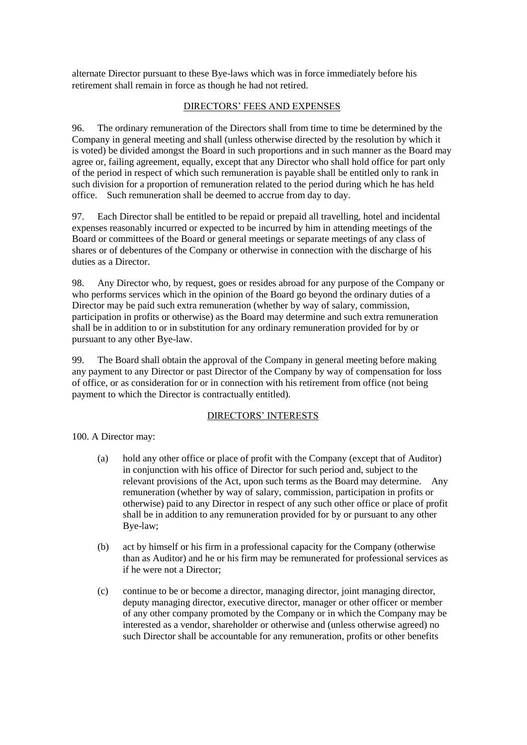alternate Director pursuant to these Bye-laws which was in force immediately before his retirement shall remain in force as though he had not retired.

## DIRECTORS' FEES AND EXPENSES

96. The ordinary remuneration of the Directors shall from time to time be determined by the Company in general meeting and shall (unless otherwise directed by the resolution by which it is voted) be divided amongst the Board in such proportions and in such manner as the Board may agree or, failing agreement, equally, except that any Director who shall hold office for part only of the period in respect of which such remuneration is payable shall be entitled only to rank in such division for a proportion of remuneration related to the period during which he has held office. Such remuneration shall be deemed to accrue from day to day.

97. Each Director shall be entitled to be repaid or prepaid all travelling, hotel and incidental expenses reasonably incurred or expected to be incurred by him in attending meetings of the Board or committees of the Board or general meetings or separate meetings of any class of shares or of debentures of the Company or otherwise in connection with the discharge of his duties as a Director.

98. Any Director who, by request, goes or resides abroad for any purpose of the Company or who performs services which in the opinion of the Board go beyond the ordinary duties of a Director may be paid such extra remuneration (whether by way of salary, commission, participation in profits or otherwise) as the Board may determine and such extra remuneration shall be in addition to or in substitution for any ordinary remuneration provided for by or pursuant to any other Bye-law.

99. The Board shall obtain the approval of the Company in general meeting before making any payment to any Director or past Director of the Company by way of compensation for loss of office, or as consideration for or in connection with his retirement from office (not being payment to which the Director is contractually entitled).

## DIRECTORS' INTERESTS

100. A Director may:

(a) hold any other office or place of profit with the Company (except that of Auditor) in conjunction with his office of Director for such period and, subject to the relevant provisions of the Act, upon such terms as the Board may determine. Any remuneration (whether by way of salary, commission, participation in profits or otherwise) paid to any Director in respect of any such other office or place of profit shall be in addition to any remuneration provided for by or pursuant to any other Bye-law;

(b) act by himself or his firm in a professional capacity for the Company (otherwise than as Auditor) and he or his firm may be remunerated for professional services as if he were not a Director;

(c) continue to be or become a director, managing director, joint managing director, deputy managing director, executive director, manager or other officer or member of any other company promoted by the Company or in which the Company may be interested as a vendor, shareholder or otherwise and (unless otherwise agreed) no such Director shall be accountable for any remuneration, profits or other benefits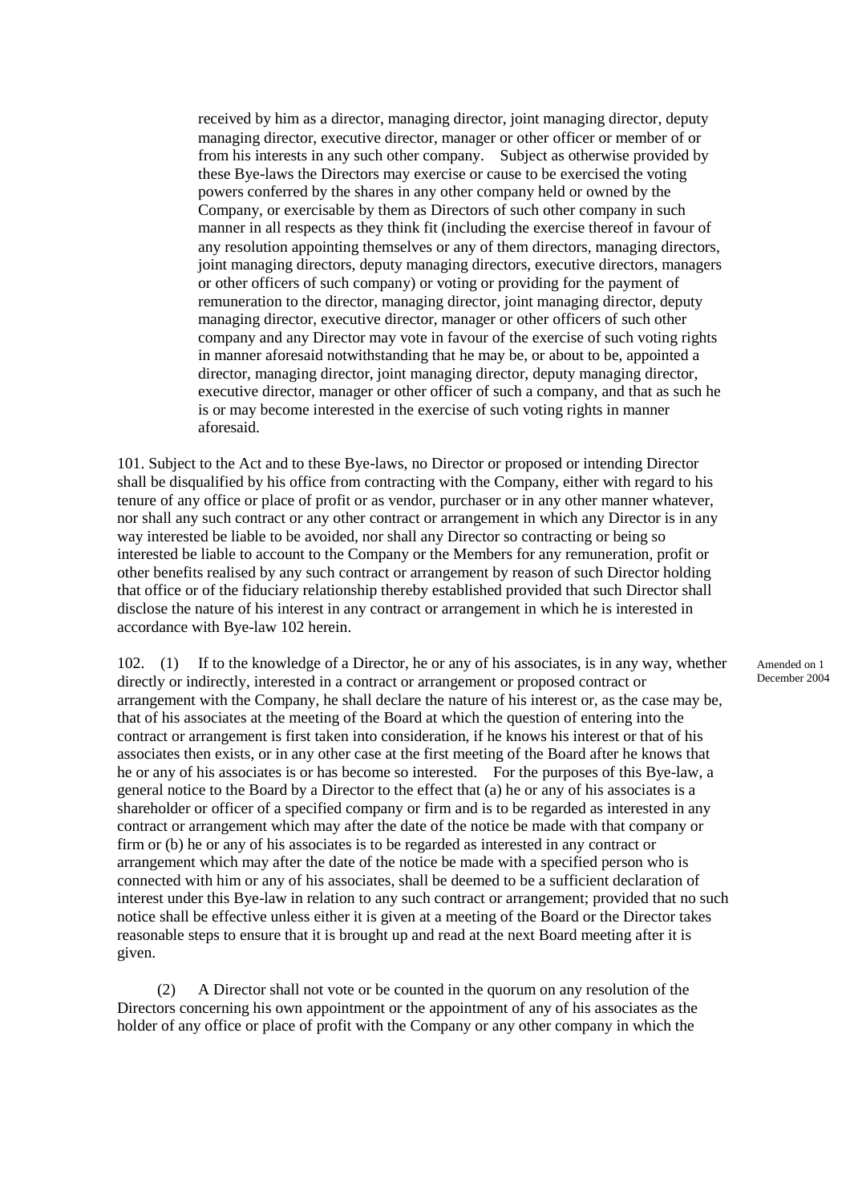received by him as a director, managing director, joint managing director, deputy managing director, executive director, manager or other officer or member of or from his interests in any such other company. Subject as otherwise provided by these Bye-laws the Directors may exercise or cause to be exercised the voting powers conferred by the shares in any other company held or owned by the Company, or exercisable by them as Directors of such other company in such manner in all respects as they think fit (including the exercise thereof in favour of any resolution appointing themselves or any of them directors, managing directors, joint managing directors, deputy managing directors, executive directors, managers or other officers of such company) or voting or providing for the payment of remuneration to the director, managing director, joint managing director, deputy managing director, executive director, manager or other officers of such other company and any Director may vote in favour of the exercise of such voting rights in manner aforesaid notwithstanding that he may be, or about to be, appointed a director, managing director, joint managing director, deputy managing director, executive director, manager or other officer of such a company, and that as such he is or may become interested in the exercise of such voting rights in manner aforesaid.

101. Subject to the Act and to these Bye-laws, no Director or proposed or intending Director shall be disqualified by his office from contracting with the Company, either with regard to his tenure of any office or place of profit or as vendor, purchaser or in any other manner whatever, nor shall any such contract or any other contract or arrangement in which any Director is in any way interested be liable to be avoided, nor shall any Director so contracting or being so interested be liable to account to the Company or the Members for any remuneration, profit or other benefits realised by any such contract or arrangement by reason of such Director holding that office or of the fiduciary relationship thereby established provided that such Director shall disclose the nature of his interest in any contract or arrangement in which he is interested in accordance with Bye-law 102 herein.

102. (1) If to the knowledge of a Director, he or any of his associates, is in any way, whether directly or indirectly, interested in a contract or arrangement or proposed contract or arrangement with the Company, he shall declare the nature of his interest or, as the case may be, that of his associates at the meeting of the Board at which the question of entering into the contract or arrangement is first taken into consideration, if he knows his interest or that of his associates then exists, or in any other case at the first meeting of the Board after he knows that he or any of his associates is or has become so interested. For the purposes of this Bye-law, a general notice to the Board by a Director to the effect that (a) he or any of his associates is a shareholder or officer of a specified company or firm and is to be regarded as interested in any contract or arrangement which may after the date of the notice be made with that company or firm or (b) he or any of his associates is to be regarded as interested in any contract or arrangement which may after the date of the notice be made with a specified person who is connected with him or any of his associates, shall be deemed to be a sufficient declaration of interest under this Bye-law in relation to any such contract or arrangement; provided that no such notice shall be effective unless either it is given at a meeting of the Board or the Director takes reasonable steps to ensure that it is brought up and read at the next Board meeting after it is given.

Amended on 1 December 2004

(2) A Director shall not vote or be counted in the quorum on any resolution of the Directors concerning his own appointment or the appointment of any of his associates as the holder of any office or place of profit with the Company or any other company in which the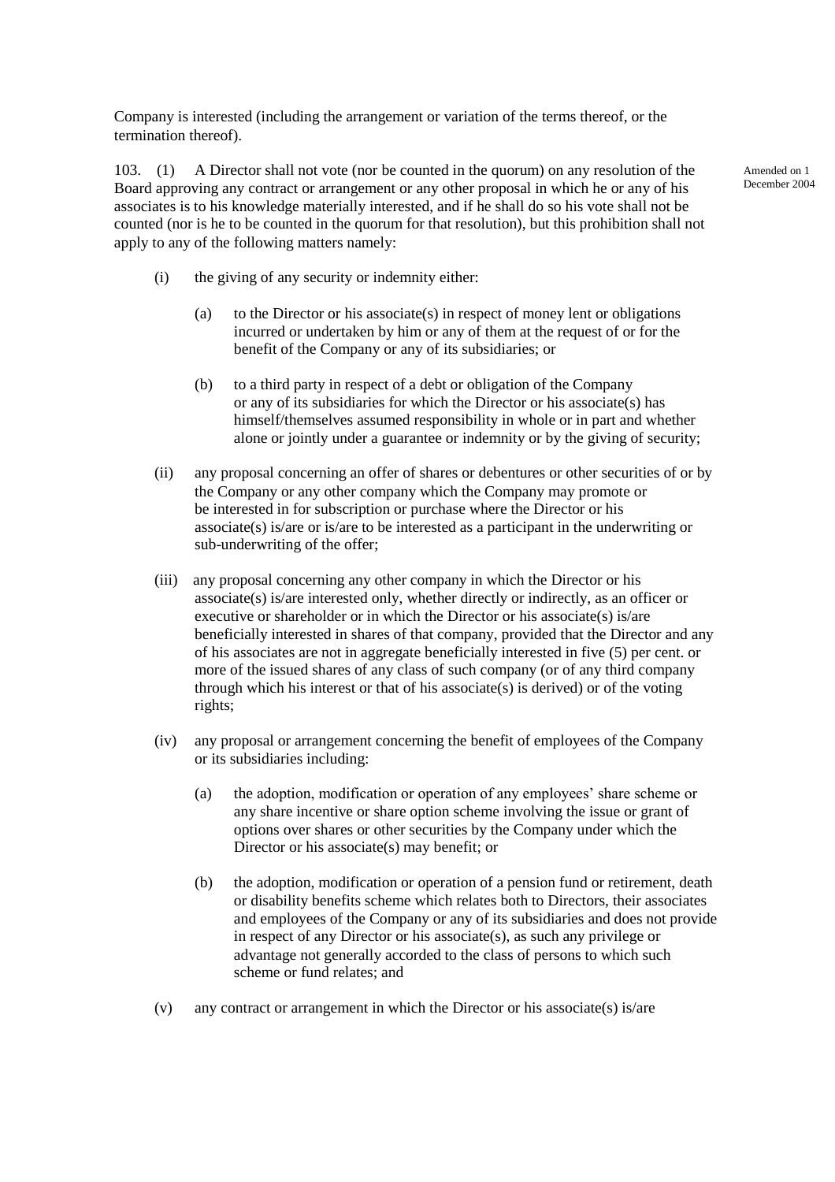Company is interested (including the arrangement or variation of the terms thereof, or the termination thereof).

103. (1) A Director shall not vote (nor be counted in the quorum) on any resolution of the Board approving any contract or arrangement or any other proposal in which he or any of his associates is to his knowledge materially interested, and if he shall do so his vote shall not be counted (nor is he to be counted in the quorum for that resolution), but this prohibition shall not apply to any of the following matters namely:

Amended on 1 December 2004

(i) the giving of any security or indemnity either:

(a) to the Director or his associate(s) in respect of money lent or obligations incurred or undertaken by him or any of them at the request of or for the benefit of the Company or any of its subsidiaries; or

(b) to a third party in respect of a debt or obligation of the Company or any of its subsidiaries for which the Director or his associate(s) has himself/themselves assumed responsibility in whole or in part and whether alone or jointly under a guarantee or indemnity or by the giving of security;

(ii) any proposal concerning an offer of shares or debentures or other securities of or by the Company or any other company which the Company may promote or be interested in for subscription or purchase where the Director or his associate(s) is/are or is/are to be interested as a participant in the underwriting or sub-underwriting of the offer;

(iii) any proposal concerning any other company in which the Director or his associate(s) is/are interested only, whether directly or indirectly, as an officer or executive or shareholder or in which the Director or his associate(s) is/are beneficially interested in shares of that company, provided that the Director and any of his associates are not in aggregate beneficially interested in five (5) per cent. or more of the issued shares of any class of such company (or of any third company through which his interest or that of his associate(s) is derived) or of the voting rights;

(iv) any proposal or arrangement concerning the benefit of employees of the Company or its subsidiaries including:

(a) the adoption, modification or operation of any employees' share scheme or any share incentive or share option scheme involving the issue or grant of options over shares or other securities by the Company under which the Director or his associate(s) may benefit; or

(b) the adoption, modification or operation of a pension fund or retirement, death or disability benefits scheme which relates both to Directors, their associates and employees of the Company or any of its subsidiaries and does not provide in respect of any Director or his associate(s), as such any privilege or advantage not generally accorded to the class of persons to which such scheme or fund relates; and

(v) any contract or arrangement in which the Director or his associate(s) is/are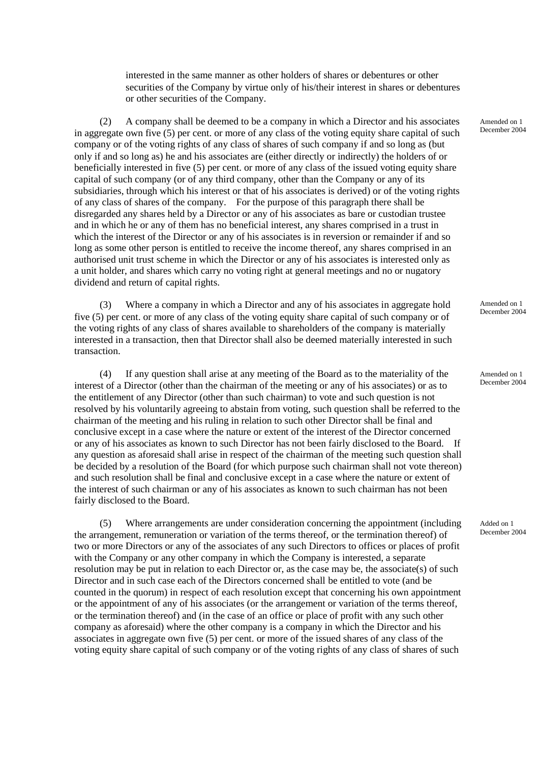interested in the same manner as other holders of shares or debentures or other securities of the Company by virtue only of his/their interest in shares or debentures or other securities of the Company.

(2) A company shall be deemed to be a company in which a Director and his associates in aggregate own five (5) per cent. or more of any class of the voting equity share capital of such company or of the voting rights of any class of shares of such company if and so long as (but only if and so long as) he and his associates are (either directly or indirectly) the holders of or beneficially interested in five (5) per cent. or more of any class of the issued voting equity share capital of such company (or of any third company, other than the Company or any of its subsidiaries, through which his interest or that of his associates is derived) or of the voting rights of any class of shares of the company. For the purpose of this paragraph there shall be disregarded any shares held by a Director or any of his associates as bare or custodian trustee and in which he or any of them has no beneficial interest, any shares comprised in a trust in which the interest of the Director or any of his associates is in reversion or remainder if and so long as some other person is entitled to receive the income thereof, any shares comprised in an authorised unit trust scheme in which the Director or any of his associates is interested only as a unit holder, and shares which carry no voting right at general meetings and no or nugatory dividend and return of capital rights.

Amended on 1 December 2004

(3) Where a company in which a Director and any of his associates in aggregate hold five (5) per cent. or more of any class of the voting equity share capital of such company or of the voting rights of any class of shares available to shareholders of the company is materially interested in a transaction, then that Director shall also be deemed materially interested in such transaction.

Amended on 1 December 2004

(4) If any question shall arise at any meeting of the Board as to the materiality of the interest of a Director (other than the chairman of the meeting or any of his associates) or as to the entitlement of any Director (other than such chairman) to vote and such question is not resolved by his voluntarily agreeing to abstain from voting, such question shall be referred to the chairman of the meeting and his ruling in relation to such other Director shall be final and conclusive except in a case where the nature or extent of the interest of the Director concerned or any of his associates as known to such Director has not been fairly disclosed to the Board. If any question as aforesaid shall arise in respect of the chairman of the meeting such question shall be decided by a resolution of the Board (for which purpose such chairman shall not vote thereon) and such resolution shall be final and conclusive except in a case where the nature or extent of the interest of such chairman or any of his associates as known to such chairman has not been fairly disclosed to the Board.

Amended on 1 December 2004

(5) Where arrangements are under consideration concerning the appointment (including the arrangement, remuneration or variation of the terms thereof, or the termination thereof) of two or more Directors or any of the associates of any such Directors to offices or places of profit with the Company or any other company in which the Company is interested, a separate resolution may be put in relation to each Director or, as the case may be, the associate(s) of such Director and in such case each of the Directors concerned shall be entitled to vote (and be counted in the quorum) in respect of each resolution except that concerning his own appointment or the appointment of any of his associates (or the arrangement or variation of the terms thereof, or the termination thereof) and (in the case of an office or place of profit with any such other company as aforesaid) where the other company is a company in which the Director and his associates in aggregate own five (5) per cent. or more of the issued shares of any class of the voting equity share capital of such company or of the voting rights of any class of shares of such

Added on 1 December 2004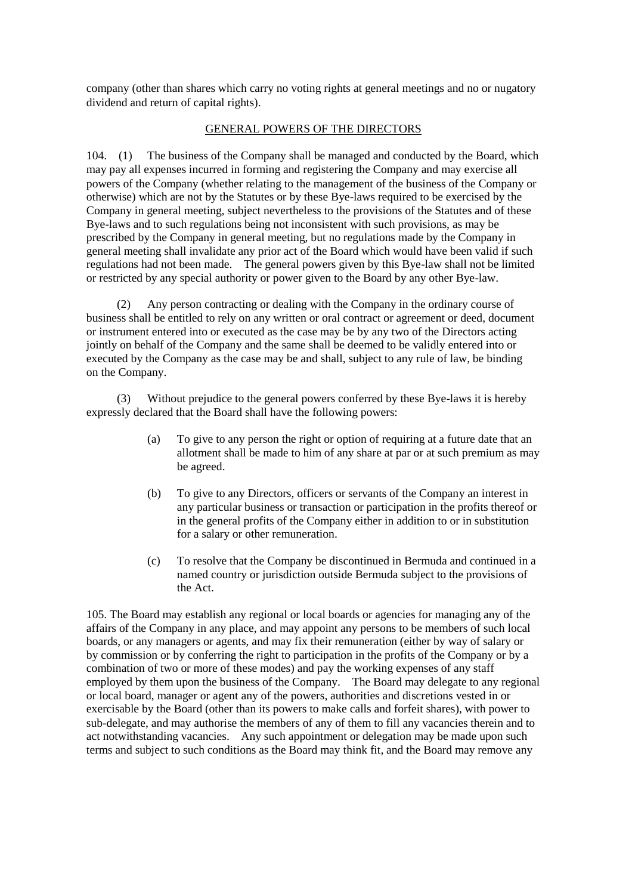company (other than shares which carry no voting rights at general meetings and no or nugatory dividend and return of capital rights).

## GENERAL POWERS OF THE DIRECTORS

104. (1) The business of the Company shall be managed and conducted by the Board, which may pay all expenses incurred in forming and registering the Company and may exercise all powers of the Company (whether relating to the management of the business of the Company or otherwise) which are not by the Statutes or by these Bye-laws required to be exercised by the Company in general meeting, subject nevertheless to the provisions of the Statutes and of these Bye-laws and to such regulations being not inconsistent with such provisions, as may be prescribed by the Company in general meeting, but no regulations made by the Company in general meeting shall invalidate any prior act of the Board which would have been valid if such regulations had not been made. The general powers given by this Bye-law shall not be limited or restricted by any special authority or power given to the Board by any other Bye-law.

(2) Any person contracting or dealing with the Company in the ordinary course of business shall be entitled to rely on any written or oral contract or agreement or deed, document or instrument entered into or executed as the case may be by any two of the Directors acting jointly on behalf of the Company and the same shall be deemed to be validly entered into or executed by the Company as the case may be and shall, subject to any rule of law, be binding on the Company.

(3) Without prejudice to the general powers conferred by these Bye-laws it is hereby expressly declared that the Board shall have the following powers:

(a) To give to any person the right or option of requiring at a future date that an allotment shall be made to him of any share at par or at such premium as may be agreed.

(b) To give to any Directors, officers or servants of the Company an interest in any particular business or transaction or participation in the profits thereof or in the general profits of the Company either in addition to or in substitution for a salary or other remuneration.

(c) To resolve that the Company be discontinued in Bermuda and continued in a named country or jurisdiction outside Bermuda subject to the provisions of the Act.

105. The Board may establish any regional or local boards or agencies for managing any of the affairs of the Company in any place, and may appoint any persons to be members of such local boards, or any managers or agents, and may fix their remuneration (either by way of salary or by commission or by conferring the right to participation in the profits of the Company or by a combination of two or more of these modes) and pay the working expenses of any staff employed by them upon the business of the Company. The Board may delegate to any regional or local board, manager or agent any of the powers, authorities and discretions vested in or exercisable by the Board (other than its powers to make calls and forfeit shares), with power to sub-delegate, and may authorise the members of any of them to fill any vacancies therein and to act notwithstanding vacancies. Any such appointment or delegation may be made upon such terms and subject to such conditions as the Board may think fit, and the Board may remove any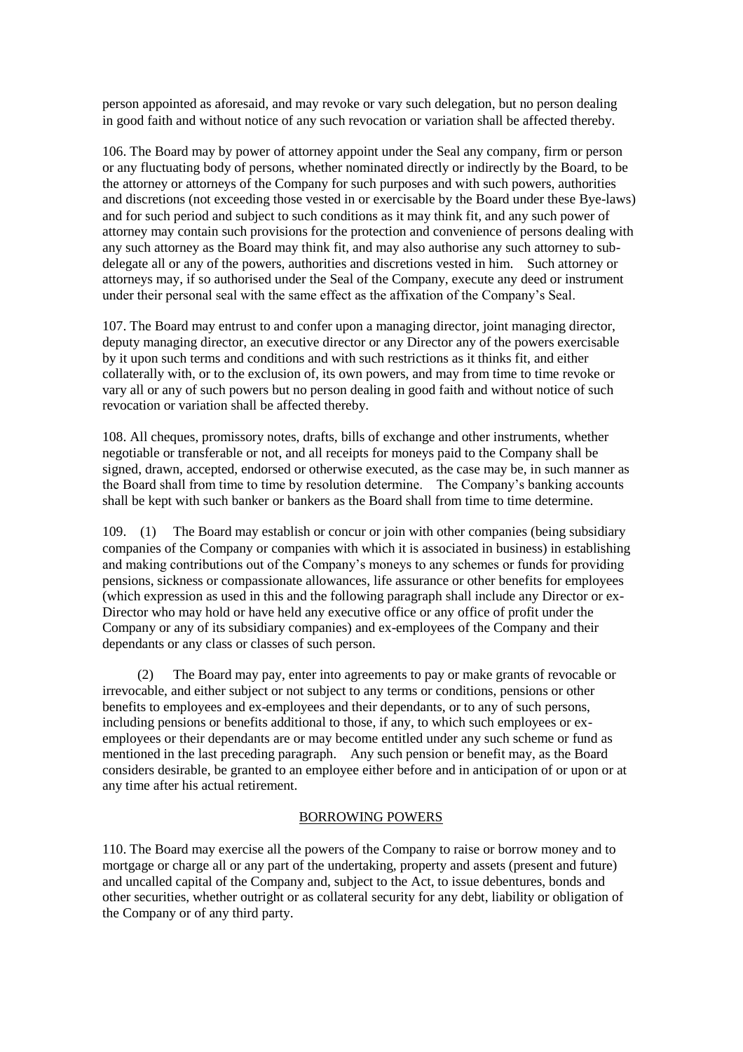person appointed as aforesaid, and may revoke or vary such delegation, but no person dealing in good faith and without notice of any such revocation or variation shall be affected thereby.

106. The Board may by power of attorney appoint under the Seal any company, firm or person or any fluctuating body of persons, whether nominated directly or indirectly by the Board, to be the attorney or attorneys of the Company for such purposes and with such powers, authorities and discretions (not exceeding those vested in or exercisable by the Board under these Bye-laws) and for such period and subject to such conditions as it may think fit, and any such power of attorney may contain such provisions for the protection and convenience of persons dealing with any such attorney as the Board may think fit, and may also authorise any such attorney to sub-delegate all or any of the powers, authorities and discretions vested in him. Such attorney or attorneys may, if so authorised under the Seal of the Company, execute any deed or instrument under their personal seal with the same effect as the affixation of the Company's Seal.

107. The Board may entrust to and confer upon a managing director, joint managing director, deputy managing director, an executive director or any Director any of the powers exercisable by it upon such terms and conditions and with such restrictions as it thinks fit, and either collaterally with, or to the exclusion of, its own powers, and may from time to time revoke or vary all or any of such powers but no person dealing in good faith and without notice of such revocation or variation shall be affected thereby.

108. All cheques, promissory notes, drafts, bills of exchange and other instruments, whether negotiable or transferable or not, and all receipts for moneys paid to the Company shall be signed, drawn, accepted, endorsed or otherwise executed, as the case may be, in such manner as the Board shall from time to time by resolution determine. The Company's banking accounts shall be kept with such banker or bankers as the Board shall from time to time determine.

109. (1) The Board may establish or concur or join with other companies (being subsidiary companies of the Company or companies with which it is associated in business) in establishing and making contributions out of the Company's moneys to any schemes or funds for providing pensions, sickness or compassionate allowances, life assurance or other benefits for employees (which expression as used in this and the following paragraph shall include any Director or ex-Director who may hold or have held any executive office or any office of profit under the Company or any of its subsidiary companies) and ex-employees of the Company and their dependants or any class or classes of such person.

(2) The Board may pay, enter into agreements to pay or make grants of revocable or irrevocable, and either subject or not subject to any terms or conditions, pensions or other benefits to employees and ex-employees and their dependants, or to any of such persons, including pensions or benefits additional to those, if any, to which such employees or ex-employees or their dependants are or may become entitled under any such scheme or fund as mentioned in the last preceding paragraph. Any such pension or benefit may, as the Board considers desirable, be granted to an employee either before and in anticipation of or upon or at any time after his actual retirement.

## BORROWING POWERS

110. The Board may exercise all the powers of the Company to raise or borrow money and to mortgage or charge all or any part of the undertaking, property and assets (present and future) and uncalled capital of the Company and, subject to the Act, to issue debentures, bonds and other securities, whether outright or as collateral security for any debt, liability or obligation of the Company or of any third party.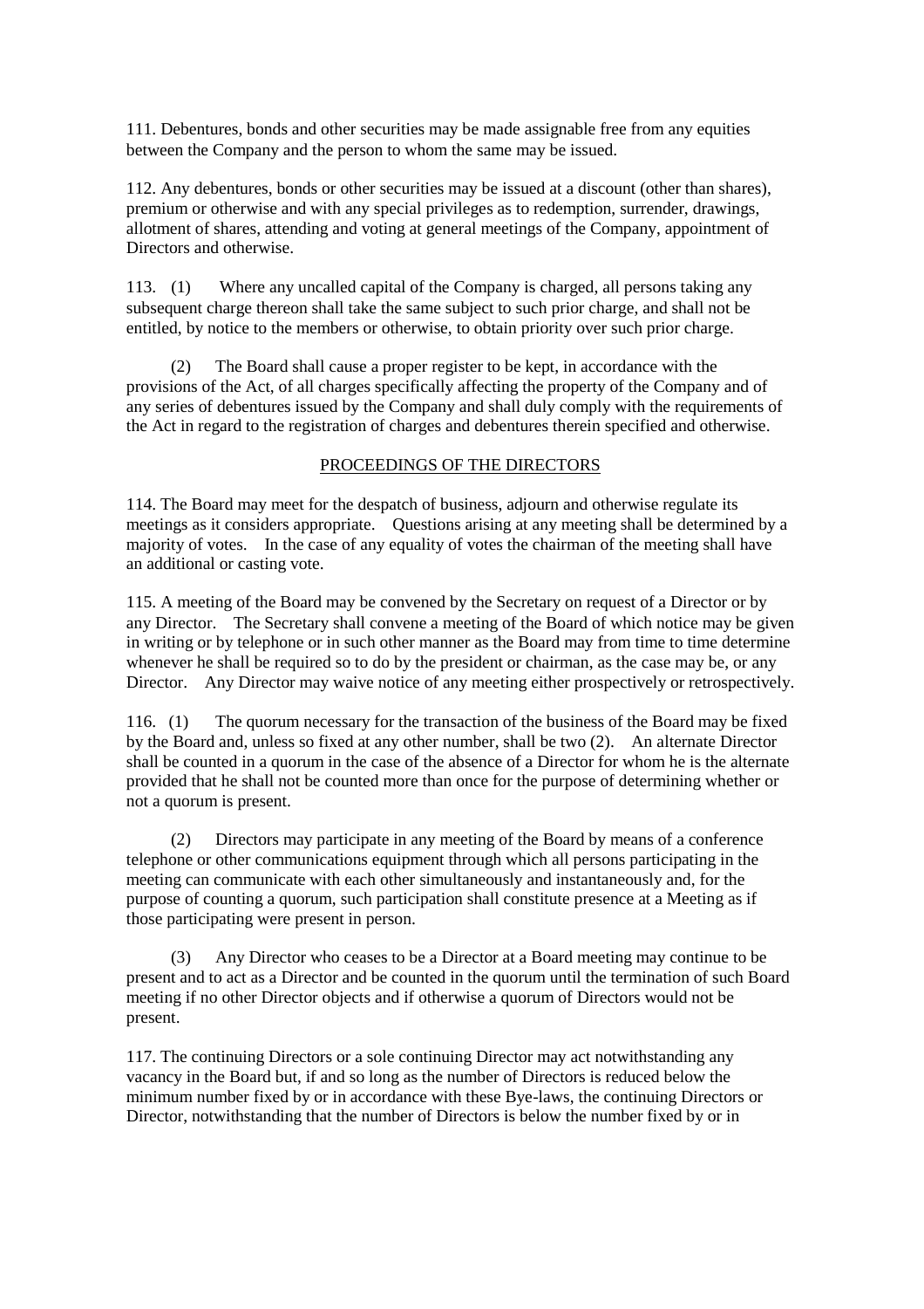111. Debentures, bonds and other securities may be made assignable free from any equities between the Company and the person to whom the same may be issued.

112. Any debentures, bonds or other securities may be issued at a discount (other than shares), premium or otherwise and with any special privileges as to redemption, surrender, drawings, allotment of shares, attending and voting at general meetings of the Company, appointment of Directors and otherwise.

113. (1) Where any uncalled capital of the Company is charged, all persons taking any subsequent charge thereon shall take the same subject to such prior charge, and shall not be entitled, by notice to the members or otherwise, to obtain priority over such prior charge.

(2) The Board shall cause a proper register to be kept, in accordance with the provisions of the Act, of all charges specifically affecting the property of the Company and of any series of debentures issued by the Company and shall duly comply with the requirements of the Act in regard to the registration of charges and debentures therein specified and otherwise.

## PROCEEDINGS OF THE DIRECTORS

114. The Board may meet for the despatch of business, adjourn and otherwise regulate its meetings as it considers appropriate. Questions arising at any meeting shall be determined by a majority of votes. In the case of any equality of votes the chairman of the meeting shall have an additional or casting vote.

115. A meeting of the Board may be convened by the Secretary on request of a Director or by any Director. The Secretary shall convene a meeting of the Board of which notice may be given in writing or by telephone or in such other manner as the Board may from time to time determine whenever he shall be required so to do by the president or chairman, as the case may be, or any Director. Any Director may waive notice of any meeting either prospectively or retrospectively.

116. (1) The quorum necessary for the transaction of the business of the Board may be fixed by the Board and, unless so fixed at any other number, shall be two (2). An alternate Director shall be counted in a quorum in the case of the absence of a Director for whom he is the alternate provided that he shall not be counted more than once for the purpose of determining whether or not a quorum is present.

(2) Directors may participate in any meeting of the Board by means of a conference telephone or other communications equipment through which all persons participating in the meeting can communicate with each other simultaneously and instantaneously and, for the purpose of counting a quorum, such participation shall constitute presence at a Meeting as if those participating were present in person.

(3) Any Director who ceases to be a Director at a Board meeting may continue to be present and to act as a Director and be counted in the quorum until the termination of such Board meeting if no other Director objects and if otherwise a quorum of Directors would not be present.

117. The continuing Directors or a sole continuing Director may act notwithstanding any vacancy in the Board but, if and so long as the number of Directors is reduced below the minimum number fixed by or in accordance with these Bye-laws, the continuing Directors or Director, notwithstanding that the number of Directors is below the number fixed by or in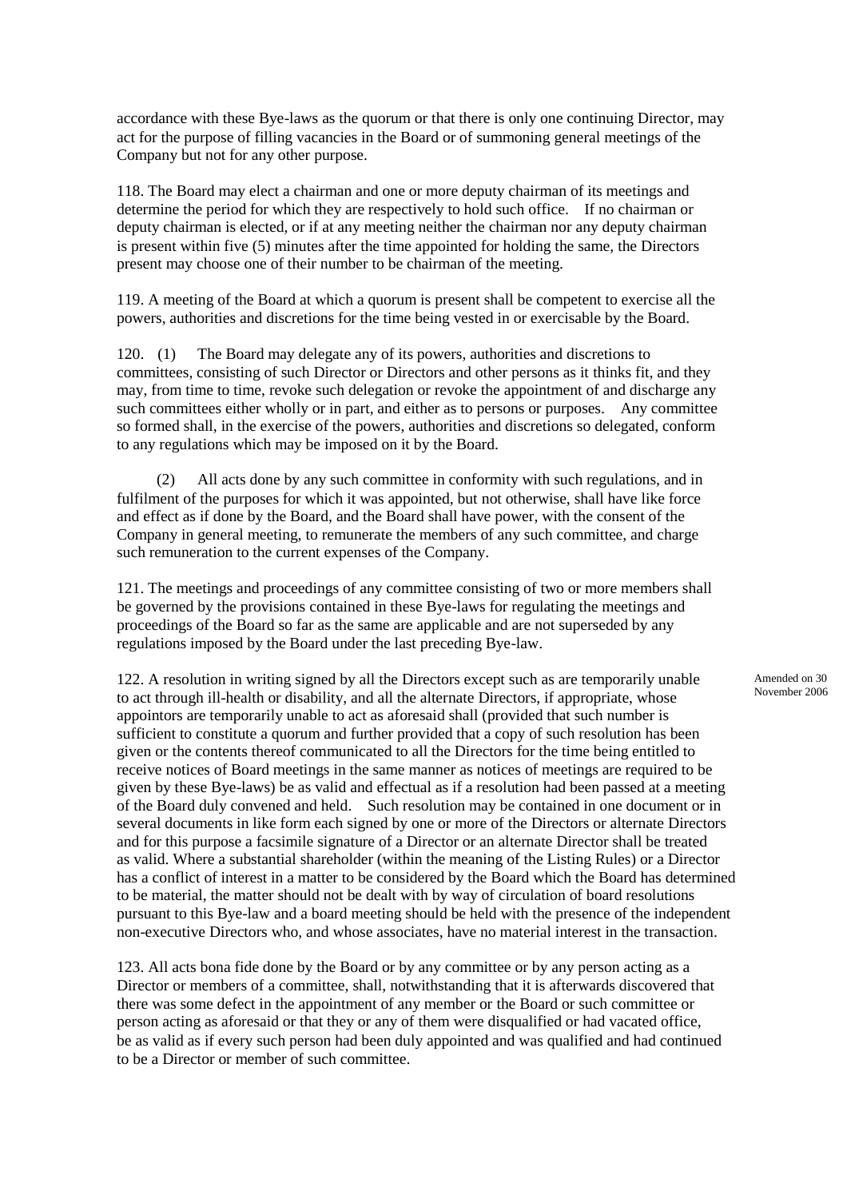accordance with these Bye-laws as the quorum or that there is only one continuing Director, may act for the purpose of filling vacancies in the Board or of summoning general meetings of the Company but not for any other purpose.

118. The Board may elect a chairman and one or more deputy chairman of its meetings and determine the period for which they are respectively to hold such office. If no chairman or deputy chairman is elected, or if at any meeting neither the chairman nor any deputy chairman is present within five (5) minutes after the time appointed for holding the same, the Directors present may choose one of their number to be chairman of the meeting.

119. A meeting of the Board at which a quorum is present shall be competent to exercise all the powers, authorities and discretions for the time being vested in or exercisable by the Board.

120. (1) The Board may delegate any of its powers, authorities and discretions to committees, consisting of such Director or Directors and other persons as it thinks fit, and they may, from time to time, revoke such delegation or revoke the appointment of and discharge any such committees either wholly or in part, and either as to persons or purposes. Any committee so formed shall, in the exercise of the powers, authorities and discretions so delegated, conform to any regulations which may be imposed on it by the Board.

(2) All acts done by any such committee in conformity with such regulations, and in fulfilment of the purposes for which it was appointed, but not otherwise, shall have like force and effect as if done by the Board, and the Board shall have power, with the consent of the Company in general meeting, to remunerate the members of any such committee, and charge such remuneration to the current expenses of the Company.

121. The meetings and proceedings of any committee consisting of two or more members shall be governed by the provisions contained in these Bye-laws for regulating the meetings and proceedings of the Board so far as the same are applicable and are not superseded by any regulations imposed by the Board under the last preceding Bye-law.

122. A resolution in writing signed by all the Directors except such as are temporarily unable to act through ill-health or disability, and all the alternate Directors, if appropriate, whose appointors are temporarily unable to act as aforesaid shall (provided that such number is sufficient to constitute a quorum and further provided that a copy of such resolution has been given or the contents thereof communicated to all the Directors for the time being entitled to receive notices of Board meetings in the same manner as notices of meetings are required to be given by these Bye-laws) be as valid and effectual as if a resolution had been passed at a meeting of the Board duly convened and held. Such resolution may be contained in one document or in several documents in like form each signed by one or more of the Directors or alternate Directors and for this purpose a facsimile signature of a Director or an alternate Director shall be treated as valid. Where a substantial shareholder (within the meaning of the Listing Rules) or a Director has a conflict of interest in a matter to be considered by the Board which the Board has determined to be material, the matter should not be dealt with by way of circulation of board resolutions pursuant to this Bye-law and a board meeting should be held with the presence of the independent non-executive Directors who, and whose associates, have no material interest in the transaction.

Amended on 30 November 2006

123. All acts bona fide done by the Board or by any committee or by any person acting as a Director or members of a committee, shall, notwithstanding that it is afterwards discovered that there was some defect in the appointment of any member or the Board or such committee or person acting as aforesaid or that they or any of them were disqualified or had vacated office, be as valid as if every such person had been duly appointed and was qualified and had continued to be a Director or member of such committee.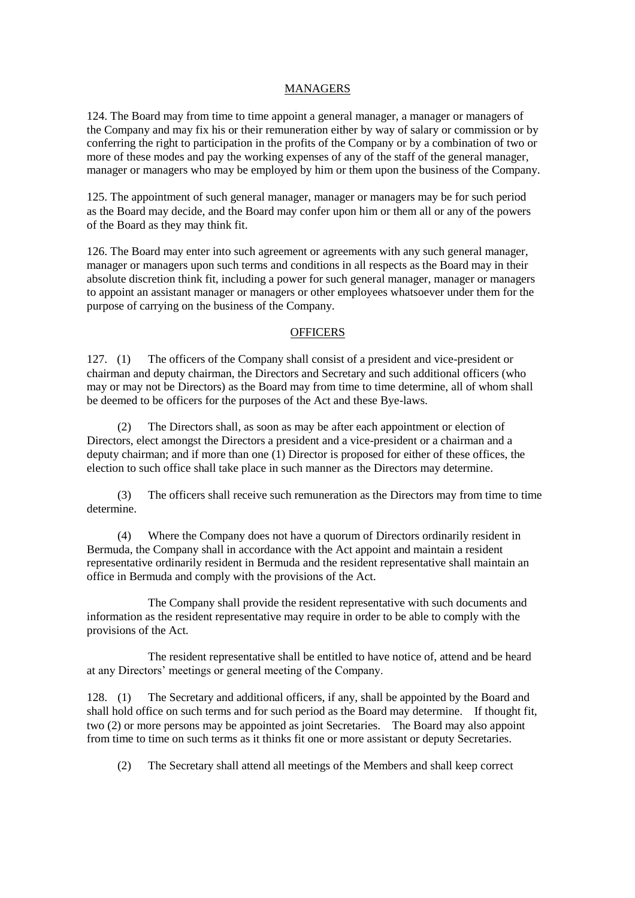## MANAGERS

124. The Board may from time to time appoint a general manager, a manager or managers of the Company and may fix his or their remuneration either by way of salary or commission or by conferring the right to participation in the profits of the Company or by a combination of two or more of these modes and pay the working expenses of any of the staff of the general manager, manager or managers who may be employed by him or them upon the business of the Company.

125. The appointment of such general manager, manager or managers may be for such period as the Board may decide, and the Board may confer upon him or them all or any of the powers of the Board as they may think fit.

126. The Board may enter into such agreement or agreements with any such general manager, manager or managers upon such terms and conditions in all respects as the Board may in their absolute discretion think fit, including a power for such general manager, manager or managers to appoint an assistant manager or managers or other employees whatsoever under them for the purpose of carrying on the business of the Company.

## OFFICERS

127. (1) The officers of the Company shall consist of a president and vice-president or chairman and deputy chairman, the Directors and Secretary and such additional officers (who may or may not be Directors) as the Board may from time to time determine, all of whom shall be deemed to be officers for the purposes of the Act and these Bye-laws.

(2) The Directors shall, as soon as may be after each appointment or election of Directors, elect amongst the Directors a president and a vice-president or a chairman and a deputy chairman; and if more than one (1) Director is proposed for either of these offices, the election to such office shall take place in such manner as the Directors may determine.

(3) The officers shall receive such remuneration as the Directors may from time to time determine.

(4) Where the Company does not have a quorum of Directors ordinarily resident in Bermuda, the Company shall in accordance with the Act appoint and maintain a resident representative ordinarily resident in Bermuda and the resident representative shall maintain an office in Bermuda and comply with the provisions of the Act.

The Company shall provide the resident representative with such documents and information as the resident representative may require in order to be able to comply with the provisions of the Act.

The resident representative shall be entitled to have notice of, attend and be heard at any Directors' meetings or general meeting of the Company.

128. (1) The Secretary and additional officers, if any, shall be appointed by the Board and shall hold office on such terms and for such period as the Board may determine. If thought fit, two (2) or more persons may be appointed as joint Secretaries. The Board may also appoint from time to time on such terms as it thinks fit one or more assistant or deputy Secretaries.

(2) The Secretary shall attend all meetings of the Members and shall keep correct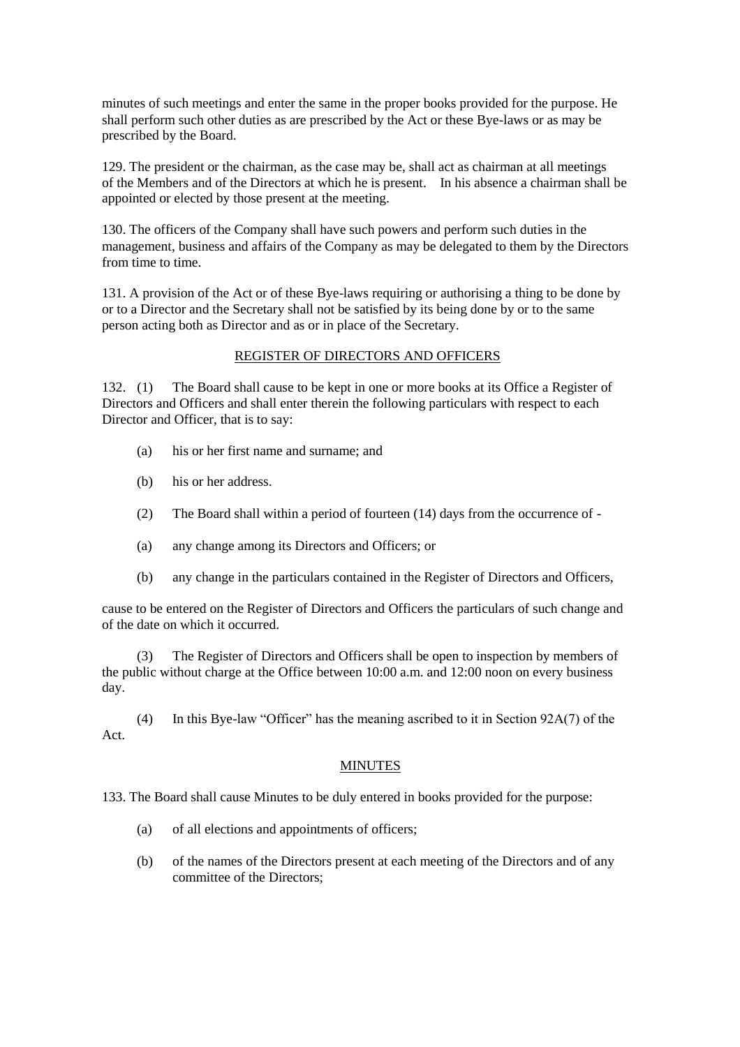minutes of such meetings and enter the same in the proper books provided for the purpose. He shall perform such other duties as are prescribed by the Act or these Bye-laws or as may be prescribed by the Board.

129. The president or the chairman, as the case may be, shall act as chairman at all meetings of the Members and of the Directors at which he is present. In his absence a chairman shall be appointed or elected by those present at the meeting.

130. The officers of the Company shall have such powers and perform such duties in the management, business and affairs of the Company as may be delegated to them by the Directors from time to time.

131. A provision of the Act or of these Bye-laws requiring or authorising a thing to be done by or to a Director and the Secretary shall not be satisfied by its being done by or to the same person acting both as Director and as or in place of the Secretary.

## REGISTER OF DIRECTORS AND OFFICERS

132. (1) The Board shall cause to be kept in one or more books at its Office a Register of Directors and Officers and shall enter therein the following particulars with respect to each Director and Officer, that is to say:

(a) his or her first name and surname; and

(b) his or her address.

(2) The Board shall within a period of fourteen (14) days from the occurrence of -

(a) any change among its Directors and Officers; or

(b) any change in the particulars contained in the Register of Directors and Officers,

cause to be entered on the Register of Directors and Officers the particulars of such change and of the date on which it occurred.

(3) The Register of Directors and Officers shall be open to inspection by members of the public without charge at the Office between 10:00 a.m. and 12:00 noon on every business day.

(4) In this Bye-law "Officer" has the meaning ascribed to it in Section 92A(7) of the Act.

## MINUTES

133. The Board shall cause Minutes to be duly entered in books provided for the purpose:

(a) of all elections and appointments of officers;

(b) of the names of the Directors present at each meeting of the Directors and of any committee of the Directors;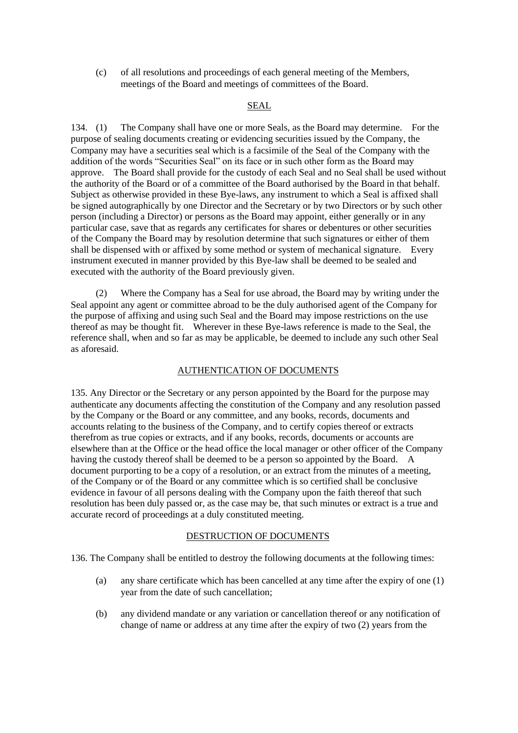(c) of all resolutions and proceedings of each general meeting of the Members, meetings of the Board and meetings of committees of the Board.

## SEAL

134. (1) The Company shall have one or more Seals, as the Board may determine. For the purpose of sealing documents creating or evidencing securities issued by the Company, the Company may have a securities seal which is a facsimile of the Seal of the Company with the addition of the words "Securities Seal" on its face or in such other form as the Board may approve. The Board shall provide for the custody of each Seal and no Seal shall be used without the authority of the Board or of a committee of the Board authorised by the Board in that behalf. Subject as otherwise provided in these Bye-laws, any instrument to which a Seal is affixed shall be signed autographically by one Director and the Secretary or by two Directors or by such other person (including a Director) or persons as the Board may appoint, either generally or in any particular case, save that as regards any certificates for shares or debentures or other securities of the Company the Board may by resolution determine that such signatures or either of them shall be dispensed with or affixed by some method or system of mechanical signature. Every instrument executed in manner provided by this Bye-law shall be deemed to be sealed and executed with the authority of the Board previously given.

(2) Where the Company has a Seal for use abroad, the Board may by writing under the Seal appoint any agent or committee abroad to be the duly authorised agent of the Company for the purpose of affixing and using such Seal and the Board may impose restrictions on the use thereof as may be thought fit. Wherever in these Bye-laws reference is made to the Seal, the reference shall, when and so far as may be applicable, be deemed to include any such other Seal as aforesaid.

## AUTHENTICATION OF DOCUMENTS

135. Any Director or the Secretary or any person appointed by the Board for the purpose may authenticate any documents affecting the constitution of the Company and any resolution passed by the Company or the Board or any committee, and any books, records, documents and accounts relating to the business of the Company, and to certify copies thereof or extracts therefrom as true copies or extracts, and if any books, records, documents or accounts are elsewhere than at the Office or the head office the local manager or other officer of the Company having the custody thereof shall be deemed to be a person so appointed by the Board. A document purporting to be a copy of a resolution, or an extract from the minutes of a meeting, of the Company or of the Board or any committee which is so certified shall be conclusive evidence in favour of all persons dealing with the Company upon the faith thereof that such resolution has been duly passed or, as the case may be, that such minutes or extract is a true and accurate record of proceedings at a duly constituted meeting.

## DESTRUCTION OF DOCUMENTS

136. The Company shall be entitled to destroy the following documents at the following times:

(a) any share certificate which has been cancelled at any time after the expiry of one (1) year from the date of such cancellation;

(b) any dividend mandate or any variation or cancellation thereof or any notification of change of name or address at any time after the expiry of two (2) years from the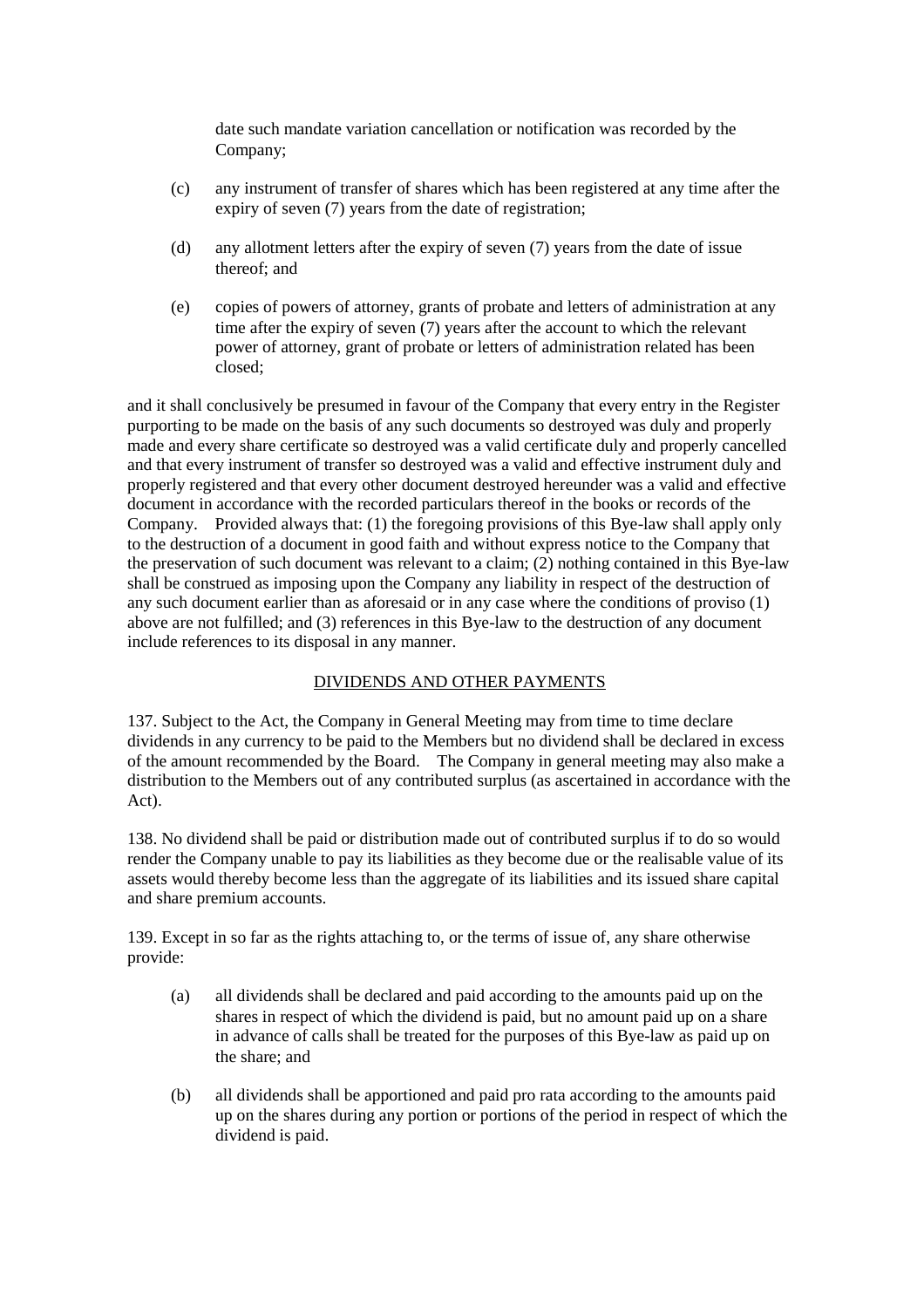date such mandate variation cancellation or notification was recorded by the Company;

(c) any instrument of transfer of shares which has been registered at any time after the expiry of seven (7) years from the date of registration;

(d) any allotment letters after the expiry of seven (7) years from the date of issue thereof; and

(e) copies of powers of attorney, grants of probate and letters of administration at any time after the expiry of seven (7) years after the account to which the relevant power of attorney, grant of probate or letters of administration related has been closed;

and it shall conclusively be presumed in favour of the Company that every entry in the Register purporting to be made on the basis of any such documents so destroyed was duly and properly made and every share certificate so destroyed was a valid certificate duly and properly cancelled and that every instrument of transfer so destroyed was a valid and effective instrument duly and properly registered and that every other document destroyed hereunder was a valid and effective document in accordance with the recorded particulars thereof in the books or records of the Company. Provided always that: (1) the foregoing provisions of this Bye-law shall apply only to the destruction of a document in good faith and without express notice to the Company that the preservation of such document was relevant to a claim; (2) nothing contained in this Bye-law shall be construed as imposing upon the Company any liability in respect of the destruction of any such document earlier than as aforesaid or in any case where the conditions of proviso (1) above are not fulfilled; and (3) references in this Bye-law to the destruction of any document include references to its disposal in any manner.

## DIVIDENDS AND OTHER PAYMENTS

137. Subject to the Act, the Company in General Meeting may from time to time declare dividends in any currency to be paid to the Members but no dividend shall be declared in excess of the amount recommended by the Board. The Company in general meeting may also make a distribution to the Members out of any contributed surplus (as ascertained in accordance with the Act).

138. No dividend shall be paid or distribution made out of contributed surplus if to do so would render the Company unable to pay its liabilities as they become due or the realisable value of its assets would thereby become less than the aggregate of its liabilities and its issued share capital and share premium accounts.

139. Except in so far as the rights attaching to, or the terms of issue of, any share otherwise provide:

(a) all dividends shall be declared and paid according to the amounts paid up on the shares in respect of which the dividend is paid, but no amount paid up on a share in advance of calls shall be treated for the purposes of this Bye-law as paid up on the share; and

(b) all dividends shall be apportioned and paid pro rata according to the amounts paid up on the shares during any portion or portions of the period in respect of which the dividend is paid.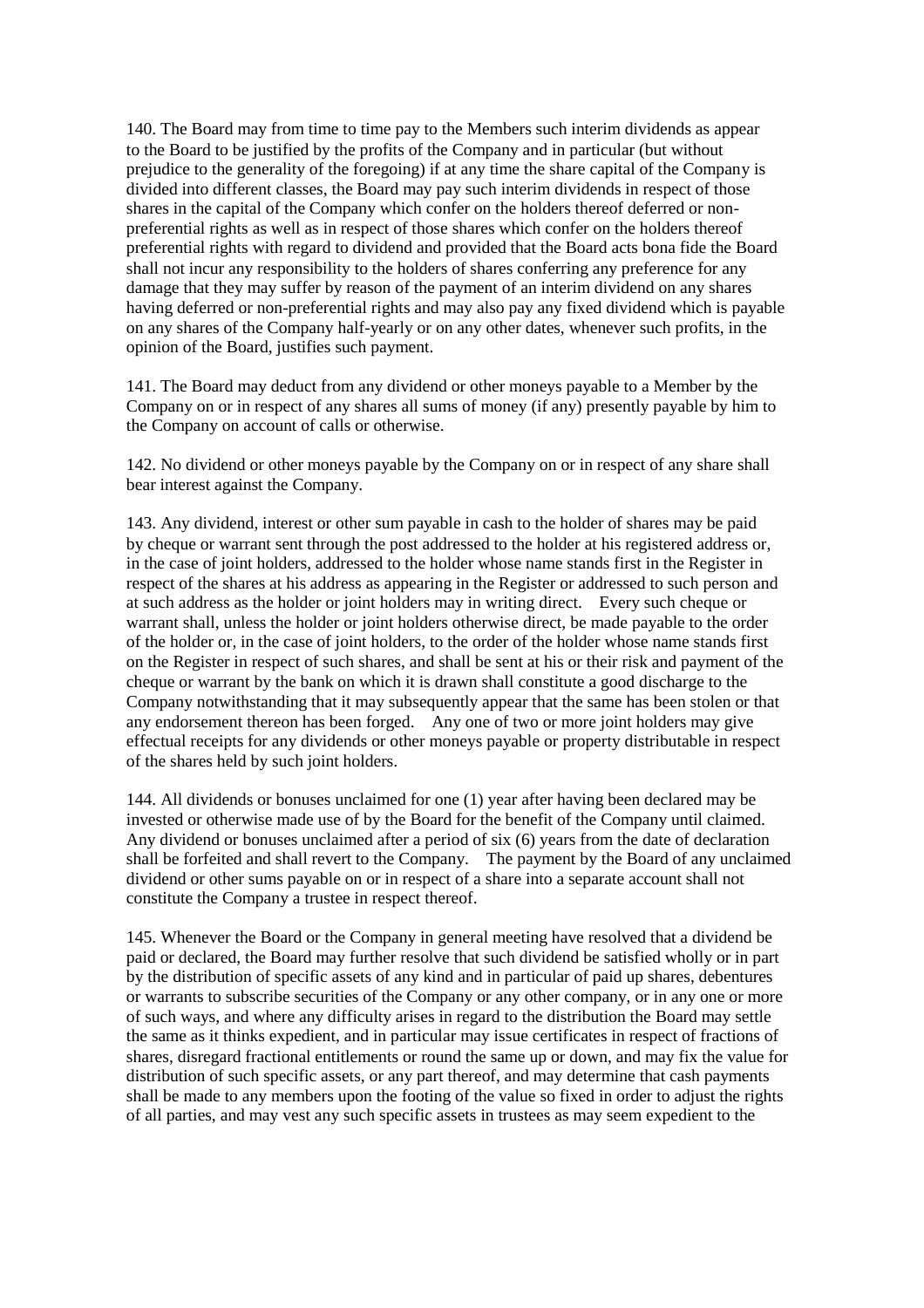140. The Board may from time to time pay to the Members such interim dividends as appear to the Board to be justified by the profits of the Company and in particular (but without prejudice to the generality of the foregoing) if at any time the share capital of the Company is divided into different classes, the Board may pay such interim dividends in respect of those shares in the capital of the Company which confer on the holders thereof deferred or non-preferential rights as well as in respect of those shares which confer on the holders thereof preferential rights with regard to dividend and provided that the Board acts bona fide the Board shall not incur any responsibility to the holders of shares conferring any preference for any damage that they may suffer by reason of the payment of an interim dividend on any shares having deferred or non-preferential rights and may also pay any fixed dividend which is payable on any shares of the Company half-yearly or on any other dates, whenever such profits, in the opinion of the Board, justifies such payment.

141. The Board may deduct from any dividend or other moneys payable to a Member by the Company on or in respect of any shares all sums of money (if any) presently payable by him to the Company on account of calls or otherwise.

142. No dividend or other moneys payable by the Company on or in respect of any share shall bear interest against the Company.

143. Any dividend, interest or other sum payable in cash to the holder of shares may be paid by cheque or warrant sent through the post addressed to the holder at his registered address or, in the case of joint holders, addressed to the holder whose name stands first in the Register in respect of the shares at his address as appearing in the Register or addressed to such person and at such address as the holder or joint holders may in writing direct. Every such cheque or warrant shall, unless the holder or joint holders otherwise direct, be made payable to the order of the holder or, in the case of joint holders, to the order of the holder whose name stands first on the Register in respect of such shares, and shall be sent at his or their risk and payment of the cheque or warrant by the bank on which it is drawn shall constitute a good discharge to the Company notwithstanding that it may subsequently appear that the same has been stolen or that any endorsement thereon has been forged. Any one of two or more joint holders may give effectual receipts for any dividends or other moneys payable or property distributable in respect of the shares held by such joint holders.

144. All dividends or bonuses unclaimed for one (1) year after having been declared may be invested or otherwise made use of by the Board for the benefit of the Company until claimed. Any dividend or bonuses unclaimed after a period of six (6) years from the date of declaration shall be forfeited and shall revert to the Company. The payment by the Board of any unclaimed dividend or other sums payable on or in respect of a share into a separate account shall not constitute the Company a trustee in respect thereof.

145. Whenever the Board or the Company in general meeting have resolved that a dividend be paid or declared, the Board may further resolve that such dividend be satisfied wholly or in part by the distribution of specific assets of any kind and in particular of paid up shares, debentures or warrants to subscribe securities of the Company or any other company, or in any one or more of such ways, and where any difficulty arises in regard to the distribution the Board may settle the same as it thinks expedient, and in particular may issue certificates in respect of fractions of shares, disregard fractional entitlements or round the same up or down, and may fix the value for distribution of such specific assets, or any part thereof, and may determine that cash payments shall be made to any members upon the footing of the value so fixed in order to adjust the rights of all parties, and may vest any such specific assets in trustees as may seem expedient to the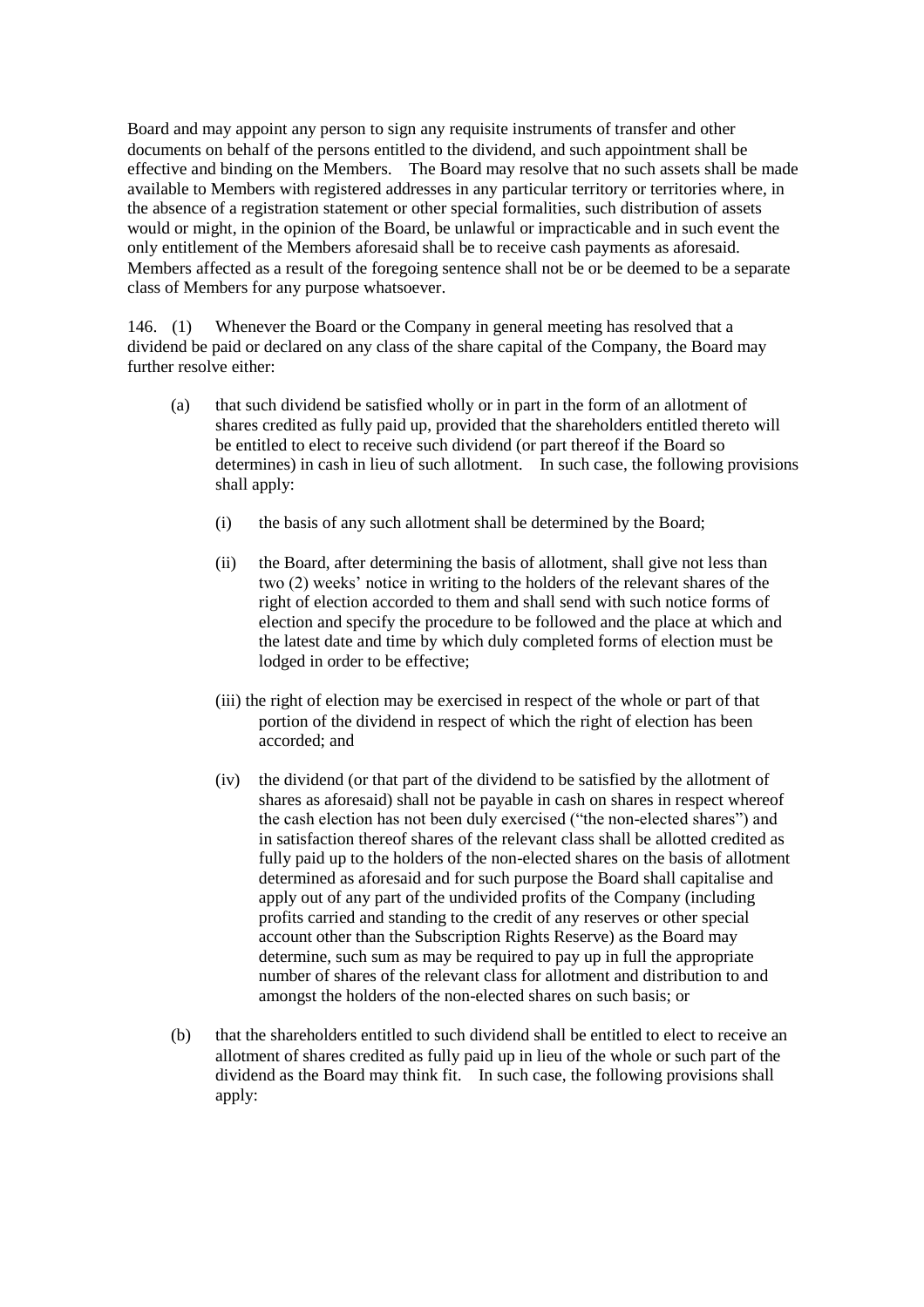Board and may appoint any person to sign any requisite instruments of transfer and other documents on behalf of the persons entitled to the dividend, and such appointment shall be effective and binding on the Members. The Board may resolve that no such assets shall be made available to Members with registered addresses in any particular territory or territories where, in the absence of a registration statement or other special formalities, such distribution of assets would or might, in the opinion of the Board, be unlawful or impracticable and in such event the only entitlement of the Members aforesaid shall be to receive cash payments as aforesaid. Members affected as a result of the foregoing sentence shall not be or be deemed to be a separate class of Members for any purpose whatsoever.

146. (1) Whenever the Board or the Company in general meeting has resolved that a dividend be paid or declared on any class of the share capital of the Company, the Board may further resolve either:

- (a) that such dividend be satisfied wholly or in part in the form of an allotment of shares credited as fully paid up, provided that the shareholders entitled thereto will be entitled to elect to receive such dividend (or part thereof if the Board so determines) in cash in lieu of such allotment. In such case, the following provisions shall apply:

  - (i) the basis of any such allotment shall be determined by the Board;

  - (ii) the Board, after determining the basis of allotment, shall give not less than two (2) weeks' notice in writing to the holders of the relevant shares of the right of election accorded to them and shall send with such notice forms of election and specify the procedure to be followed and the place at which and the latest date and time by which duly completed forms of election must be lodged in order to be effective;

  - (iii) the right of election may be exercised in respect of the whole or part of that portion of the dividend in respect of which the right of election has been accorded; and

  - (iv) the dividend (or that part of the dividend to be satisfied by the allotment of shares as aforesaid) shall not be payable in cash on shares in respect whereof the cash election has not been duly exercised ("the non-elected shares") and in satisfaction thereof shares of the relevant class shall be allotted credited as fully paid up to the holders of the non-elected shares on the basis of allotment determined as aforesaid and for such purpose the Board shall capitalise and apply out of any part of the undivided profits of the Company (including profits carried and standing to the credit of any reserves or other special account other than the Subscription Rights Reserve) as the Board may determine, such sum as may be required to pay up in full the appropriate number of shares of the relevant class for allotment and distribution to and amongst the holders of the non-elected shares on such basis; or

- (b) that the shareholders entitled to such dividend shall be entitled to elect to receive an allotment of shares credited as fully paid up in lieu of the whole or such part of the dividend as the Board may think fit. In such case, the following provisions shall apply: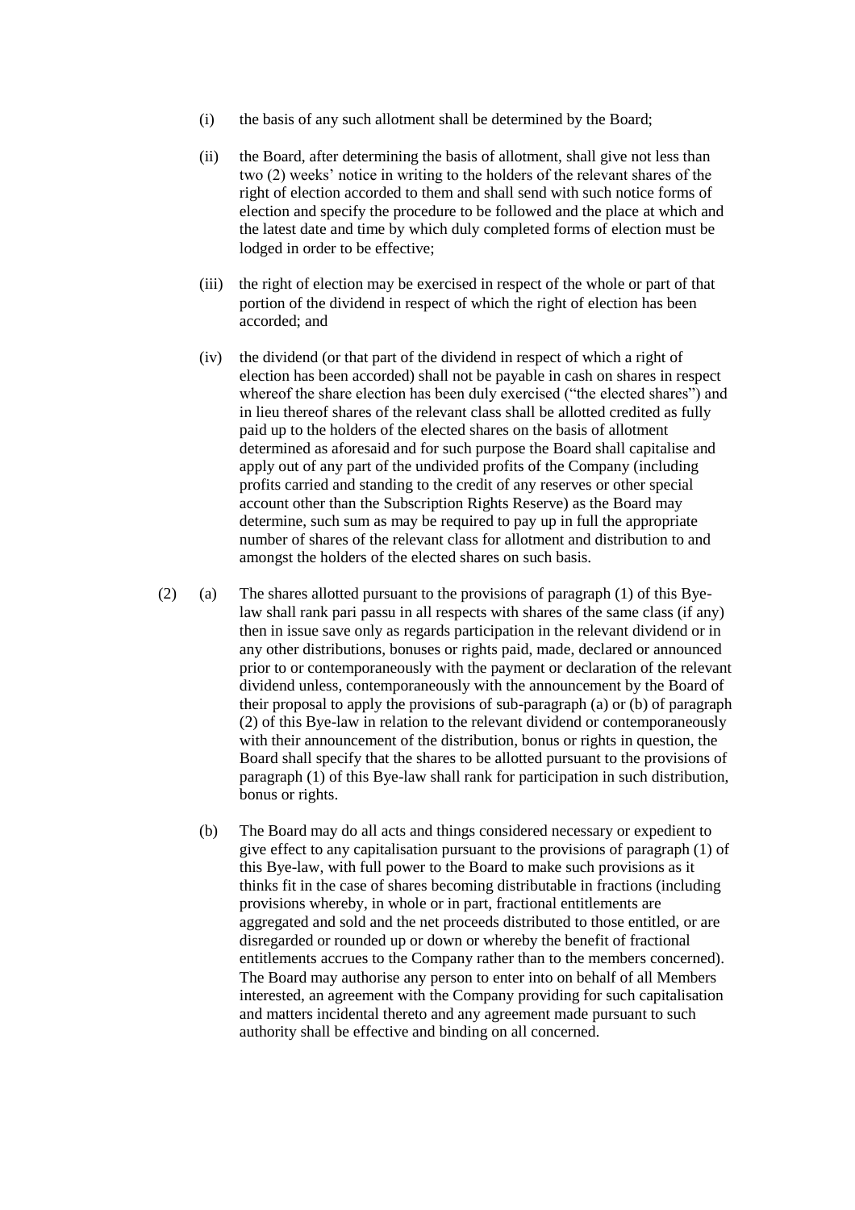(i) the basis of any such allotment shall be determined by the Board;

(ii) the Board, after determining the basis of allotment, shall give not less than two (2) weeks' notice in writing to the holders of the relevant shares of the right of election accorded to them and shall send with such notice forms of election and specify the procedure to be followed and the place at which and the latest date and time by which duly completed forms of election must be lodged in order to be effective;

(iii) the right of election may be exercised in respect of the whole or part of that portion of the dividend in respect of which the right of election has been accorded; and

(iv) the dividend (or that part of the dividend in respect of which a right of election has been accorded) shall not be payable in cash on shares in respect whereof the share election has been duly exercised ("the elected shares") and in lieu thereof shares of the relevant class shall be allotted credited as fully paid up to the holders of the elected shares on the basis of allotment determined as aforesaid and for such purpose the Board shall capitalise and apply out of any part of the undivided profits of the Company (including profits carried and standing to the credit of any reserves or other special account other than the Subscription Rights Reserve) as the Board may determine, such sum as may be required to pay up in full the appropriate number of shares of the relevant class for allotment and distribution to and amongst the holders of the elected shares on such basis.

(2) (a) The shares allotted pursuant to the provisions of paragraph (1) of this Bye-law shall rank pari passu in all respects with shares of the same class (if any) then in issue save only as regards participation in the relevant dividend or in any other distributions, bonuses or rights paid, made, declared or announced prior to or contemporaneously with the payment or declaration of the relevant dividend unless, contemporaneously with the announcement by the Board of their proposal to apply the provisions of sub-paragraph (a) or (b) of paragraph (2) of this Bye-law in relation to the relevant dividend or contemporaneously with their announcement of the distribution, bonus or rights in question, the Board shall specify that the shares to be allotted pursuant to the provisions of paragraph (1) of this Bye-law shall rank for participation in such distribution, bonus or rights.

(b) The Board may do all acts and things considered necessary or expedient to give effect to any capitalisation pursuant to the provisions of paragraph (1) of this Bye-law, with full power to the Board to make such provisions as it thinks fit in the case of shares becoming distributable in fractions (including provisions whereby, in whole or in part, fractional entitlements are aggregated and sold and the net proceeds distributed to those entitled, or are disregarded or rounded up or down or whereby the benefit of fractional entitlements accrues to the Company rather than to the members concerned). The Board may authorise any person to enter into on behalf of all Members interested, an agreement with the Company providing for such capitalisation and matters incidental thereto and any agreement made pursuant to such authority shall be effective and binding on all concerned.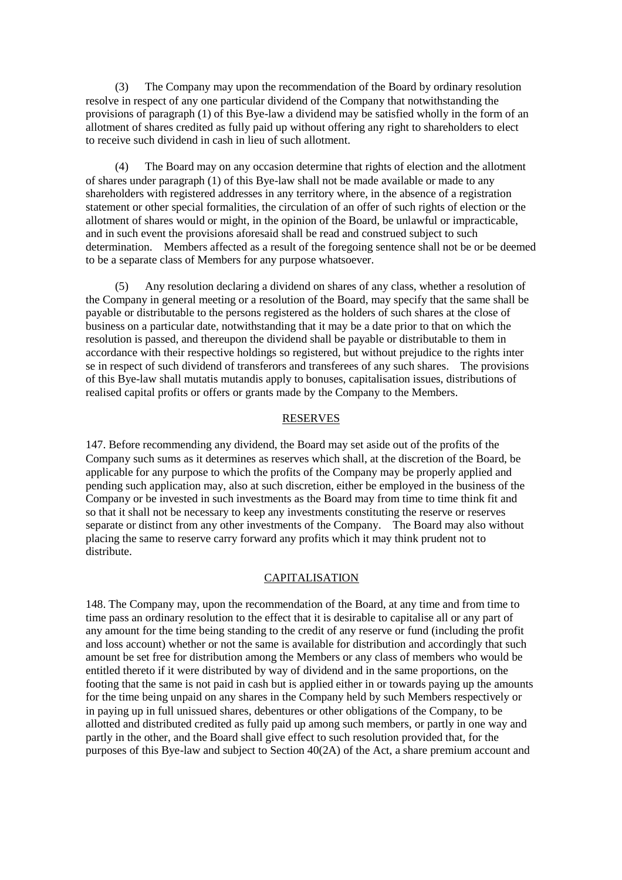(3) The Company may upon the recommendation of the Board by ordinary resolution resolve in respect of any one particular dividend of the Company that notwithstanding the provisions of paragraph (1) of this Bye-law a dividend may be satisfied wholly in the form of an allotment of shares credited as fully paid up without offering any right to shareholders to elect to receive such dividend in cash in lieu of such allotment.

(4) The Board may on any occasion determine that rights of election and the allotment of shares under paragraph (1) of this Bye-law shall not be made available or made to any shareholders with registered addresses in any territory where, in the absence of a registration statement or other special formalities, the circulation of an offer of such rights of election or the allotment of shares would or might, in the opinion of the Board, be unlawful or impracticable, and in such event the provisions aforesaid shall be read and construed subject to such determination. Members affected as a result of the foregoing sentence shall not be or be deemed to be a separate class of Members for any purpose whatsoever.

(5) Any resolution declaring a dividend on shares of any class, whether a resolution of the Company in general meeting or a resolution of the Board, may specify that the same shall be payable or distributable to the persons registered as the holders of such shares at the close of business on a particular date, notwithstanding that it may be a date prior to that on which the resolution is passed, and thereupon the dividend shall be payable or distributable to them in accordance with their respective holdings so registered, but without prejudice to the rights inter se in respect of such dividend of transferors and transferees of any such shares. The provisions of this Bye-law shall mutatis mutandis apply to bonuses, capitalisation issues, distributions of realised capital profits or offers or grants made by the Company to the Members.

## RESERVES

147. Before recommending any dividend, the Board may set aside out of the profits of the Company such sums as it determines as reserves which shall, at the discretion of the Board, be applicable for any purpose to which the profits of the Company may be properly applied and pending such application may, also at such discretion, either be employed in the business of the Company or be invested in such investments as the Board may from time to time think fit and so that it shall not be necessary to keep any investments constituting the reserve or reserves separate or distinct from any other investments of the Company. The Board may also without placing the same to reserve carry forward any profits which it may think prudent not to distribute.

## CAPITALISATION

148. The Company may, upon the recommendation of the Board, at any time and from time to time pass an ordinary resolution to the effect that it is desirable to capitalise all or any part of any amount for the time being standing to the credit of any reserve or fund (including the profit and loss account) whether or not the same is available for distribution and accordingly that such amount be set free for distribution among the Members or any class of members who would be entitled thereto if it were distributed by way of dividend and in the same proportions, on the footing that the same is not paid in cash but is applied either in or towards paying up the amounts for the time being unpaid on any shares in the Company held by such Members respectively or in paying up in full unissued shares, debentures or other obligations of the Company, to be allotted and distributed credited as fully paid up among such members, or partly in one way and partly in the other, and the Board shall give effect to such resolution provided that, for the purposes of this Bye-law and subject to Section 40(2A) of the Act, a share premium account and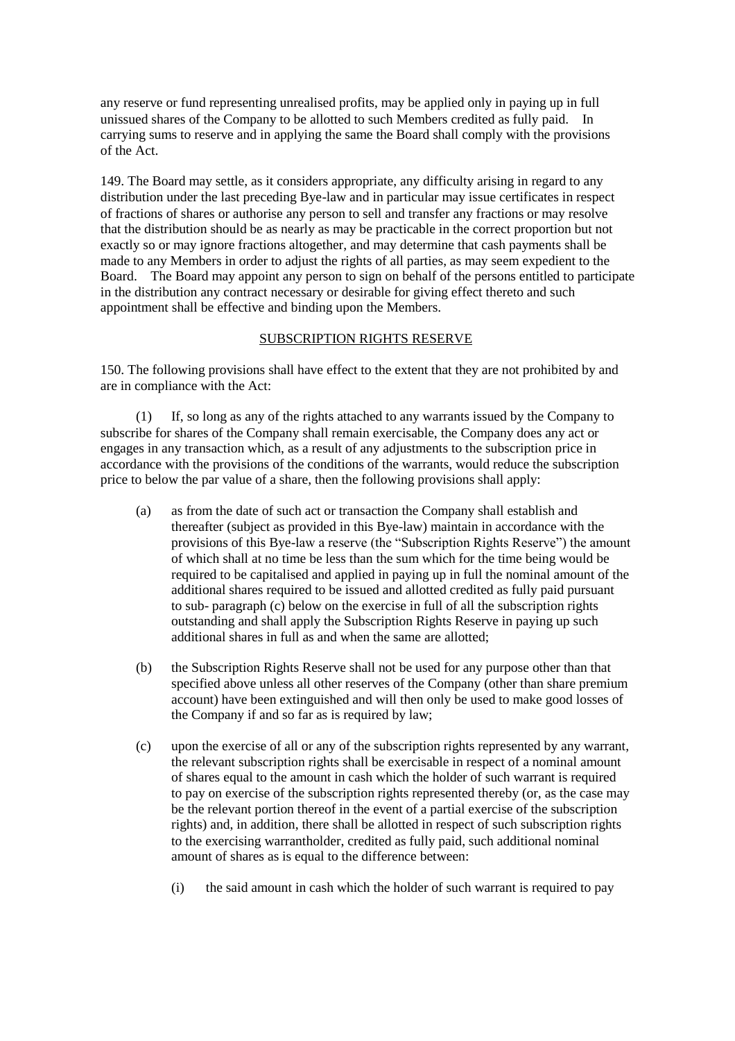any reserve or fund representing unrealised profits, may be applied only in paying up in full unissued shares of the Company to be allotted to such Members credited as fully paid. In carrying sums to reserve and in applying the same the Board shall comply with the provisions of the Act.

149. The Board may settle, as it considers appropriate, any difficulty arising in regard to any distribution under the last preceding Bye-law and in particular may issue certificates in respect of fractions of shares or authorise any person to sell and transfer any fractions or may resolve that the distribution should be as nearly as may be practicable in the correct proportion but not exactly so or may ignore fractions altogether, and may determine that cash payments shall be made to any Members in order to adjust the rights of all parties, as may seem expedient to the Board. The Board may appoint any person to sign on behalf of the persons entitled to participate in the distribution any contract necessary or desirable for giving effect thereto and such appointment shall be effective and binding upon the Members.

## SUBSCRIPTION RIGHTS RESERVE

150. The following provisions shall have effect to the extent that they are not prohibited by and are in compliance with the Act:

(1) If, so long as any of the rights attached to any warrants issued by the Company to subscribe for shares of the Company shall remain exercisable, the Company does any act or engages in any transaction which, as a result of any adjustments to the subscription price in accordance with the provisions of the conditions of the warrants, would reduce the subscription price to below the par value of a share, then the following provisions shall apply:

(a) as from the date of such act or transaction the Company shall establish and thereafter (subject as provided in this Bye-law) maintain in accordance with the provisions of this Bye-law a reserve (the "Subscription Rights Reserve") the amount of which shall at no time be less than the sum which for the time being would be required to be capitalised and applied in paying up in full the nominal amount of the additional shares required to be issued and allotted credited as fully paid pursuant to sub- paragraph (c) below on the exercise in full of all the subscription rights outstanding and shall apply the Subscription Rights Reserve in paying up such additional shares in full as and when the same are allotted;

(b) the Subscription Rights Reserve shall not be used for any purpose other than that specified above unless all other reserves of the Company (other than share premium account) have been extinguished and will then only be used to make good losses of the Company if and so far as is required by law;

(c) upon the exercise of all or any of the subscription rights represented by any warrant, the relevant subscription rights shall be exercisable in respect of a nominal amount of shares equal to the amount in cash which the holder of such warrant is required to pay on exercise of the subscription rights represented thereby (or, as the case may be the relevant portion thereof in the event of a partial exercise of the subscription rights) and, in addition, there shall be allotted in respect of such subscription rights to the exercising warrantholder, credited as fully paid, such additional nominal amount of shares as is equal to the difference between:

(i) the said amount in cash which the holder of such warrant is required to pay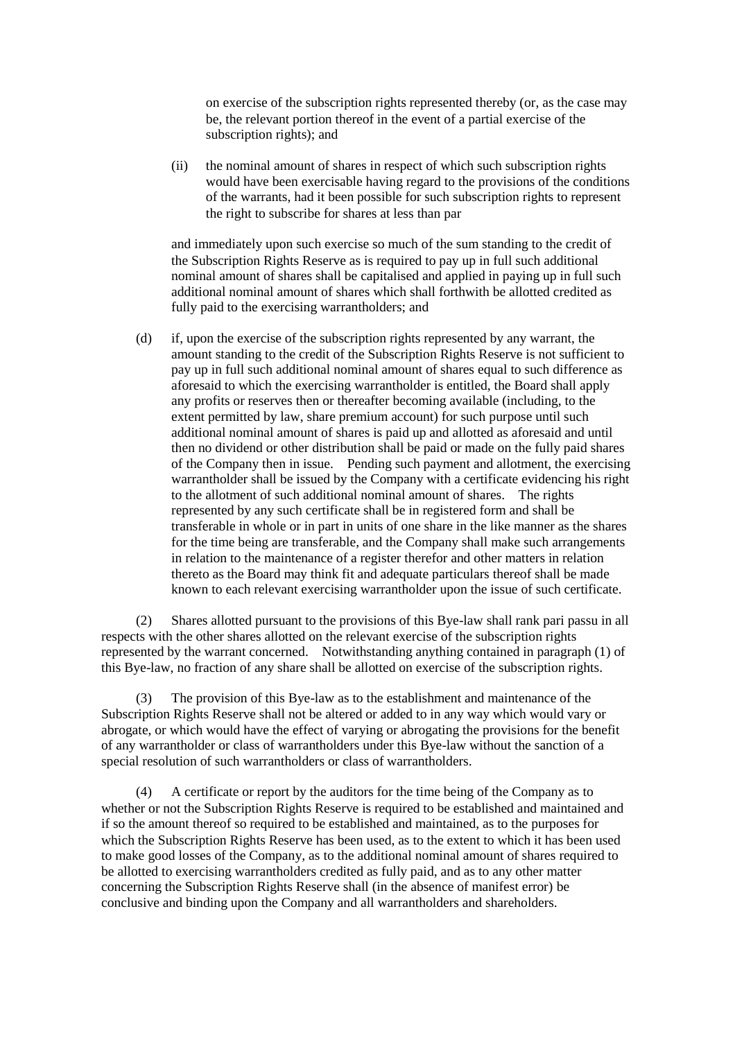on exercise of the subscription rights represented thereby (or, as the case may be, the relevant portion thereof in the event of a partial exercise of the subscription rights); and

(ii) the nominal amount of shares in respect of which such subscription rights would have been exercisable having regard to the provisions of the conditions of the warrants, had it been possible for such subscription rights to represent the right to subscribe for shares at less than par

and immediately upon such exercise so much of the sum standing to the credit of the Subscription Rights Reserve as is required to pay up in full such additional nominal amount of shares shall be capitalised and applied in paying up in full such additional nominal amount of shares which shall forthwith be allotted credited as fully paid to the exercising warrantholders; and

(d) if, upon the exercise of the subscription rights represented by any warrant, the amount standing to the credit of the Subscription Rights Reserve is not sufficient to pay up in full such additional nominal amount of shares equal to such difference as aforesaid to which the exercising warrantholder is entitled, the Board shall apply any profits or reserves then or thereafter becoming available (including, to the extent permitted by law, share premium account) for such purpose until such additional nominal amount of shares is paid up and allotted as aforesaid and until then no dividend or other distribution shall be paid or made on the fully paid shares of the Company then in issue. Pending such payment and allotment, the exercising warrantholder shall be issued by the Company with a certificate evidencing his right to the allotment of such additional nominal amount of shares. The rights represented by any such certificate shall be in registered form and shall be transferable in whole or in part in units of one share in the like manner as the shares for the time being are transferable, and the Company shall make such arrangements in relation to the maintenance of a register therefor and other matters in relation thereto as the Board may think fit and adequate particulars thereof shall be made known to each relevant exercising warrantholder upon the issue of such certificate.

(2) Shares allotted pursuant to the provisions of this Bye-law shall rank pari passu in all respects with the other shares allotted on the relevant exercise of the subscription rights represented by the warrant concerned. Notwithstanding anything contained in paragraph (1) of this Bye-law, no fraction of any share shall be allotted on exercise of the subscription rights.

(3) The provision of this Bye-law as to the establishment and maintenance of the Subscription Rights Reserve shall not be altered or added to in any way which would vary or abrogate, or which would have the effect of varying or abrogating the provisions for the benefit of any warrantholder or class of warrantholders under this Bye-law without the sanction of a special resolution of such warrantholders or class of warrantholders.

(4) A certificate or report by the auditors for the time being of the Company as to whether or not the Subscription Rights Reserve is required to be established and maintained and if so the amount thereof so required to be established and maintained, as to the purposes for which the Subscription Rights Reserve has been used, as to the extent to which it has been used to make good losses of the Company, as to the additional nominal amount of shares required to be allotted to exercising warrantholders credited as fully paid, and as to any other matter concerning the Subscription Rights Reserve shall (in the absence of manifest error) be conclusive and binding upon the Company and all warrantholders and shareholders.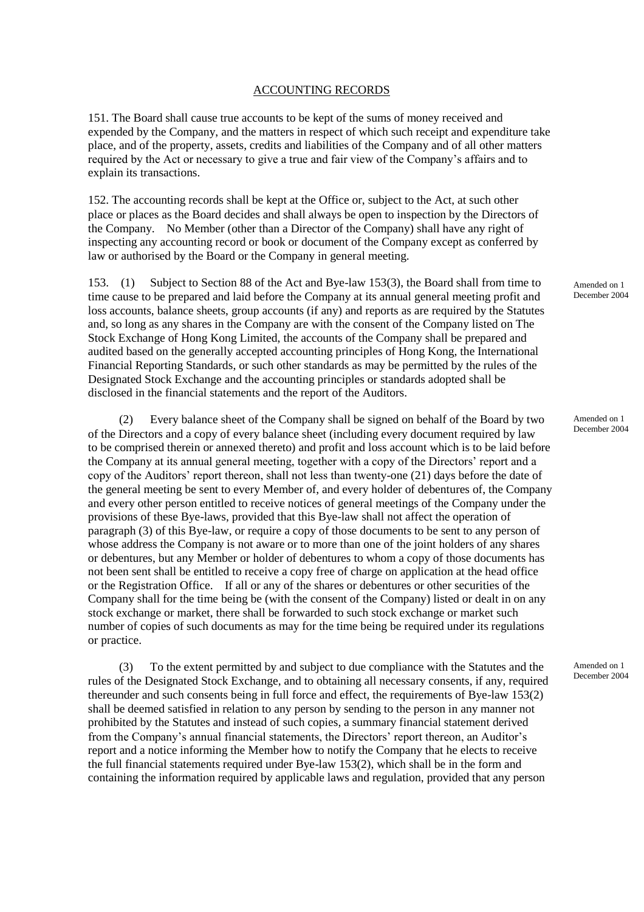## ACCOUNTING RECORDS

151. The Board shall cause true accounts to be kept of the sums of money received and expended by the Company, and the matters in respect of which such receipt and expenditure take place, and of the property, assets, credits and liabilities of the Company and of all other matters required by the Act or necessary to give a true and fair view of the Company's affairs and to explain its transactions.

152. The accounting records shall be kept at the Office or, subject to the Act, at such other place or places as the Board decides and shall always be open to inspection by the Directors of the Company. No Member (other than a Director of the Company) shall have any right of inspecting any accounting record or book or document of the Company except as conferred by law or authorised by the Board or the Company in general meeting.

153. (1) Subject to Section 88 of the Act and Bye-law 153(3), the Board shall from time to time cause to be prepared and laid before the Company at its annual general meeting profit and loss accounts, balance sheets, group accounts (if any) and reports as are required by the Statutes and, so long as any shares in the Company are with the consent of the Company listed on The Stock Exchange of Hong Kong Limited, the accounts of the Company shall be prepared and audited based on the generally accepted accounting principles of Hong Kong, the International Financial Reporting Standards, or such other standards as may be permitted by the rules of the Designated Stock Exchange and the accounting principles or standards adopted shall be disclosed in the financial statements and the report of the Auditors.

Amended on 1 December 2004

(2) Every balance sheet of the Company shall be signed on behalf of the Board by two of the Directors and a copy of every balance sheet (including every document required by law to be comprised therein or annexed thereto) and profit and loss account which is to be laid before the Company at its annual general meeting, together with a copy of the Directors' report and a copy of the Auditors' report thereon, shall not less than twenty-one (21) days before the date of the general meeting be sent to every Member of, and every holder of debentures of, the Company and every other person entitled to receive notices of general meetings of the Company under the provisions of these Bye-laws, provided that this Bye-law shall not affect the operation of paragraph (3) of this Bye-law, or require a copy of those documents to be sent to any person of whose address the Company is not aware or to more than one of the joint holders of any shares or debentures, but any Member or holder of debentures to whom a copy of those documents has not been sent shall be entitled to receive a copy free of charge on application at the head office or the Registration Office. If all or any of the shares or debentures or other securities of the Company shall for the time being be (with the consent of the Company) listed or dealt in on any stock exchange or market, there shall be forwarded to such stock exchange or market such number of copies of such documents as may for the time being be required under its regulations or practice.

Amended on 1 December 2004

(3) To the extent permitted by and subject to due compliance with the Statutes and the rules of the Designated Stock Exchange, and to obtaining all necessary consents, if any, required thereunder and such consents being in full force and effect, the requirements of Bye-law 153(2) shall be deemed satisfied in relation to any person by sending to the person in any manner not prohibited by the Statutes and instead of such copies, a summary financial statement derived from the Company's annual financial statements, the Directors' report thereon, an Auditor's report and a notice informing the Member how to notify the Company that he elects to receive the full financial statements required under Bye-law 153(2), which shall be in the form and containing the information required by applicable laws and regulation, provided that any person

Amended on 1 December 2004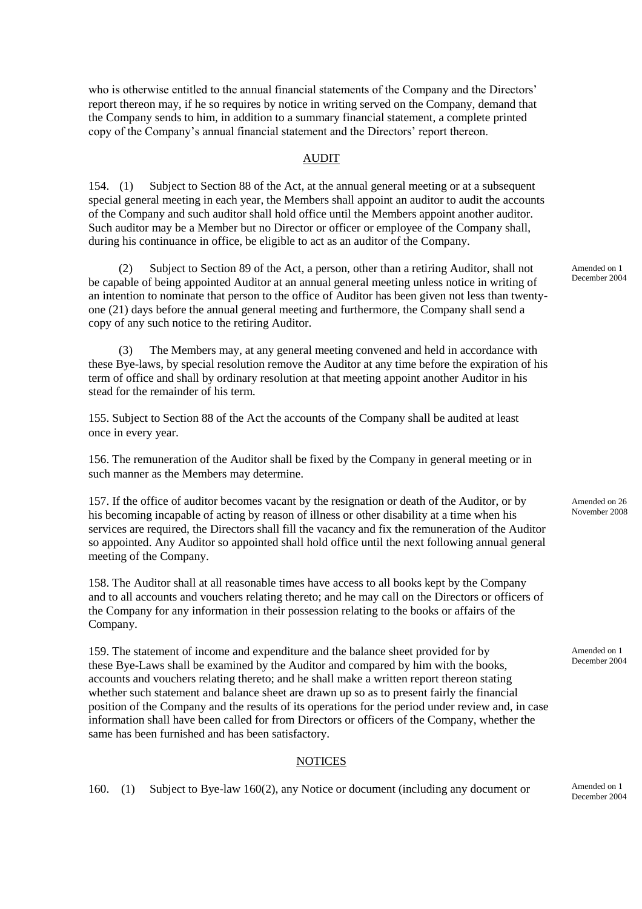who is otherwise entitled to the annual financial statements of the Company and the Directors' report thereon may, if he so requires by notice in writing served on the Company, demand that the Company sends to him, in addition to a summary financial statement, a complete printed copy of the Company's annual financial statement and the Directors' report thereon.

## AUDIT

154. (1) Subject to Section 88 of the Act, at the annual general meeting or at a subsequent special general meeting in each year, the Members shall appoint an auditor to audit the accounts of the Company and such auditor shall hold office until the Members appoint another auditor. Such auditor may be a Member but no Director or officer or employee of the Company shall, during his continuance in office, be eligible to act as an auditor of the Company.

(2) Subject to Section 89 of the Act, a person, other than a retiring Auditor, shall not be capable of being appointed Auditor at an annual general meeting unless notice in writing of an intention to nominate that person to the office of Auditor has been given not less than twenty-one (21) days before the annual general meeting and furthermore, the Company shall send a copy of any such notice to the retiring Auditor.

Amended on 1 December 2004

(3) The Members may, at any general meeting convened and held in accordance with these Bye-laws, by special resolution remove the Auditor at any time before the expiration of his term of office and shall by ordinary resolution at that meeting appoint another Auditor in his stead for the remainder of his term.

155. Subject to Section 88 of the Act the accounts of the Company shall be audited at least once in every year.

156. The remuneration of the Auditor shall be fixed by the Company in general meeting or in such manner as the Members may determine.

157. If the office of auditor becomes vacant by the resignation or death of the Auditor, or by his becoming incapable of acting by reason of illness or other disability at a time when his services are required, the Directors shall fill the vacancy and fix the remuneration of the Auditor so appointed. Any Auditor so appointed shall hold office until the next following annual general meeting of the Company.

Amended on 26 November 2008

158. The Auditor shall at all reasonable times have access to all books kept by the Company and to all accounts and vouchers relating thereto; and he may call on the Directors or officers of the Company for any information in their possession relating to the books or affairs of the Company.

159. The statement of income and expenditure and the balance sheet provided for by these Bye-Laws shall be examined by the Auditor and compared by him with the books, accounts and vouchers relating thereto; and he shall make a written report thereon stating whether such statement and balance sheet are drawn up so as to present fairly the financial position of the Company and the results of its operations for the period under review and, in case information shall have been called for from Directors or officers of the Company, whether the same has been furnished and has been satisfactory.

Amended on 1 December 2004

## NOTICES

160. (1) Subject to Bye-law 160(2), any Notice or document (including any document or

Amended on 1 December 2004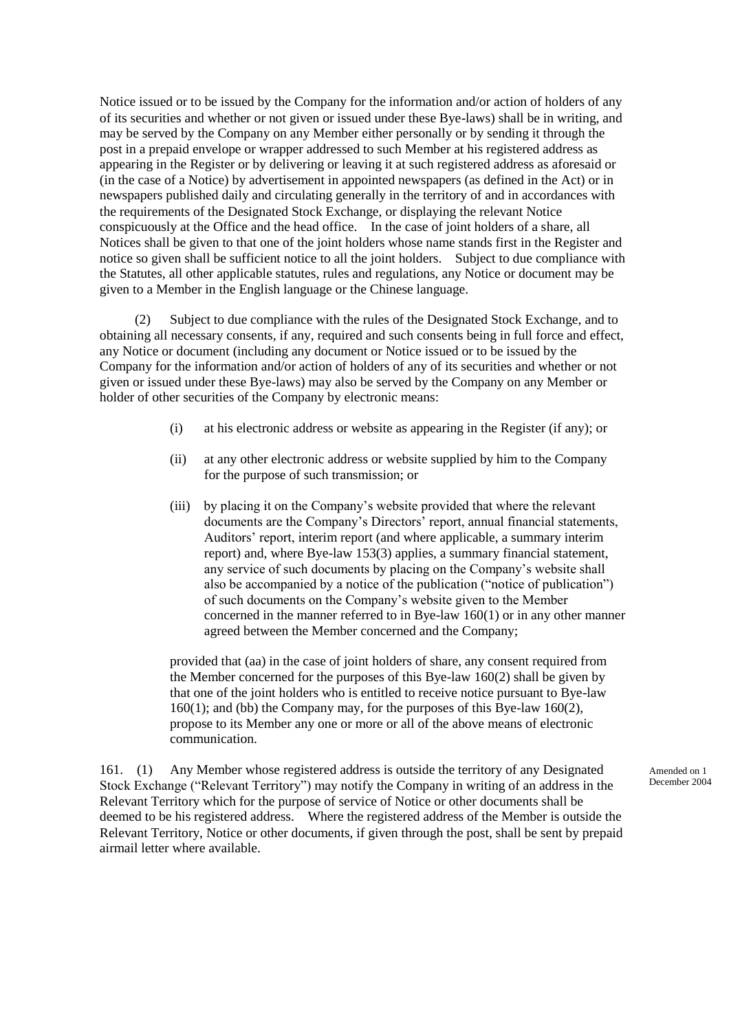Notice issued or to be issued by the Company for the information and/or action of holders of any of its securities and whether or not given or issued under these Bye-laws) shall be in writing, and may be served by the Company on any Member either personally or by sending it through the post in a prepaid envelope or wrapper addressed to such Member at his registered address as appearing in the Register or by delivering or leaving it at such registered address as aforesaid or (in the case of a Notice) by advertisement in appointed newspapers (as defined in the Act) or in newspapers published daily and circulating generally in the territory of and in accordances with the requirements of the Designated Stock Exchange, or displaying the relevant Notice conspicuously at the Office and the head office. In the case of joint holders of a share, all Notices shall be given to that one of the joint holders whose name stands first in the Register and notice so given shall be sufficient notice to all the joint holders. Subject to due compliance with the Statutes, all other applicable statutes, rules and regulations, any Notice or document may be given to a Member in the English language or the Chinese language.

(2) Subject to due compliance with the rules of the Designated Stock Exchange, and to obtaining all necessary consents, if any, required and such consents being in full force and effect, any Notice or document (including any document or Notice issued or to be issued by the Company for the information and/or action of holders of any of its securities and whether or not given or issued under these Bye-laws) may also be served by the Company on any Member or holder of other securities of the Company by electronic means:

(i) at his electronic address or website as appearing in the Register (if any); or

(ii) at any other electronic address or website supplied by him to the Company for the purpose of such transmission; or

(iii) by placing it on the Company's website provided that where the relevant documents are the Company's Directors' report, annual financial statements, Auditors' report, interim report (and where applicable, a summary interim report) and, where Bye-law 153(3) applies, a summary financial statement, any service of such documents by placing on the Company's website shall also be accompanied by a notice of the publication ("notice of publication") of such documents on the Company's website given to the Member concerned in the manner referred to in Bye-law 160(1) or in any other manner agreed between the Member concerned and the Company;

provided that (aa) in the case of joint holders of share, any consent required from the Member concerned for the purposes of this Bye-law 160(2) shall be given by that one of the joint holders who is entitled to receive notice pursuant to Bye-law 160(1); and (bb) the Company may, for the purposes of this Bye-law 160(2), propose to its Member any one or more or all of the above means of electronic communication.

161. (1) Any Member whose registered address is outside the territory of any Designated Stock Exchange ("Relevant Territory") may notify the Company in writing of an address in the Relevant Territory which for the purpose of service of Notice or other documents shall be deemed to be his registered address. Where the registered address of the Member is outside the Relevant Territory, Notice or other documents, if given through the post, shall be sent by prepaid airmail letter where available.

Amended on 1 December 2004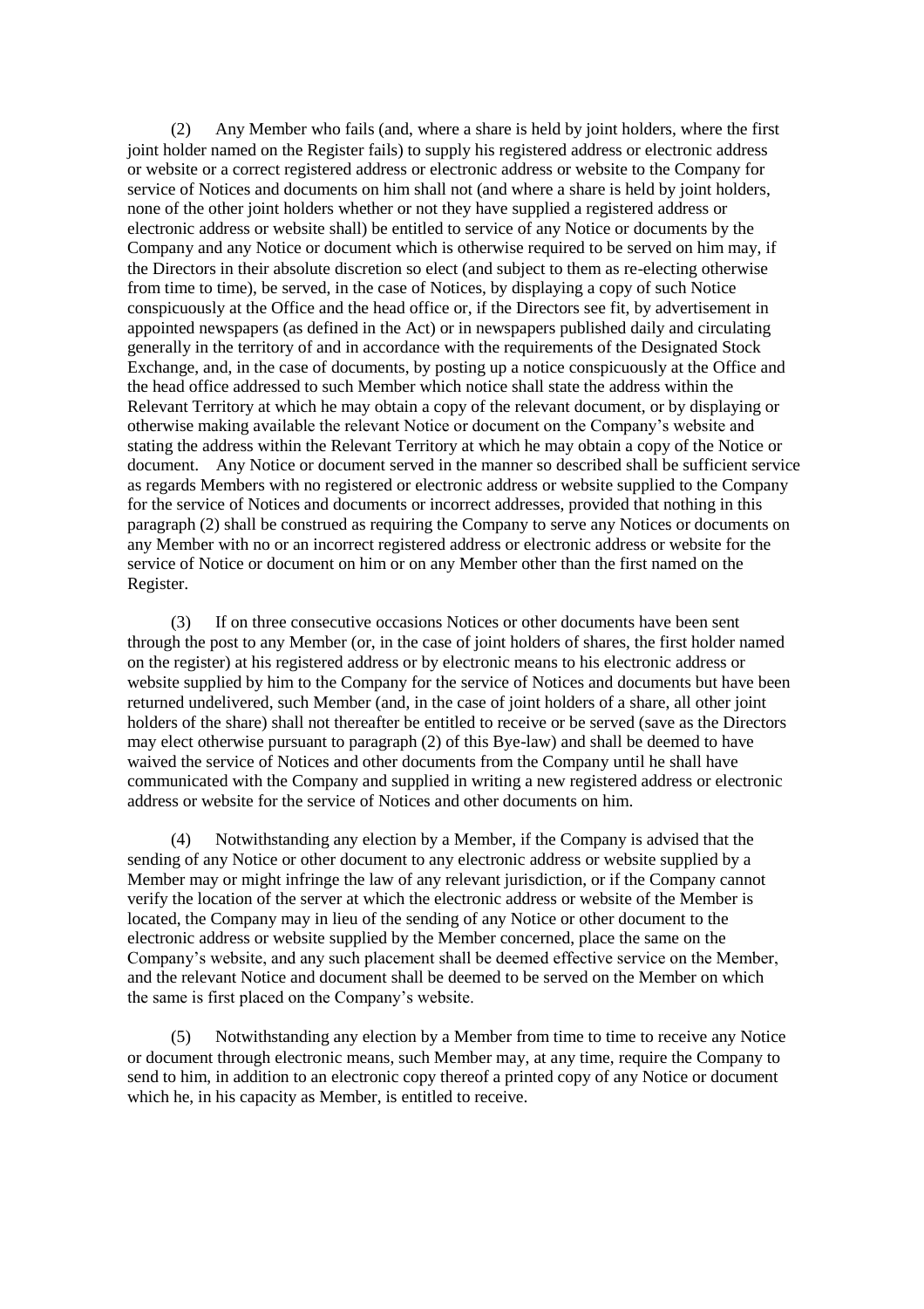(2) Any Member who fails (and, where a share is held by joint holders, where the first joint holder named on the Register fails) to supply his registered address or electronic address or website or a correct registered address or electronic address or website to the Company for service of Notices and documents on him shall not (and where a share is held by joint holders, none of the other joint holders whether or not they have supplied a registered address or electronic address or website shall) be entitled to service of any Notice or documents by the Company and any Notice or document which is otherwise required to be served on him may, if the Directors in their absolute discretion so elect (and subject to them as re-electing otherwise from time to time), be served, in the case of Notices, by displaying a copy of such Notice conspicuously at the Office and the head office or, if the Directors see fit, by advertisement in appointed newspapers (as defined in the Act) or in newspapers published daily and circulating generally in the territory of and in accordance with the requirements of the Designated Stock Exchange, and, in the case of documents, by posting up a notice conspicuously at the Office and the head office addressed to such Member which notice shall state the address within the Relevant Territory at which he may obtain a copy of the relevant document, or by displaying or otherwise making available the relevant Notice or document on the Company's website and stating the address within the Relevant Territory at which he may obtain a copy of the Notice or document. Any Notice or document served in the manner so described shall be sufficient service as regards Members with no registered or electronic address or website supplied to the Company for the service of Notices and documents or incorrect addresses, provided that nothing in this paragraph (2) shall be construed as requiring the Company to serve any Notices or documents on any Member with no or an incorrect registered address or electronic address or website for the service of Notice or document on him or on any Member other than the first named on the Register.

(3) If on three consecutive occasions Notices or other documents have been sent through the post to any Member (or, in the case of joint holders of shares, the first holder named on the register) at his registered address or by electronic means to his electronic address or website supplied by him to the Company for the service of Notices and documents but have been returned undelivered, such Member (and, in the case of joint holders of a share, all other joint holders of the share) shall not thereafter be entitled to receive or be served (save as the Directors may elect otherwise pursuant to paragraph (2) of this Bye-law) and shall be deemed to have waived the service of Notices and other documents from the Company until he shall have communicated with the Company and supplied in writing a new registered address or electronic address or website for the service of Notices and other documents on him.

(4) Notwithstanding any election by a Member, if the Company is advised that the sending of any Notice or other document to any electronic address or website supplied by a Member may or might infringe the law of any relevant jurisdiction, or if the Company cannot verify the location of the server at which the electronic address or website of the Member is located, the Company may in lieu of the sending of any Notice or other document to the electronic address or website supplied by the Member concerned, place the same on the Company's website, and any such placement shall be deemed effective service on the Member, and the relevant Notice and document shall be deemed to be served on the Member on which the same is first placed on the Company's website.

(5) Notwithstanding any election by a Member from time to time to receive any Notice or document through electronic means, such Member may, at any time, require the Company to send to him, in addition to an electronic copy thereof a printed copy of any Notice or document which he, in his capacity as Member, is entitled to receive.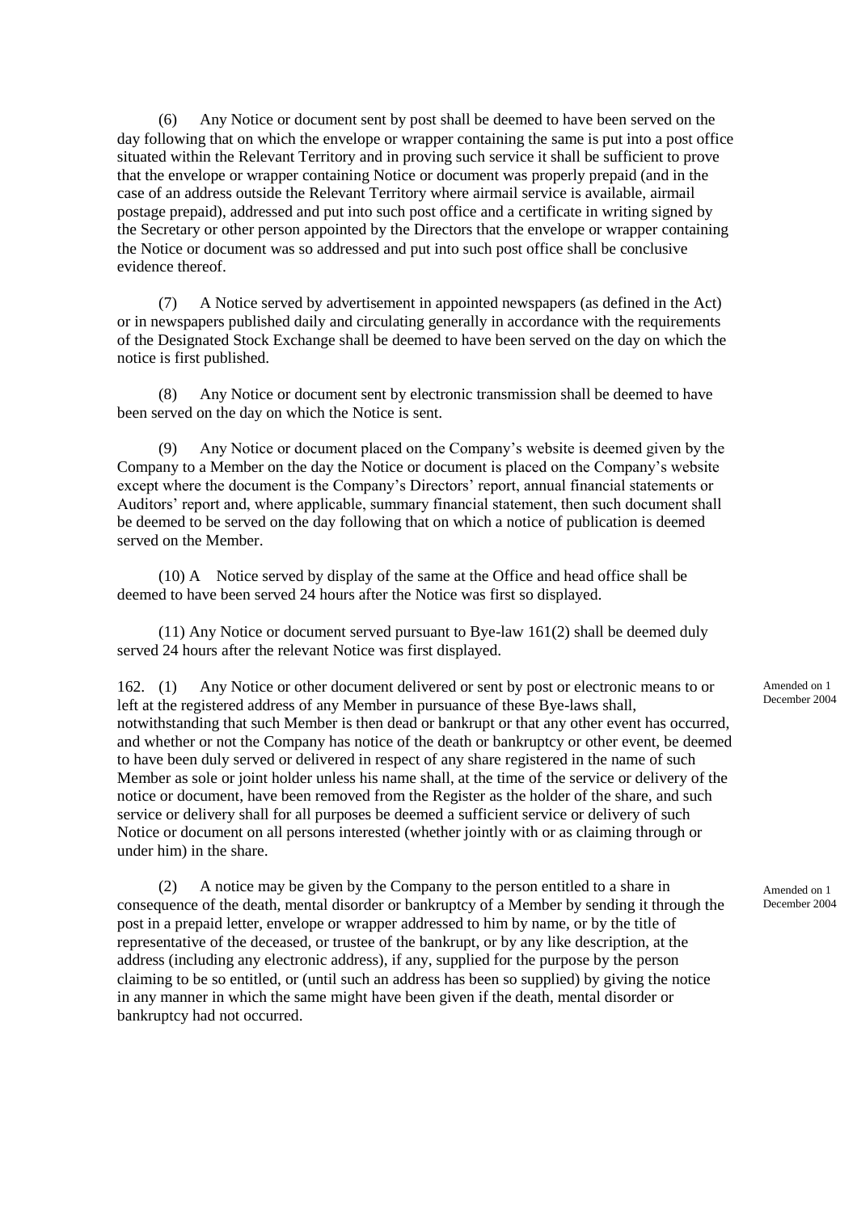(6) Any Notice or document sent by post shall be deemed to have been served on the day following that on which the envelope or wrapper containing the same is put into a post office situated within the Relevant Territory and in proving such service it shall be sufficient to prove that the envelope or wrapper containing Notice or document was properly prepaid (and in the case of an address outside the Relevant Territory where airmail service is available, airmail postage prepaid), addressed and put into such post office and a certificate in writing signed by the Secretary or other person appointed by the Directors that the envelope or wrapper containing the Notice or document was so addressed and put into such post office shall be conclusive evidence thereof.

(7) A Notice served by advertisement in appointed newspapers (as defined in the Act) or in newspapers published daily and circulating generally in accordance with the requirements of the Designated Stock Exchange shall be deemed to have been served on the day on which the notice is first published.

(8) Any Notice or document sent by electronic transmission shall be deemed to have been served on the day on which the Notice is sent.

(9) Any Notice or document placed on the Company's website is deemed given by the Company to a Member on the day the Notice or document is placed on the Company's website except where the document is the Company's Directors' report, annual financial statements or Auditors' report and, where applicable, summary financial statement, then such document shall be deemed to be served on the day following that on which a notice of publication is deemed served on the Member.

(10) A Notice served by display of the same at the Office and head office shall be deemed to have been served 24 hours after the Notice was first so displayed.

(11) Any Notice or document served pursuant to Bye-law 161(2) shall be deemed duly served 24 hours after the relevant Notice was first displayed.

162. (1) Any Notice or other document delivered or sent by post or electronic means to or left at the registered address of any Member in pursuance of these Bye-laws shall, notwithstanding that such Member is then dead or bankrupt or that any other event has occurred, and whether or not the Company has notice of the death or bankruptcy or other event, be deemed to have been duly served or delivered in respect of any share registered in the name of such Member as sole or joint holder unless his name shall, at the time of the service or delivery of the notice or document, have been removed from the Register as the holder of the share, and such service or delivery shall for all purposes be deemed a sufficient service or delivery of such Notice or document on all persons interested (whether jointly with or as claiming through or under him) in the share.

Amended on 1 December 2004

(2) A notice may be given by the Company to the person entitled to a share in consequence of the death, mental disorder or bankruptcy of a Member by sending it through the post in a prepaid letter, envelope or wrapper addressed to him by name, or by the title of representative of the deceased, or trustee of the bankrupt, or by any like description, at the address (including any electronic address), if any, supplied for the purpose by the person claiming to be so entitled, or (until such an address has been so supplied) by giving the notice in any manner in which the same might have been given if the death, mental disorder or bankruptcy had not occurred.

Amended on 1 December 2004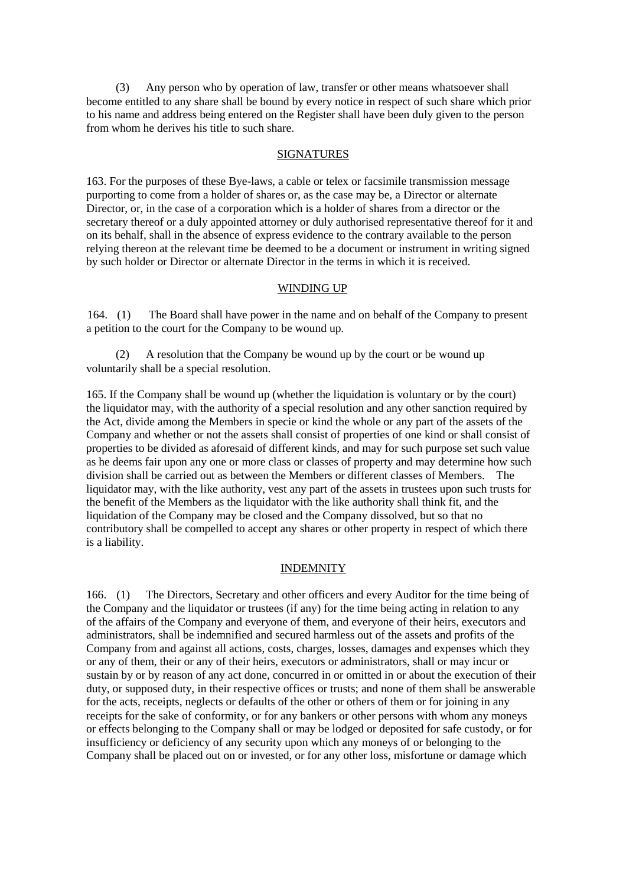(3) Any person who by operation of law, transfer or other means whatsoever shall become entitled to any share shall be bound by every notice in respect of such share which prior to his name and address being entered on the Register shall have been duly given to the person from whom he derives his title to such share.

## SIGNATURES

163. For the purposes of these Bye-laws, a cable or telex or facsimile transmission message purporting to come from a holder of shares or, as the case may be, a Director or alternate Director, or, in the case of a corporation which is a holder of shares from a director or the secretary thereof or a duly appointed attorney or duly authorised representative thereof for it and on its behalf, shall in the absence of express evidence to the contrary available to the person relying thereon at the relevant time be deemed to be a document or instrument in writing signed by such holder or Director or alternate Director in the terms in which it is received.

## WINDING UP

164. (1) The Board shall have power in the name and on behalf of the Company to present a petition to the court for the Company to be wound up.

(2) A resolution that the Company be wound up by the court or be wound up voluntarily shall be a special resolution.

165. If the Company shall be wound up (whether the liquidation is voluntary or by the court) the liquidator may, with the authority of a special resolution and any other sanction required by the Act, divide among the Members in specie or kind the whole or any part of the assets of the Company and whether or not the assets shall consist of properties of one kind or shall consist of properties to be divided as aforesaid of different kinds, and may for such purpose set such value as he deems fair upon any one or more class or classes of property and may determine how such division shall be carried out as between the Members or different classes of Members. The liquidator may, with the like authority, vest any part of the assets in trustees upon such trusts for the benefit of the Members as the liquidator with the like authority shall think fit, and the liquidation of the Company may be closed and the Company dissolved, but so that no contributory shall be compelled to accept any shares or other property in respect of which there is a liability.

## INDEMNITY

166. (1) The Directors, Secretary and other officers and every Auditor for the time being of the Company and the liquidator or trustees (if any) for the time being acting in relation to any of the affairs of the Company and everyone of them, and everyone of their heirs, executors and administrators, shall be indemnified and secured harmless out of the assets and profits of the Company from and against all actions, costs, charges, losses, damages and expenses which they or any of them, their or any of their heirs, executors or administrators, shall or may incur or sustain by or by reason of any act done, concurred in or omitted in or about the execution of their duty, or supposed duty, in their respective offices or trusts; and none of them shall be answerable for the acts, receipts, neglects or defaults of the other or others of them or for joining in any receipts for the sake of conformity, or for any bankers or other persons with whom any moneys or effects belonging to the Company shall or may be lodged or deposited for safe custody, or for insufficiency or deficiency of any security upon which any moneys of or belonging to the Company shall be placed out on or invested, or for any other loss, misfortune or damage which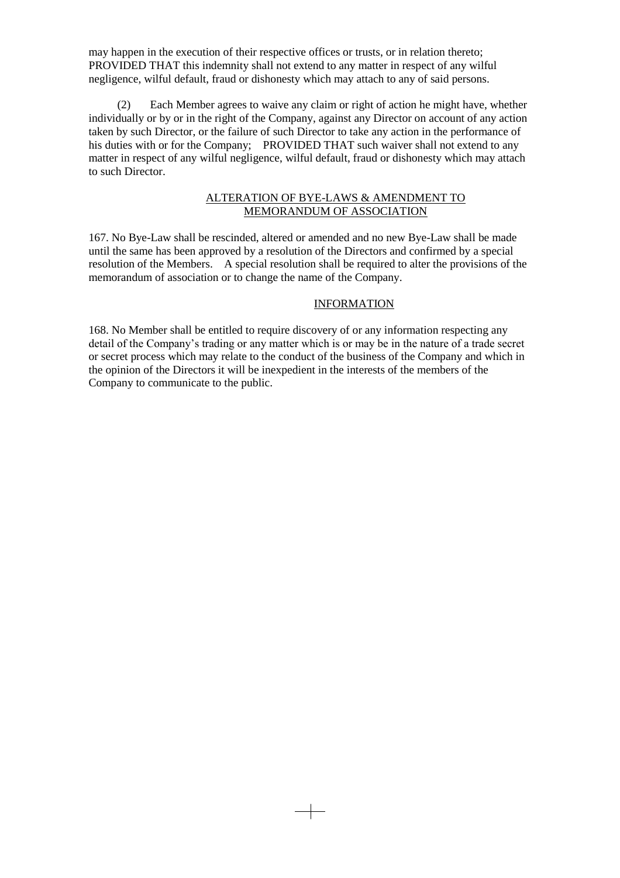may happen in the execution of their respective offices or trusts, or in relation thereto; PROVIDED THAT this indemnity shall not extend to any matter in respect of any wilful negligence, wilful default, fraud or dishonesty which may attach to any of said persons.

(2) Each Member agrees to waive any claim or right of action he might have, whether individually or by or in the right of the Company, against any Director on account of any action taken by such Director, or the failure of such Director to take any action in the performance of his duties with or for the Company; PROVIDED THAT such waiver shall not extend to any matter in respect of any wilful negligence, wilful default, fraud or dishonesty which may attach to such Director.

## ALTERATION OF BYE-LAWS & AMENDMENT TO MEMORANDUM OF ASSOCIATION

167. No Bye-Law shall be rescinded, altered or amended and no new Bye-Law shall be made until the same has been approved by a resolution of the Directors and confirmed by a special resolution of the Members. A special resolution shall be required to alter the provisions of the memorandum of association or to change the name of the Company.

## INFORMATION

168. No Member shall be entitled to require discovery of or any information respecting any detail of the Company's trading or any matter which is or may be in the nature of a trade secret or secret process which may relate to the conduct of the business of the Company and which in the opinion of the Directors it will be inexpedient in the interests of the members of the Company to communicate to the public.